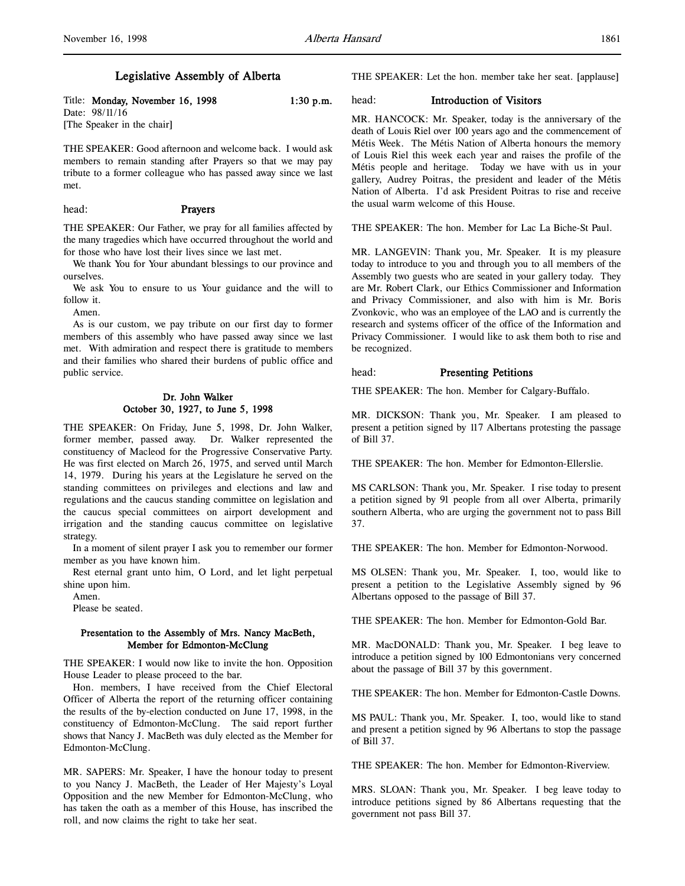# Legislative Assembly of Alberta

Title: **Monday, November 16, 1998** 1:30 p.m.
Date: 98/11/16
[The Speaker in the chair]

THE SPEAKER: Good afternoon and welcome back. I would ask members to remain standing after Prayers so that we may pay tribute to a former colleague who has passed away since we last met.

head: **Prayers**

THE SPEAKER: Our Father, we pray for all families affected by the many tragedies which have occurred throughout the world and for those who have lost their lives since we last met.

We thank You for Your abundant blessings to our province and ourselves.

We ask You to ensure to us Your guidance and the will to follow it.

Amen.

As is our custom, we pay tribute on our first day to former members of this assembly who have passed away since we last met. With admiration and respect there is gratitude to members and their families who shared their burdens of public office and public service.

### Dr. John Walker
### October 30, 1927, to June 5, 1998

THE SPEAKER: On Friday, June 5, 1998, Dr. John Walker, former member, passed away. Dr. Walker represented the constituency of Macleod for the Progressive Conservative Party. He was first elected on March 26, 1975, and served until March 14, 1979. During his years at the Legislature he served on the standing committees on privileges and elections and law and regulations and the caucus standing committee on legislation and the caucus special committees on airport development and irrigation and the standing caucus committee on legislative strategy.

In a moment of silent prayer I ask you to remember our former member as you have known him.

Rest eternal grant unto him, O Lord, and let light perpetual shine upon him.

Amen.

Please be seated.

### Presentation to the Assembly of Mrs. Nancy MacBeth, Member for Edmonton-McClung

THE SPEAKER: I would now like to invite the hon. Opposition House Leader to please proceed to the bar.

Hon. members, I have received from the Chief Electoral Officer of Alberta the report of the returning officer containing the results of the by-election conducted on June 17, 1998, in the constituency of Edmonton-McClung. The said report further shows that Nancy J. MacBeth was duly elected as the Member for Edmonton-McClung.

MR. SAPERS: Mr. Speaker, I have the honour today to present to you Nancy J. MacBeth, the Leader of Her Majesty's Loyal Opposition and the new Member for Edmonton-McClung, who has taken the oath as a member of this House, has inscribed the roll, and now claims the right to take her seat.

THE SPEAKER: Let the hon. member take her seat. [applause]

head: **Introduction of Visitors**

MR. HANCOCK: Mr. Speaker, today is the anniversary of the death of Louis Riel over 100 years ago and the commencement of Métis Week. The Métis Nation of Alberta honours the memory of Louis Riel this week each year and raises the profile of the Métis people and heritage. Today we have with us in your gallery, Audrey Poitras, the president and leader of the Métis Nation of Alberta. I'd ask President Poitras to rise and receive the usual warm welcome of this House.

THE SPEAKER: The hon. Member for Lac La Biche-St Paul.

MR. LANGEVIN: Thank you, Mr. Speaker. It is my pleasure today to introduce to you and through you to all members of the Assembly two guests who are seated in your gallery today. They are Mr. Robert Clark, our Ethics Commissioner and Information and Privacy Commissioner, and also with him is Mr. Boris Zvonkovic, who was an employee of the LAO and is currently the research and systems officer of the office of the Information and Privacy Commissioner. I would like to ask them both to rise and be recognized.

head: **Presenting Petitions**

THE SPEAKER: The hon. Member for Calgary-Buffalo.

MR. DICKSON: Thank you, Mr. Speaker. I am pleased to present a petition signed by 117 Albertans protesting the passage of Bill 37.

THE SPEAKER: The hon. Member for Edmonton-Ellerslie.

MS CARLSON: Thank you, Mr. Speaker. I rise today to present a petition signed by 91 people from all over Alberta, primarily southern Alberta, who are urging the government not to pass Bill 37.

THE SPEAKER: The hon. Member for Edmonton-Norwood.

MS OLSEN: Thank you, Mr. Speaker. I, too, would like to present a petition to the Legislative Assembly signed by 96 Albertans opposed to the passage of Bill 37.

THE SPEAKER: The hon. Member for Edmonton-Gold Bar.

MR. MacDONALD: Thank you, Mr. Speaker. I beg leave to introduce a petition signed by 100 Edmontonians very concerned about the passage of Bill 37 by this government.

THE SPEAKER: The hon. Member for Edmonton-Castle Downs.

MS PAUL: Thank you, Mr. Speaker. I, too, would like to stand and present a petition signed by 96 Albertans to stop the passage of Bill 37.

THE SPEAKER: The hon. Member for Edmonton-Riverview.

MRS. SLOAN: Thank you, Mr. Speaker. I beg leave today to introduce petitions signed by 86 Albertans requesting that the government not pass Bill 37.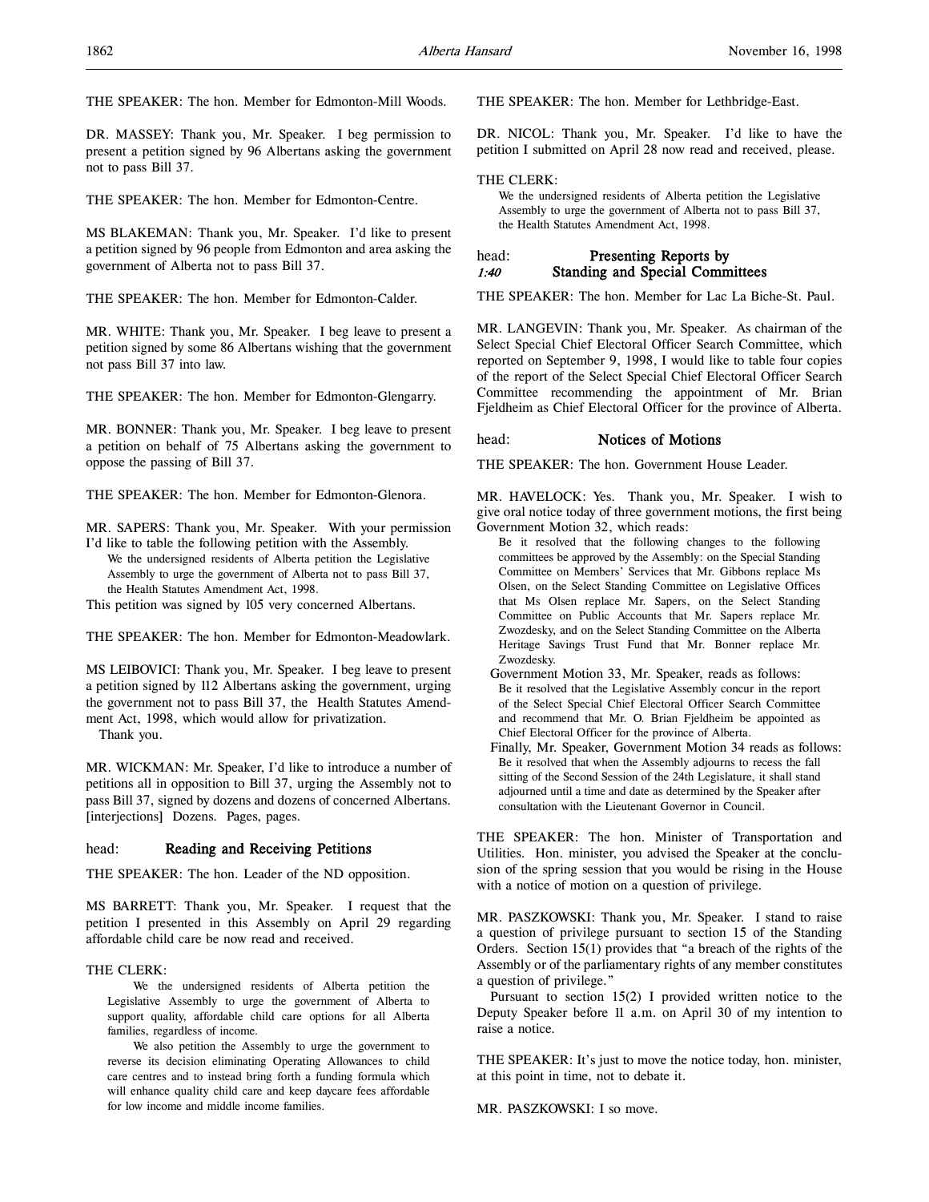THE SPEAKER: The hon. Member for Edmonton-Mill Woods.

DR. MASSEY: Thank you, Mr. Speaker. I beg permission to present a petition signed by 96 Albertans asking the government not to pass Bill 37.

THE SPEAKER: The hon. Member for Edmonton-Centre.

MS BLAKEMAN: Thank you, Mr. Speaker. I'd like to present a petition signed by 96 people from Edmonton and area asking the government of Alberta not to pass Bill 37.

THE SPEAKER: The hon. Member for Edmonton-Calder.

MR. WHITE: Thank you, Mr. Speaker. I beg leave to present a petition signed by some 86 Albertans wishing that the government not pass Bill 37 into law.

THE SPEAKER: The hon. Member for Edmonton-Glengarry.

MR. BONNER: Thank you, Mr. Speaker. I beg leave to present a petition on behalf of 75 Albertans asking the government to oppose the passing of Bill 37.

THE SPEAKER: The hon. Member for Edmonton-Glenora.

MR. SAPERS: Thank you, Mr. Speaker. With your permission I'd like to table the following petition with the Assembly.

> We the undersigned residents of Alberta petition the Legislative Assembly to urge the government of Alberta not to pass Bill 37, the Health Statutes Amendment Act, 1998.

This petition was signed by 105 very concerned Albertans.

THE SPEAKER: The hon. Member for Edmonton-Meadowlark.

MS LEIBOVICI: Thank you, Mr. Speaker. I beg leave to present a petition signed by 112 Albertans asking the government, urging the government not to pass Bill 37, the Health Statutes Amendment Act, 1998, which would allow for privatization.

Thank you.

MR. WICKMAN: Mr. Speaker, I'd like to introduce a number of petitions all in opposition to Bill 37, urging the Assembly not to pass Bill 37, signed by dozens and dozens of concerned Albertans. [interjections] Dozens. Pages, pages.

## head: Reading and Receiving Petitions

THE SPEAKER: The hon. Leader of the ND opposition.

MS BARRETT: Thank you, Mr. Speaker. I request that the petition I presented in this Assembly on April 29 regarding affordable child care be now read and received.

THE CLERK:

> We the undersigned residents of Alberta petition the Legislative Assembly to urge the government of Alberta to support quality, affordable child care options for all Alberta families, regardless of income.
>
> We also petition the Assembly to urge the government to reverse its decision eliminating Operating Allowances to child care centres and to instead bring forth a funding formula which will enhance quality child care and keep daycare fees affordable for low income and middle income families.

THE SPEAKER: The hon. Member for Lethbridge-East.

DR. NICOL: Thank you, Mr. Speaker. I'd like to have the petition I submitted on April 28 now read and received, please.

THE CLERK:

> We the undersigned residents of Alberta petition the Legislative Assembly to urge the government of Alberta not to pass Bill 37, the Health Statutes Amendment Act, 1998.

## head: Presenting Reports by Standing and Special Committees

*1:40*

THE SPEAKER: The hon. Member for Lac La Biche-St. Paul.

MR. LANGEVIN: Thank you, Mr. Speaker. As chairman of the Select Special Chief Electoral Officer Search Committee, which reported on September 9, 1998, I would like to table four copies of the report of the Select Special Chief Electoral Officer Search Committee recommending the appointment of Mr. Brian Fjeldheim as Chief Electoral Officer for the province of Alberta.

## head: Notices of Motions

THE SPEAKER: The hon. Government House Leader.

MR. HAVELOCK: Yes. Thank you, Mr. Speaker. I wish to give oral notice today of three government motions, the first being Government Motion 32, which reads:

> Be it resolved that the following changes to the following committees be approved by the Assembly: on the Special Standing Committee on Members' Services that Mr. Gibbons replace Ms Olsen, on the Select Standing Committee on Legislative Offices that Ms Olsen replace Mr. Sapers, on the Select Standing Committee on Public Accounts that Mr. Sapers replace Mr. Zwozdesky, and on the Select Standing Committee on the Alberta Heritage Savings Trust Fund that Mr. Bonner replace Mr. Zwozdesky.

Government Motion 33, Mr. Speaker, reads as follows:

> Be it resolved that the Legislative Assembly concur in the report of the Select Special Chief Electoral Officer Search Committee and recommend that Mr. O. Brian Fjeldheim be appointed as Chief Electoral Officer for the province of Alberta.

Finally, Mr. Speaker, Government Motion 34 reads as follows:

> Be it resolved that when the Assembly adjourns to recess the fall sitting of the Second Session of the 24th Legislature, it shall stand adjourned until a time and date as determined by the Speaker after consultation with the Lieutenant Governor in Council.

THE SPEAKER: The hon. Minister of Transportation and Utilities. Hon. minister, you advised the Speaker at the conclusion of the spring session that you would be rising in the House with a notice of motion on a question of privilege.

MR. PASZKOWSKI: Thank you, Mr. Speaker. I stand to raise a question of privilege pursuant to section 15 of the Standing Orders. Section 15(1) provides that "a breach of the rights of the Assembly or of the parliamentary rights of any member constitutes a question of privilege."

Pursuant to section 15(2) I provided written notice to the Deputy Speaker before 11 a.m. on April 30 of my intention to raise a notice.

THE SPEAKER: It's just to move the notice today, hon. minister, at this point in time, not to debate it.

MR. PASZKOWSKI: I so move.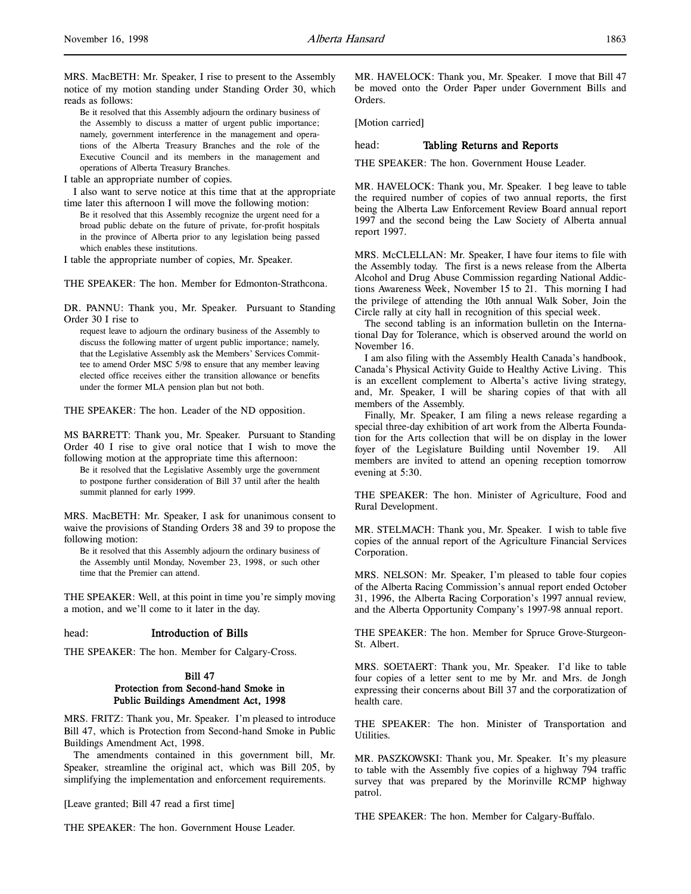MRS. MacBETH: Mr. Speaker, I rise to present to the Assembly notice of my motion standing under Standing Order 30, which reads as follows:

> Be it resolved that this Assembly adjourn the ordinary business of the Assembly to discuss a matter of urgent public importance; namely, government interference in the management and operations of the Alberta Treasury Branches and the role of the Executive Council and its members in the management and operations of Alberta Treasury Branches.

I table an appropriate number of copies.

I also want to serve notice at this time that at the appropriate time later this afternoon I will move the following motion:

> Be it resolved that this Assembly recognize the urgent need for a broad public debate on the future of private, for-profit hospitals in the province of Alberta prior to any legislation being passed which enables these institutions.

I table the appropriate number of copies, Mr. Speaker.

THE SPEAKER: The hon. Member for Edmonton-Strathcona.

DR. PANNU: Thank you, Mr. Speaker. Pursuant to Standing Order 30 I rise to

> request leave to adjourn the ordinary business of the Assembly to discuss the following matter of urgent public importance; namely, that the Legislative Assembly ask the Members' Services Committee to amend Order MSC 5/98 to ensure that any member leaving elected office receives either the transition allowance or benefits under the former MLA pension plan but not both.

THE SPEAKER: The hon. Leader of the ND opposition.

MS BARRETT: Thank you, Mr. Speaker. Pursuant to Standing Order 40 I rise to give oral notice that I wish to move the following motion at the appropriate time this afternoon:

> Be it resolved that the Legislative Assembly urge the government to postpone further consideration of Bill 37 until after the health summit planned for early 1999.

MRS. MacBETH: Mr. Speaker, I ask for unanimous consent to waive the provisions of Standing Orders 38 and 39 to propose the following motion:

> Be it resolved that this Assembly adjourn the ordinary business of the Assembly until Monday, November 23, 1998, or such other time that the Premier can attend.

THE SPEAKER: Well, at this point in time you're simply moving a motion, and we'll come to it later in the day.

## head: Introduction of Bills

THE SPEAKER: The hon. Member for Calgary-Cross.

### Bill 47
### Protection from Second-hand Smoke in Public Buildings Amendment Act, 1998

MRS. FRITZ: Thank you, Mr. Speaker. I'm pleased to introduce Bill 47, which is Protection from Second-hand Smoke in Public Buildings Amendment Act, 1998.

The amendments contained in this government bill, Mr. Speaker, streamline the original act, which was Bill 205, by simplifying the implementation and enforcement requirements.

[Leave granted; Bill 47 read a first time]

THE SPEAKER: The hon. Government House Leader.

MR. HAVELOCK: Thank you, Mr. Speaker. I move that Bill 47 be moved onto the Order Paper under Government Bills and Orders.

[Motion carried]

## head: Tabling Returns and Reports

THE SPEAKER: The hon. Government House Leader.

MR. HAVELOCK: Thank you, Mr. Speaker. I beg leave to table the required number of copies of two annual reports, the first being the Alberta Law Enforcement Review Board annual report 1997 and the second being the Law Society of Alberta annual report 1997.

MRS. McCLELLAN: Mr. Speaker, I have four items to file with the Assembly today. The first is a news release from the Alberta Alcohol and Drug Abuse Commission regarding National Addictions Awareness Week, November 15 to 21. This morning I had the privilege of attending the 10th annual Walk Sober, Join the Circle rally at city hall in recognition of this special week.

The second tabling is an information bulletin on the International Day for Tolerance, which is observed around the world on November 16.

I am also filing with the Assembly Health Canada's handbook, Canada's Physical Activity Guide to Healthy Active Living. This is an excellent complement to Alberta's active living strategy, and, Mr. Speaker, I will be sharing copies of that with all members of the Assembly.

Finally, Mr. Speaker, I am filing a news release regarding a special three-day exhibition of art work from the Alberta Foundation for the Arts collection that will be on display in the lower foyer of the Legislature Building until November 19. All members are invited to attend an opening reception tomorrow evening at 5:30.

THE SPEAKER: The hon. Minister of Agriculture, Food and Rural Development.

MR. STELMACH: Thank you, Mr. Speaker. I wish to table five copies of the annual report of the Agriculture Financial Services Corporation.

MRS. NELSON: Mr. Speaker, I'm pleased to table four copies of the Alberta Racing Commission's annual report ended October 31, 1996, the Alberta Racing Corporation's 1997 annual review, and the Alberta Opportunity Company's 1997-98 annual report.

THE SPEAKER: The hon. Member for Spruce Grove-Sturgeon-St. Albert.

MRS. SOETAERT: Thank you, Mr. Speaker. I'd like to table four copies of a letter sent to me by Mr. and Mrs. de Jongh expressing their concerns about Bill 37 and the corporatization of health care.

THE SPEAKER: The hon. Minister of Transportation and Utilities.

MR. PASZKOWSKI: Thank you, Mr. Speaker. It's my pleasure to table with the Assembly five copies of a highway 794 traffic survey that was prepared by the Morinville RCMP highway patrol.

THE SPEAKER: The hon. Member for Calgary-Buffalo.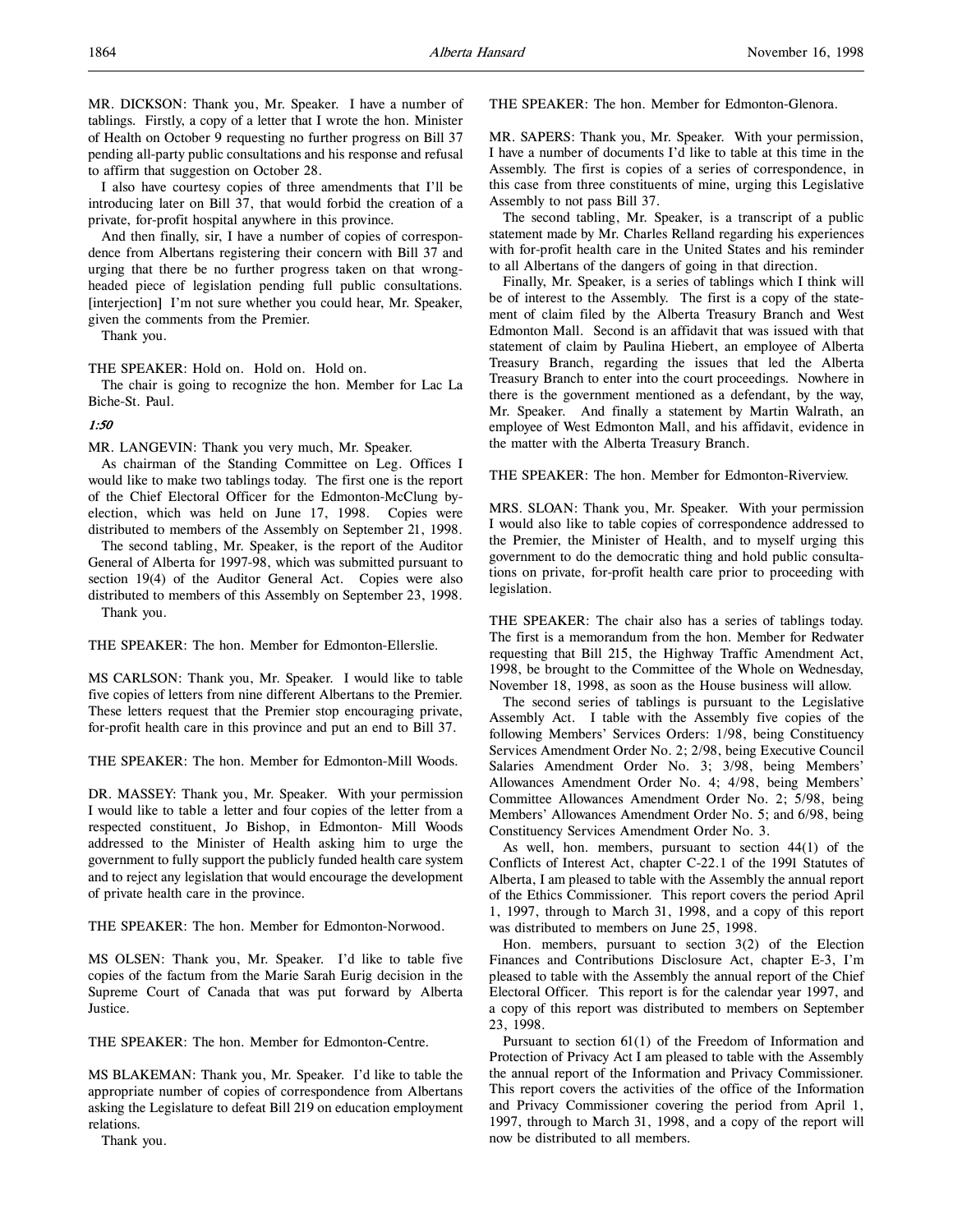MR. DICKSON: Thank you, Mr. Speaker. I have a number of tablings. Firstly, a copy of a letter that I wrote the hon. Minister of Health on October 9 requesting no further progress on Bill 37 pending all-party public consultations and his response and refusal to affirm that suggestion on October 28.

I also have courtesy copies of three amendments that I'll be introducing later on Bill 37, that would forbid the creation of a private, for-profit hospital anywhere in this province.

And then finally, sir, I have a number of copies of correspondence from Albertans registering their concern with Bill 37 and urging that there be no further progress taken on that wrong-headed piece of legislation pending full public consultations. [interjection] I'm not sure whether you could hear, Mr. Speaker, given the comments from the Premier.

Thank you.

THE SPEAKER: Hold on. Hold on. Hold on.

The chair is going to recognize the hon. Member for Lac La Biche-St. Paul.

*1:50*

MR. LANGEVIN: Thank you very much, Mr. Speaker.

As chairman of the Standing Committee on Leg. Offices I would like to make two tablings today. The first one is the report of the Chief Electoral Officer for the Edmonton-McClung by-election, which was held on June 17, 1998. Copies were distributed to members of the Assembly on September 21, 1998.

The second tabling, Mr. Speaker, is the report of the Auditor General of Alberta for 1997-98, which was submitted pursuant to section 19(4) of the Auditor General Act. Copies were also distributed to members of this Assembly on September 23, 1998.

Thank you.

THE SPEAKER: The hon. Member for Edmonton-Ellerslie.

MS CARLSON: Thank you, Mr. Speaker. I would like to table five copies of letters from nine different Albertans to the Premier. These letters request that the Premier stop encouraging private, for-profit health care in this province and put an end to Bill 37.

THE SPEAKER: The hon. Member for Edmonton-Mill Woods.

DR. MASSEY: Thank you, Mr. Speaker. With your permission I would like to table a letter and four copies of the letter from a respected constituent, Jo Bishop, in Edmonton- Mill Woods addressed to the Minister of Health asking him to urge the government to fully support the publicly funded health care system and to reject any legislation that would encourage the development of private health care in the province.

THE SPEAKER: The hon. Member for Edmonton-Norwood.

MS OLSEN: Thank you, Mr. Speaker. I'd like to table five copies of the factum from the Marie Sarah Eurig decision in the Supreme Court of Canada that was put forward by Alberta Justice.

THE SPEAKER: The hon. Member for Edmonton-Centre.

MS BLAKEMAN: Thank you, Mr. Speaker. I'd like to table the appropriate number of copies of correspondence from Albertans asking the Legislature to defeat Bill 219 on education employment relations.

Thank you.

THE SPEAKER: The hon. Member for Edmonton-Glenora.

MR. SAPERS: Thank you, Mr. Speaker. With your permission, I have a number of documents I'd like to table at this time in the Assembly. The first is copies of a series of correspondence, in this case from three constituents of mine, urging this Legislative Assembly to not pass Bill 37.

The second tabling, Mr. Speaker, is a transcript of a public statement made by Mr. Charles Relland regarding his experiences with for-profit health care in the United States and his reminder to all Albertans of the dangers of going in that direction.

Finally, Mr. Speaker, is a series of tablings which I think will be of interest to the Assembly. The first is a copy of the statement of claim filed by the Alberta Treasury Branch and West Edmonton Mall. Second is an affidavit that was issued with that statement of claim by Paulina Hiebert, an employee of Alberta Treasury Branch, regarding the issues that led the Alberta Treasury Branch to enter into the court proceedings. Nowhere in there is the government mentioned as a defendant, by the way, Mr. Speaker. And finally a statement by Martin Walrath, an employee of West Edmonton Mall, and his affidavit, evidence in the matter with the Alberta Treasury Branch.

THE SPEAKER: The hon. Member for Edmonton-Riverview.

MRS. SLOAN: Thank you, Mr. Speaker. With your permission I would also like to table copies of correspondence addressed to the Premier, the Minister of Health, and to myself urging this government to do the democratic thing and hold public consultations on private, for-profit health care prior to proceeding with legislation.

THE SPEAKER: The chair also has a series of tablings today. The first is a memorandum from the hon. Member for Redwater requesting that Bill 215, the Highway Traffic Amendment Act, 1998, be brought to the Committee of the Whole on Wednesday, November 18, 1998, as soon as the House business will allow.

The second series of tablings is pursuant to the Legislative Assembly Act. I table with the Assembly five copies of the following Members' Services Orders: 1/98, being Constituency Services Amendment Order No. 2; 2/98, being Executive Council Salaries Amendment Order No. 3; 3/98, being Members' Allowances Amendment Order No. 4; 4/98, being Members' Committee Allowances Amendment Order No. 2; 5/98, being Members' Allowances Amendment Order No. 5; and 6/98, being Constituency Services Amendment Order No. 3.

As well, hon. members, pursuant to section 44(1) of the Conflicts of Interest Act, chapter C-22.1 of the 1991 Statutes of Alberta, I am pleased to table with the Assembly the annual report of the Ethics Commissioner. This report covers the period April 1, 1997, through to March 31, 1998, and a copy of this report was distributed to members on June 25, 1998.

Hon. members, pursuant to section 3(2) of the Election Finances and Contributions Disclosure Act, chapter E-3, I'm pleased to table with the Assembly the annual report of the Chief Electoral Officer. This report is for the calendar year 1997, and a copy of this report was distributed to members on September 23, 1998.

Pursuant to section 61(1) of the Freedom of Information and Protection of Privacy Act I am pleased to table with the Assembly the annual report of the Information and Privacy Commissioner. This report covers the activities of the office of the Information and Privacy Commissioner covering the period from April 1, 1997, through to March 31, 1998, and a copy of the report will now be distributed to all members.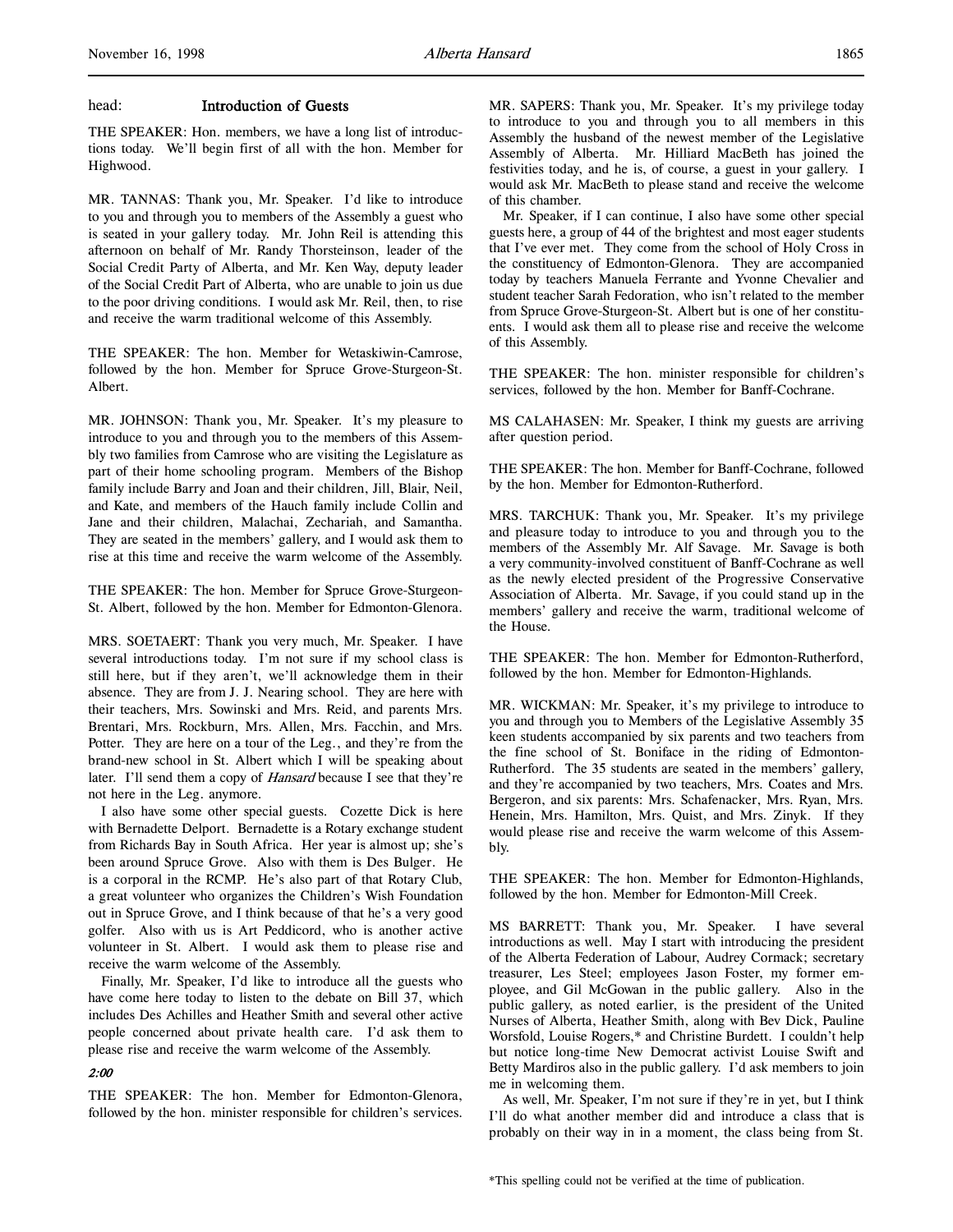head: **Introduction of Guests**

THE SPEAKER: Hon. members, we have a long list of introductions today. We'll begin first of all with the hon. Member for Highwood.

MR. TANNAS: Thank you, Mr. Speaker. I'd like to introduce to you and through you to members of the Assembly a guest who is seated in your gallery today. Mr. John Reil is attending this afternoon on behalf of Mr. Randy Thorsteinson, leader of the Social Credit Party of Alberta, and Mr. Ken Way, deputy leader of the Social Credit Part of Alberta, who are unable to join us due to the poor driving conditions. I would ask Mr. Reil, then, to rise and receive the warm traditional welcome of this Assembly.

THE SPEAKER: The hon. Member for Wetaskiwin-Camrose, followed by the hon. Member for Spruce Grove-Sturgeon-St. Albert.

MR. JOHNSON: Thank you, Mr. Speaker. It's my pleasure to introduce to you and through you to the members of this Assembly two families from Camrose who are visiting the Legislature as part of their home schooling program. Members of the Bishop family include Barry and Joan and their children, Jill, Blair, Neil, and Kate, and members of the Hauch family include Collin and Jane and their children, Malachai, Zechariah, and Samantha. They are seated in the members' gallery, and I would ask them to rise at this time and receive the warm welcome of the Assembly.

THE SPEAKER: The hon. Member for Spruce Grove-Sturgeon-St. Albert, followed by the hon. Member for Edmonton-Glenora.

MRS. SOETAERT: Thank you very much, Mr. Speaker. I have several introductions today. I'm not sure if my school class is still here, but if they aren't, we'll acknowledge them in their absence. They are from J. J. Nearing school. They are here with their teachers, Mrs. Sowinski and Mrs. Reid, and parents Mrs. Brentari, Mrs. Rockburn, Mrs. Allen, Mrs. Facchin, and Mrs. Potter. They are here on a tour of the Leg., and they're from the brand-new school in St. Albert which I will be speaking about later. I'll send them a copy of *Hansard* because I see that they're not here in the Leg. anymore.

I also have some other special guests. Cozette Dick is here with Bernadette Delport. Bernadette is a Rotary exchange student from Richards Bay in South Africa. Her year is almost up; she's been around Spruce Grove. Also with them is Des Bulger. He is a corporal in the RCMP. He's also part of that Rotary Club, a great volunteer who organizes the Children's Wish Foundation out in Spruce Grove, and I think because of that he's a very good golfer. Also with us is Art Peddicord, who is another active volunteer in St. Albert. I would ask them to please rise and receive the warm welcome of the Assembly.

Finally, Mr. Speaker, I'd like to introduce all the guests who have come here today to listen to the debate on Bill 37, which includes Des Achilles and Heather Smith and several other active people concerned about private health care. I'd ask them to please rise and receive the warm welcome of the Assembly.

*2:00*

THE SPEAKER: The hon. Member for Edmonton-Glenora, followed by the hon. minister responsible for children's services.

MR. SAPERS: Thank you, Mr. Speaker. It's my privilege today to introduce to you and through you to all members in this Assembly the husband of the newest member of the Legislative Assembly of Alberta. Mr. Hilliard MacBeth has joined the festivities today, and he is, of course, a guest in your gallery. I would ask Mr. MacBeth to please stand and receive the welcome of this chamber.

Mr. Speaker, if I can continue, I also have some other special guests here, a group of 44 of the brightest and most eager students that I've ever met. They come from the school of Holy Cross in the constituency of Edmonton-Glenora. They are accompanied today by teachers Manuela Ferrante and Yvonne Chevalier and student teacher Sarah Fedoration, who isn't related to the member from Spruce Grove-Sturgeon-St. Albert but is one of her constituents. I would ask them all to please rise and receive the welcome of this Assembly.

THE SPEAKER: The hon. minister responsible for children's services, followed by the hon. Member for Banff-Cochrane.

MS CALAHASEN: Mr. Speaker, I think my guests are arriving after question period.

THE SPEAKER: The hon. Member for Banff-Cochrane, followed by the hon. Member for Edmonton-Rutherford.

MRS. TARCHUK: Thank you, Mr. Speaker. It's my privilege and pleasure today to introduce to you and through you to the members of the Assembly Mr. Alf Savage. Mr. Savage is both a very community-involved constituent of Banff-Cochrane as well as the newly elected president of the Progressive Conservative Association of Alberta. Mr. Savage, if you could stand up in the members' gallery and receive the warm, traditional welcome of the House.

THE SPEAKER: The hon. Member for Edmonton-Rutherford, followed by the hon. Member for Edmonton-Highlands.

MR. WICKMAN: Mr. Speaker, it's my privilege to introduce to you and through you to Members of the Legislative Assembly 35 keen students accompanied by six parents and two teachers from the fine school of St. Boniface in the riding of Edmonton-Rutherford. The 35 students are seated in the members' gallery, and they're accompanied by two teachers, Mrs. Coates and Mrs. Bergeron, and six parents: Mrs. Schafenacker, Mrs. Ryan, Mrs. Henein, Mrs. Hamilton, Mrs. Quist, and Mrs. Zinyk. If they would please rise and receive the warm welcome of this Assembly.

THE SPEAKER: The hon. Member for Edmonton-Highlands, followed by the hon. Member for Edmonton-Mill Creek.

MS BARRETT: Thank you, Mr. Speaker. I have several introductions as well. May I start with introducing the president of the Alberta Federation of Labour, Audrey Cormack; secretary treasurer, Les Steel; employees Jason Foster, my former employee, and Gil McGowan in the public gallery. Also in the public gallery, as noted earlier, is the president of the United Nurses of Alberta, Heather Smith, along with Bev Dick, Pauline Worsfold, Louise Rogers,* and Christine Burdett. I couldn't help but notice long-time New Democrat activist Louise Swift and Betty Mardiros also in the public gallery. I'd ask members to join me in welcoming them.

As well, Mr. Speaker, I'm not sure if they're in yet, but I think I'll do what another member did and introduce a class that is probably on their way in in a moment, the class being from St.

*This spelling could not be verified at the time of publication.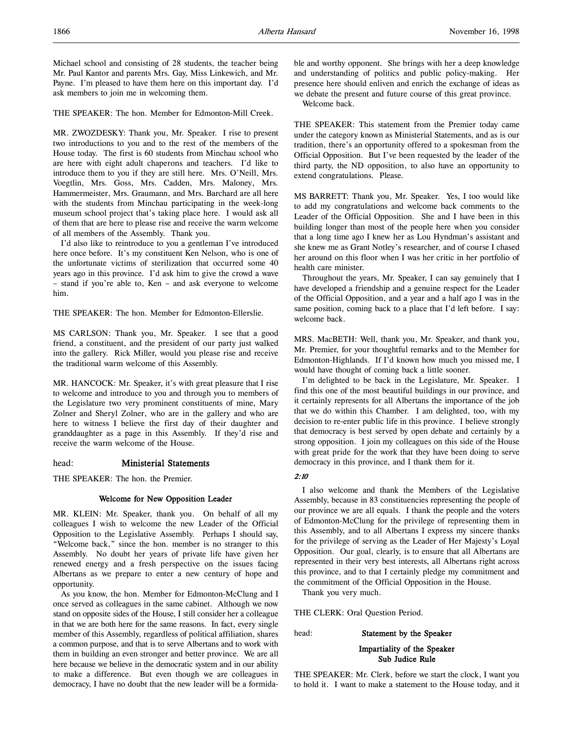Michael school and consisting of 28 students, the teacher being Mr. Paul Kantor and parents Mrs. Gay, Miss Linkewich, and Mr. Payne. I'm pleased to have them here on this important day. I'd ask members to join me in welcoming them.

THE SPEAKER: The hon. Member for Edmonton-Mill Creek.

MR. ZWOZDESKY: Thank you, Mr. Speaker. I rise to present two introductions to you and to the rest of the members of the House today. The first is 60 students from Minchau school who are here with eight adult chaperons and teachers. I'd like to introduce them to you if they are still here. Mrs. O'Neill, Mrs. Voegtlin, Mrs. Goss, Mrs. Cadden, Mrs. Maloney, Mrs. Hammermeister, Mrs. Graumann, and Mrs. Barchard are all here with the students from Minchau participating in the week-long museum school project that's taking place here. I would ask all of them that are here to please rise and receive the warm welcome of all members of the Assembly. Thank you.

I'd also like to reintroduce to you a gentleman I've introduced here once before. It's my constituent Ken Nelson, who is one of the unfortunate victims of sterilization that occurred some 40 years ago in this province. I'd ask him to give the crowd a wave – stand if you're able to, Ken – and ask everyone to welcome him.

THE SPEAKER: The hon. Member for Edmonton-Ellerslie.

MS CARLSON: Thank you, Mr. Speaker. I see that a good friend, a constituent, and the president of our party just walked into the gallery. Rick Miller, would you please rise and receive the traditional warm welcome of this Assembly.

MR. HANCOCK: Mr. Speaker, it's with great pleasure that I rise to welcome and introduce to you and through you to members of the Legislature two very prominent constituents of mine, Mary Zolner and Sheryl Zolner, who are in the gallery and who are here to witness I believe the first day of their daughter and granddaughter as a page in this Assembly. If they'd rise and receive the warm welcome of the House.

## head: Ministerial Statements

THE SPEAKER: The hon. the Premier.

### Welcome for New Opposition Leader

MR. KLEIN: Mr. Speaker, thank you. On behalf of all my colleagues I wish to welcome the new Leader of the Official Opposition to the Legislative Assembly. Perhaps I should say, "Welcome back," since the hon. member is no stranger to this Assembly. No doubt her years of private life have given her renewed energy and a fresh perspective on the issues facing Albertans as we prepare to enter a new century of hope and opportunity.

As you know, the hon. Member for Edmonton-McClung and I once served as colleagues in the same cabinet. Although we now stand on opposite sides of the House, I still consider her a colleague in that we are both here for the same reasons. In fact, every single member of this Assembly, regardless of political affiliation, shares a common purpose, and that is to serve Albertans and to work with them in building an even stronger and better province. We are all here because we believe in the democratic system and in our ability to make a difference. But even though we are colleagues in democracy, I have no doubt that the new leader will be a formidable and worthy opponent. She brings with her a deep knowledge and understanding of politics and public policy-making. Her presence here should enliven and enrich the exchange of ideas as we debate the present and future course of this great province.

Welcome back.

THE SPEAKER: This statement from the Premier today came under the category known as Ministerial Statements, and as is our tradition, there's an opportunity offered to a spokesman from the Official Opposition. But I've been requested by the leader of the third party, the ND opposition, to also have an opportunity to extend congratulations. Please.

MS BARRETT: Thank you, Mr. Speaker. Yes, I too would like to add my congratulations and welcome back comments to the Leader of the Official Opposition. She and I have been in this building longer than most of the people here when you consider that a long time ago I knew her as Lou Hyndman's assistant and she knew me as Grant Notley's researcher, and of course I chased her around on this floor when I was her critic in her portfolio of health care minister.

Throughout the years, Mr. Speaker, I can say genuinely that I have developed a friendship and a genuine respect for the Leader of the Official Opposition, and a year and a half ago I was in the same position, coming back to a place that I'd left before. I say: welcome back.

MRS. MacBETH: Well, thank you, Mr. Speaker, and thank you, Mr. Premier, for your thoughtful remarks and to the Member for Edmonton-Highlands. If I'd known how much you missed me, I would have thought of coming back a little sooner.

I'm delighted to be back in the Legislature, Mr. Speaker. I find this one of the most beautiful buildings in our province, and it certainly represents for all Albertans the importance of the job that we do within this Chamber. I am delighted, too, with my decision to re-enter public life in this province. I believe strongly that democracy is best served by open debate and certainly by a strong opposition. I join my colleagues on this side of the House with great pride for the work that they have been doing to serve democracy in this province, and I thank them for it.

*2:10*

I also welcome and thank the Members of the Legislative Assembly, because in 83 constituencies representing the people of our province we are all equals. I thank the people and the voters of Edmonton-McClung for the privilege of representing them in this Assembly, and to all Albertans I express my sincere thanks for the privilege of serving as the Leader of Her Majesty's Loyal Opposition. Our goal, clearly, is to ensure that all Albertans are represented in their very best interests, all Albertans right across this province, and to that I certainly pledge my commitment and the commitment of the Official Opposition in the House.

Thank you very much.

THE CLERK: Oral Question Period.

## head: Statement by the Speaker

### Impartiality of the Speaker
### Sub Judice Rule

THE SPEAKER: Mr. Clerk, before we start the clock, I want you to hold it. I want to make a statement to the House today, and it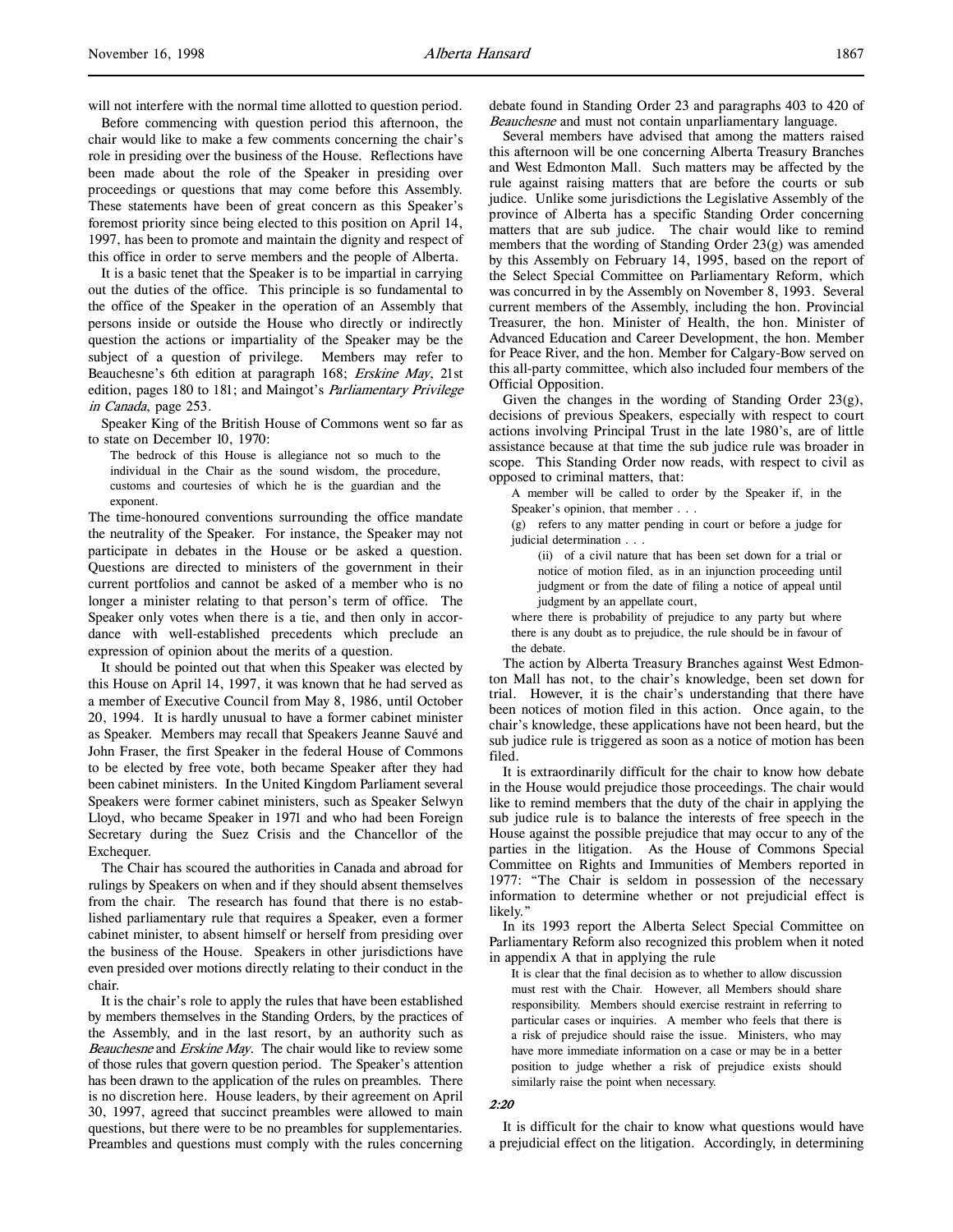will not interfere with the normal time allotted to question period.

Before commencing with question period this afternoon, the chair would like to make a few comments concerning the chair's role in presiding over the business of the House. Reflections have been made about the role of the Speaker in presiding over proceedings or questions that may come before this Assembly. These statements have been of great concern as this Speaker's foremost priority since being elected to this position on April 14, 1997, has been to promote and maintain the dignity and respect of this office in order to serve members and the people of Alberta.

It is a basic tenet that the Speaker is to be impartial in carrying out the duties of the office. This principle is so fundamental to the office of the Speaker in the operation of an Assembly that persons inside or outside the House who directly or indirectly question the actions or impartiality of the Speaker may be the subject of a question of privilege. Members may refer to Beauchesne's 6th edition at paragraph 168; *Erskine May*, 21st edition, pages 180 to 181; and Maingot's *Parliamentary Privilege in Canada*, page 253.

Speaker King of the British House of Commons went so far as to state on December 10, 1970:

> The bedrock of this House is allegiance not so much to the individual in the Chair as the sound wisdom, the procedure, customs and courtesies of which he is the guardian and the exponent.

The time-honoured conventions surrounding the office mandate the neutrality of the Speaker. For instance, the Speaker may not participate in debates in the House or be asked a question. Questions are directed to ministers of the government in their current portfolios and cannot be asked of a member who is no longer a minister relating to that person's term of office. The Speaker only votes when there is a tie, and then only in accordance with well-established precedents which preclude an expression of opinion about the merits of a question.

It should be pointed out that when this Speaker was elected by this House on April 14, 1997, it was known that he had served as a member of Executive Council from May 8, 1986, until October 20, 1994. It is hardly unusual to have a former cabinet minister as Speaker. Members may recall that Speakers Jeanne Sauvé and John Fraser, the first Speaker in the federal House of Commons to be elected by free vote, both became Speaker after they had been cabinet ministers. In the United Kingdom Parliament several Speakers were former cabinet ministers, such as Speaker Selwyn Lloyd, who became Speaker in 1971 and who had been Foreign Secretary during the Suez Crisis and the Chancellor of the Exchequer.

The Chair has scoured the authorities in Canada and abroad for rulings by Speakers on when and if they should absent themselves from the chair. The research has found that there is no established parliamentary rule that requires a Speaker, even a former cabinet minister, to absent himself or herself from presiding over the business of the House. Speakers in other jurisdictions have even presided over motions directly relating to their conduct in the chair.

It is the chair's role to apply the rules that have been established by members themselves in the Standing Orders, by the practices of the Assembly, and in the last resort, by an authority such as *Beauchesne* and *Erskine May*. The chair would like to review some of those rules that govern question period. The Speaker's attention has been drawn to the application of the rules on preambles. There is no discretion here. House leaders, by their agreement on April 30, 1997, agreed that succinct preambles were allowed to main questions, but there were to be no preambles for supplementaries. Preambles and questions must comply with the rules concerning debate found in Standing Order 23 and paragraphs 403 to 420 of *Beauchesne* and must not contain unparliamentary language.

Several members have advised that among the matters raised this afternoon will be one concerning Alberta Treasury Branches and West Edmonton Mall. Such matters may be affected by the rule against raising matters that are before the courts or sub judice. Unlike some jurisdictions the Legislative Assembly of the province of Alberta has a specific Standing Order concerning matters that are sub judice. The chair would like to remind members that the wording of Standing Order 23(g) was amended by this Assembly on February 14, 1995, based on the report of the Select Special Committee on Parliamentary Reform, which was concurred in by the Assembly on November 8, 1993. Several current members of the Assembly, including the hon. Provincial Treasurer, the hon. Minister of Health, the hon. Minister of Advanced Education and Career Development, the hon. Member for Peace River, and the hon. Member for Calgary-Bow served on this all-party committee, which also included four members of the Official Opposition.

Given the changes in the wording of Standing Order 23(g), decisions of previous Speakers, especially with respect to court actions involving Principal Trust in the late 1980's, are of little assistance because at that time the sub judice rule was broader in scope. This Standing Order now reads, with respect to civil as opposed to criminal matters, that:

> A member will be called to order by the Speaker if, in the Speaker's opinion, that member . . .
>
> (g) refers to any matter pending in court or before a judge for judicial determination . . .
>
> (ii) of a civil nature that has been set down for a trial or notice of motion filed, as in an injunction proceeding until judgment or from the date of filing a notice of appeal until judgment by an appellate court,
>
> where there is probability of prejudice to any party but where there is any doubt as to prejudice, the rule should be in favour of the debate.

The action by Alberta Treasury Branches against West Edmonton Mall has not, to the chair's knowledge, been set down for trial. However, it is the chair's understanding that there have been notices of motion filed in this action. Once again, to the chair's knowledge, these applications have not been heard, but the sub judice rule is triggered as soon as a notice of motion has been filed.

It is extraordinarily difficult for the chair to know how debate in the House would prejudice those proceedings. The chair would like to remind members that the duty of the chair in applying the sub judice rule is to balance the interests of free speech in the House against the possible prejudice that may occur to any of the parties in the litigation. As the House of Commons Special Committee on Rights and Immunities of Members reported in 1977: "The Chair is seldom in possession of the necessary information to determine whether or not prejudicial effect is likely."

In its 1993 report the Alberta Select Special Committee on Parliamentary Reform also recognized this problem when it noted in appendix A that in applying the rule

> It is clear that the final decision as to whether to allow discussion must rest with the Chair. However, all Members should share responsibility. Members should exercise restraint in referring to particular cases or inquiries. A member who feels that there is a risk of prejudice should raise the issue. Ministers, who may have more immediate information on a case or may be in a better position to judge whether a risk of prejudice exists should similarly raise the point when necessary.

*2:20*

It is difficult for the chair to know what questions would have a prejudicial effect on the litigation. Accordingly, in determining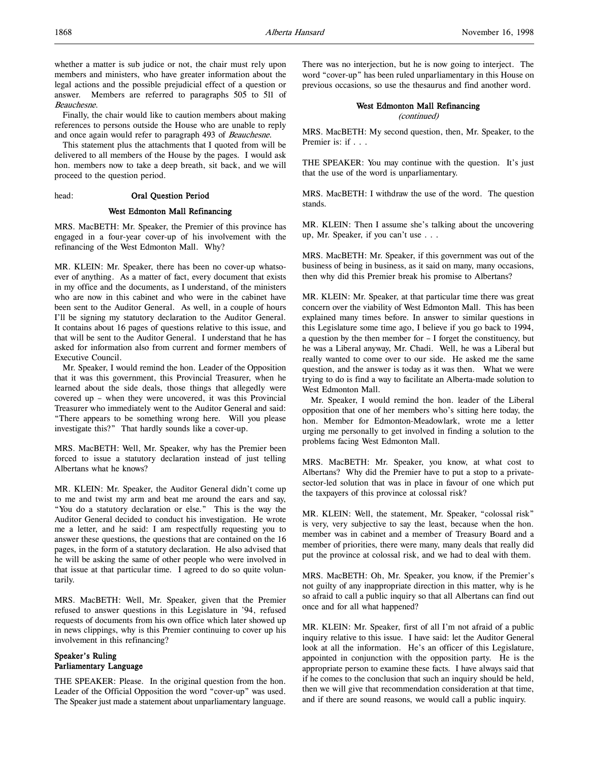whether a matter is sub judice or not, the chair must rely upon members and ministers, who have greater information about the legal actions and the possible prejudicial effect of a question or answer. Members are referred to paragraphs 505 to 511 of *Beauchesne*.

Finally, the chair would like to caution members about making references to persons outside the House who are unable to reply and once again would refer to paragraph 493 of *Beauchesne*.

This statement plus the attachments that I quoted from will be delivered to all members of the House by the pages. I would ask hon. members now to take a deep breath, sit back, and we will proceed to the question period.

head: **Oral Question Period**

### West Edmonton Mall Refinancing

MRS. MacBETH: Mr. Speaker, the Premier of this province has engaged in a four-year cover-up of his involvement with the refinancing of the West Edmonton Mall. Why?

MR. KLEIN: Mr. Speaker, there has been no cover-up whatsoever of anything. As a matter of fact, every document that exists in my office and the documents, as I understand, of the ministers who are now in this cabinet and who were in the cabinet have been sent to the Auditor General. As well, in a couple of hours I'll be signing my statutory declaration to the Auditor General. It contains about 16 pages of questions relative to this issue, and that will be sent to the Auditor General. I understand that he has asked for information also from current and former members of Executive Council.

Mr. Speaker, I would remind the hon. Leader of the Opposition that it was this government, this Provincial Treasurer, when he learned about the side deals, those things that allegedly were covered up – when they were uncovered, it was this Provincial Treasurer who immediately went to the Auditor General and said: "There appears to be something wrong here. Will you please investigate this?" That hardly sounds like a cover-up.

MRS. MacBETH: Well, Mr. Speaker, why has the Premier been forced to issue a statutory declaration instead of just telling Albertans what he knows?

MR. KLEIN: Mr. Speaker, the Auditor General didn't come up to me and twist my arm and beat me around the ears and say, "You do a statutory declaration or else." This is the way the Auditor General decided to conduct his investigation. He wrote me a letter, and he said: I am respectfully requesting you to answer these questions, the questions that are contained on the 16 pages, in the form of a statutory declaration. He also advised that he will be asking the same of other people who were involved in that issue at that particular time. I agreed to do so quite voluntarily.

MRS. MacBETH: Well, Mr. Speaker, given that the Premier refused to answer questions in this Legislature in '94, refused requests of documents from his own office which later showed up in news clippings, why is this Premier continuing to cover up his involvement in this refinancing?

### Speaker's Ruling
### Parliamentary Language

THE SPEAKER: Please. In the original question from the hon. Leader of the Official Opposition the word "cover-up" was used. The Speaker just made a statement about unparliamentary language. There was no interjection, but he is now going to interject. The word "cover-up" has been ruled unparliamentary in this House on previous occasions, so use the thesaurus and find another word.

### West Edmonton Mall Refinancing
*(continued)*

MRS. MacBETH: My second question, then, Mr. Speaker, to the Premier is: if . . .

THE SPEAKER: You may continue with the question. It's just that the use of the word is unparliamentary.

MRS. MacBETH: I withdraw the use of the word. The question stands.

MR. KLEIN: Then I assume she's talking about the uncovering up, Mr. Speaker, if you can't use . . .

MRS. MacBETH: Mr. Speaker, if this government was out of the business of being in business, as it said on many, many occasions, then why did this Premier break his promise to Albertans?

MR. KLEIN: Mr. Speaker, at that particular time there was great concern over the viability of West Edmonton Mall. This has been explained many times before. In answer to similar questions in this Legislature some time ago, I believe if you go back to 1994, a question by the then member for – I forget the constituency, but he was a Liberal anyway, Mr. Chadi. Well, he was a Liberal but really wanted to come over to our side. He asked me the same question, and the answer is today as it was then. What we were trying to do is find a way to facilitate an Alberta-made solution to West Edmonton Mall.

Mr. Speaker, I would remind the hon. leader of the Liberal opposition that one of her members who's sitting here today, the hon. Member for Edmonton-Meadowlark, wrote me a letter urging me personally to get involved in finding a solution to the problems facing West Edmonton Mall.

MRS. MacBETH: Mr. Speaker, you know, at what cost to Albertans? Why did the Premier have to put a stop to a private-sector-led solution that was in place in favour of one which put the taxpayers of this province at colossal risk?

MR. KLEIN: Well, the statement, Mr. Speaker, "colossal risk" is very, very subjective to say the least, because when the hon. member was in cabinet and a member of Treasury Board and a member of priorities, there were many, many deals that really did put the province at colossal risk, and we had to deal with them.

MRS. MacBETH: Oh, Mr. Speaker, you know, if the Premier's not guilty of any inappropriate direction in this matter, why is he so afraid to call a public inquiry so that all Albertans can find out once and for all what happened?

MR. KLEIN: Mr. Speaker, first of all I'm not afraid of a public inquiry relative to this issue. I have said: let the Auditor General look at all the information. He's an officer of this Legislature, appointed in conjunction with the opposition party. He is the appropriate person to examine these facts. I have always said that if he comes to the conclusion that such an inquiry should be held, then we will give that recommendation consideration at that time, and if there are sound reasons, we would call a public inquiry.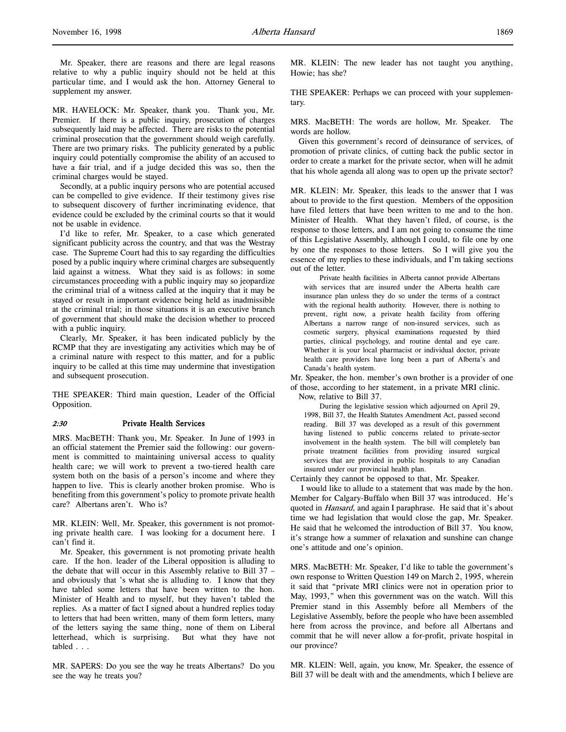Mr. Speaker, there are reasons and there are legal reasons relative to why a public inquiry should not be held at this particular time, and I would ask the hon. Attorney General to supplement my answer.

MR. HAVELOCK: Mr. Speaker, thank you. Thank you, Mr. Premier. If there is a public inquiry, prosecution of charges subsequently laid may be affected. There are risks to the potential criminal prosecution that the government should weigh carefully. There are two primary risks. The publicity generated by a public inquiry could potentially compromise the ability of an accused to have a fair trial, and if a judge decided this was so, then the criminal charges would be stayed.

Secondly, at a public inquiry persons who are potential accused can be compelled to give evidence. If their testimony gives rise to subsequent discovery of further incriminating evidence, that evidence could be excluded by the criminal courts so that it would not be usable in evidence.

I'd like to refer, Mr. Speaker, to a case which generated significant publicity across the country, and that was the Westray case. The Supreme Court had this to say regarding the difficulties posed by a public inquiry where criminal charges are subsequently laid against a witness. What they said is as follows: in some circumstances proceeding with a public inquiry may so jeopardize the criminal trial of a witness called at the inquiry that it may be stayed or result in important evidence being held as inadmissible at the criminal trial; in those situations it is an executive branch of government that should make the decision whether to proceed with a public inquiry.

Clearly, Mr. Speaker, it has been indicated publicly by the RCMP that they are investigating any activities which may be of a criminal nature with respect to this matter, and for a public inquiry to be called at this time may undermine that investigation and subsequent prosecution.

THE SPEAKER: Third main question, Leader of the Official Opposition.

## *2:30* Private Health Services

MRS. MacBETH: Thank you, Mr. Speaker. In June of 1993 in an official statement the Premier said the following: our government is committed to maintaining universal access to quality health care; we will work to prevent a two-tiered health care system both on the basis of a person's income and where they happen to live. This is clearly another broken promise. Who is benefiting from this government's policy to promote private health care? Albertans aren't. Who is?

MR. KLEIN: Well, Mr. Speaker, this government is not promoting private health care. I was looking for a document here. I can't find it.

Mr. Speaker, this government is not promoting private health care. If the hon. leader of the Liberal opposition is alluding to the debate that will occur in this Assembly relative to Bill 37 – and obviously that 's what she is alluding to. I know that they have tabled some letters that have been written to the hon. Minister of Health and to myself, but they haven't tabled the replies. As a matter of fact I signed about a hundred replies today to letters that had been written, many of them form letters, many of the letters saying the same thing, none of them on Liberal letterhead, which is surprising. But what they have not tabled . . .

MR. SAPERS: Do you see the way he treats Albertans? Do you see the way he treats you?

MR. KLEIN: The new leader has not taught you anything, Howie; has she?

THE SPEAKER: Perhaps we can proceed with your supplementary.

MRS. MacBETH: The words are hollow, Mr. Speaker. The words are hollow.

Given this government's record of deinsurance of services, of promotion of private clinics, of cutting back the public sector in order to create a market for the private sector, when will he admit that his whole agenda all along was to open up the private sector?

MR. KLEIN: Mr. Speaker, this leads to the answer that I was about to provide to the first question. Members of the opposition have filed letters that have been written to me and to the hon. Minister of Health. What they haven't filed, of course, is the response to those letters, and I am not going to consume the time of this Legislative Assembly, although I could, to file one by one by one the responses to those letters. So I will give you the essence of my replies to these individuals, and I'm taking sections out of the letter.

> Private health facilities in Alberta cannot provide Albertans with services that are insured under the Alberta health care insurance plan unless they do so under the terms of a contract with the regional health authority. However, there is nothing to prevent, right now, a private health facility from offering Albertans a narrow range of non-insured services, such as cosmetic surgery, physical examinations requested by third parties, clinical psychology, and routine dental and eye care. Whether it is your local pharmacist or individual doctor, private health care providers have long been a part of Alberta's and Canada's health system.

Mr. Speaker, the hon. member's own brother is a provider of one of those, according to her statement, in a private MRI clinic.

Now, relative to Bill 37.

> During the legislative session which adjourned on April 29, 1998, Bill 37, the Health Statutes Amendment Act, passed second reading. Bill 37 was developed as a result of this government having listened to public concerns related to private-sector involvement in the health system. The bill will completely ban private treatment facilities from providing insured surgical services that are provided in public hospitals to any Canadian insured under our provincial health plan.

Certainly they cannot be opposed to that, Mr. Speaker.

I would like to allude to a statement that was made by the hon. Member for Calgary-Buffalo when Bill 37 was introduced. He's quoted in *Hansard*, and again I paraphrase. He said that it's about time we had legislation that would close the gap, Mr. Speaker. He said that he welcomed the introduction of Bill 37. You know, it's strange how a summer of relaxation and sunshine can change one's attitude and one's opinion.

MRS. MacBETH: Mr. Speaker, I'd like to table the government's own response to Written Question 149 on March 2, 1995, wherein it said that "private MRI clinics were not in operation prior to May, 1993," when this government was on the watch. Will this Premier stand in this Assembly before all Members of the Legislative Assembly, before the people who have been assembled here from across the province, and before all Albertans and commit that he will never allow a for-profit, private hospital in our province?

MR. KLEIN: Well, again, you know, Mr. Speaker, the essence of Bill 37 will be dealt with and the amendments, which I believe are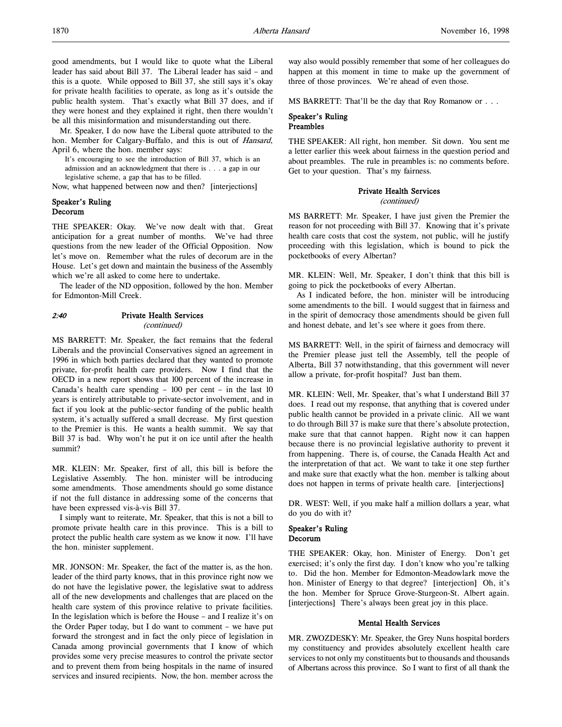good amendments, but I would like to quote what the Liberal leader has said about Bill 37. The Liberal leader has said – and this is a quote. While opposed to Bill 37, she still says it's okay for private health facilities to operate, as long as it's outside the public health system. That's exactly what Bill 37 does, and if they were honest and they explained it right, then there wouldn't be all this misinformation and misunderstanding out there.

Mr. Speaker, I do now have the Liberal quote attributed to the hon. Member for Calgary-Buffalo, and this is out of *Hansard*, April 6, where the hon. member says:

> It's encouraging to see the introduction of Bill 37, which is an admission and an acknowledgment that there is . . . a gap in our legislative scheme, a gap that has to be filled.

Now, what happened between now and then? [interjections]

### Speaker's Ruling
### Decorum

THE SPEAKER: Okay. We've now dealt with that. Great anticipation for a great number of months. We've had three questions from the new leader of the Official Opposition. Now let's move on. Remember what the rules of decorum are in the House. Let's get down and maintain the business of the Assembly which we're all asked to come here to undertake.

The leader of the ND opposition, followed by the hon. Member for Edmonton-Mill Creek.

### *2:40* Private Health Services
*(continued)*

MS BARRETT: Mr. Speaker, the fact remains that the federal Liberals and the provincial Conservatives signed an agreement in 1996 in which both parties declared that they wanted to promote private, for-profit health care providers. Now I find that the OECD in a new report shows that 100 percent of the increase in Canada's health care spending – 100 per cent – in the last 10 years is entirely attributable to private-sector involvement, and in fact if you look at the public-sector funding of the public health system, it's actually suffered a small decrease. My first question to the Premier is this. He wants a health summit. We say that Bill 37 is bad. Why won't he put it on ice until after the health summit?

MR. KLEIN: Mr. Speaker, first of all, this bill is before the Legislative Assembly. The hon. minister will be introducing some amendments. Those amendments should go some distance if not the full distance in addressing some of the concerns that have been expressed vis-à-vis Bill 37.

I simply want to reiterate, Mr. Speaker, that this is not a bill to promote private health care in this province. This is a bill to protect the public health care system as we know it now. I'll have the hon. minister supplement.

MR. JONSON: Mr. Speaker, the fact of the matter is, as the hon. leader of the third party knows, that in this province right now we do not have the legislative power, the legislative swat to address all of the new developments and challenges that are placed on the health care system of this province relative to private facilities. In the legislation which is before the House – and I realize it's on the Order Paper today, but I do want to comment – we have put forward the strongest and in fact the only piece of legislation in Canada among provincial governments that I know of which provides some very precise measures to control the private sector and to prevent them from being hospitals in the name of insured services and insured recipients. Now, the hon. member across the way also would possibly remember that some of her colleagues do happen at this moment in time to make up the government of three of those provinces. We're ahead of even those.

MS BARRETT: That'll be the day that Roy Romanow or . . .

### Speaker's Ruling
### Preambles

THE SPEAKER: All right, hon member. Sit down. You sent me a letter earlier this week about fairness in the question period and about preambles. The rule in preambles is: no comments before. Get to your question. That's my fairness.

### Private Health Services
*(continued)*

MS BARRETT: Mr. Speaker, I have just given the Premier the reason for not proceeding with Bill 37. Knowing that it's private health care costs that cost the system, not public, will he justify proceeding with this legislation, which is bound to pick the pocketbooks of every Albertan?

MR. KLEIN: Well, Mr. Speaker, I don't think that this bill is going to pick the pocketbooks of every Albertan.

As I indicated before, the hon. minister will be introducing some amendments to the bill. I would suggest that in fairness and in the spirit of democracy those amendments should be given full and honest debate, and let's see where it goes from there.

MS BARRETT: Well, in the spirit of fairness and democracy will the Premier please just tell the Assembly, tell the people of Alberta, Bill 37 notwithstanding, that this government will never allow a private, for-profit hospital? Just ban them.

MR. KLEIN: Well, Mr. Speaker, that's what I understand Bill 37 does. I read out my response, that anything that is covered under public health cannot be provided in a private clinic. All we want to do through Bill 37 is make sure that there's absolute protection, make sure that that cannot happen. Right now it can happen because there is no provincial legislative authority to prevent it from happening. There is, of course, the Canada Health Act and the interpretation of that act. We want to take it one step further and make sure that exactly what the hon. member is talking about does not happen in terms of private health care. [interjections]

DR. WEST: Well, if you make half a million dollars a year, what do you do with it?

### Speaker's Ruling
### Decorum

THE SPEAKER: Okay, hon. Minister of Energy. Don't get exercised; it's only the first day. I don't know who you're talking to. Did the hon. Member for Edmonton-Meadowlark move the hon. Minister of Energy to that degree? [interjection] Oh, it's the hon. Member for Spruce Grove-Sturgeon-St. Albert again. [interjections] There's always been great joy in this place.

### Mental Health Services

MR. ZWOZDESKY: Mr. Speaker, the Grey Nuns hospital borders my constituency and provides absolutely excellent health care services to not only my constituents but to thousands and thousands of Albertans across this province. So I want to first of all thank the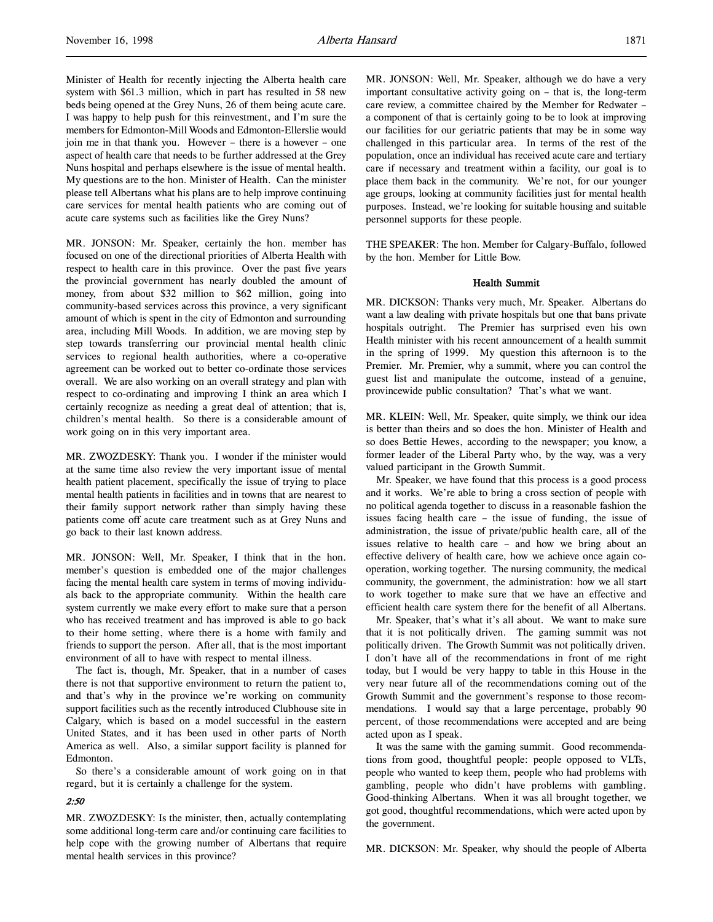Minister of Health for recently injecting the Alberta health care system with $61.3 million, which in part has resulted in 58 new beds being opened at the Grey Nuns, 26 of them being acute care. I was happy to help push for this reinvestment, and I'm sure the members for Edmonton-Mill Woods and Edmonton-Ellerslie would join me in that thank you. However – there is a however – one aspect of health care that needs to be further addressed at the Grey Nuns hospital and perhaps elsewhere is the issue of mental health. My questions are to the hon. Minister of Health. Can the minister please tell Albertans what his plans are to help improve continuing care services for mental health patients who are coming out of acute care systems such as facilities like the Grey Nuns?

MR. JONSON: Mr. Speaker, certainly the hon. member has focused on one of the directional priorities of Alberta Health with respect to health care in this province. Over the past five years the provincial government has nearly doubled the amount of money, from about $32 million to $62 million, going into community-based services across this province, a very significant amount of which is spent in the city of Edmonton and surrounding area, including Mill Woods. In addition, we are moving step by step towards transferring our provincial mental health clinic services to regional health authorities, where a co-operative agreement can be worked out to better co-ordinate those services overall. We are also working on an overall strategy and plan with respect to co-ordinating and improving I think an area which I certainly recognize as needing a great deal of attention; that is, children's mental health. So there is a considerable amount of work going on in this very important area.

MR. ZWOZDESKY: Thank you. I wonder if the minister would at the same time also review the very important issue of mental health patient placement, specifically the issue of trying to place mental health patients in facilities and in towns that are nearest to their family support network rather than simply having these patients come off acute care treatment such as at Grey Nuns and go back to their last known address.

MR. JONSON: Well, Mr. Speaker, I think that in the hon. member's question is embedded one of the major challenges facing the mental health care system in terms of moving individuals back to the appropriate community. Within the health care system currently we make every effort to make sure that a person who has received treatment and has improved is able to go back to their home setting, where there is a home with family and friends to support the person. After all, that is the most important environment of all to have with respect to mental illness.

The fact is, though, Mr. Speaker, that in a number of cases there is not that supportive environment to return the patient to, and that's why in the province we're working on community support facilities such as the recently introduced Clubhouse site in Calgary, which is based on a model successful in the eastern United States, and it has been used in other parts of North America as well. Also, a similar support facility is planned for Edmonton.

So there's a considerable amount of work going on in that regard, but it is certainly a challenge for the system.

*2:50*

MR. ZWOZDESKY: Is the minister, then, actually contemplating some additional long-term care and/or continuing care facilities to help cope with the growing number of Albertans that require mental health services in this province?

MR. JONSON: Well, Mr. Speaker, although we do have a very important consultative activity going on – that is, the long-term care review, a committee chaired by the Member for Redwater – a component of that is certainly going to be to look at improving our facilities for our geriatric patients that may be in some way challenged in this particular area. In terms of the rest of the population, once an individual has received acute care and tertiary care if necessary and treatment within a facility, our goal is to place them back in the community. We're not, for our younger age groups, looking at community facilities just for mental health purposes. Instead, we're looking for suitable housing and suitable personnel supports for these people.

THE SPEAKER: The hon. Member for Calgary-Buffalo, followed by the hon. Member for Little Bow.

## Health Summit

MR. DICKSON: Thanks very much, Mr. Speaker. Albertans do want a law dealing with private hospitals but one that bans private hospitals outright. The Premier has surprised even his own Health minister with his recent announcement of a health summit in the spring of 1999. My question this afternoon is to the Premier. Mr. Premier, why a summit, where you can control the guest list and manipulate the outcome, instead of a genuine, provincewide public consultation? That's what we want.

MR. KLEIN: Well, Mr. Speaker, quite simply, we think our idea is better than theirs and so does the hon. Minister of Health and so does Bettie Hewes, according to the newspaper; you know, a former leader of the Liberal Party who, by the way, was a very valued participant in the Growth Summit.

Mr. Speaker, we have found that this process is a good process and it works. We're able to bring a cross section of people with no political agenda together to discuss in a reasonable fashion the issues facing health care – the issue of funding, the issue of administration, the issue of private/public health care, all of the issues relative to health care – and how we bring about an effective delivery of health care, how we achieve once again co-operation, working together. The nursing community, the medical community, the government, the administration: how we all start to work together to make sure that we have an effective and efficient health care system there for the benefit of all Albertans.

Mr. Speaker, that's what it's all about. We want to make sure that it is not politically driven. The gaming summit was not politically driven. The Growth Summit was not politically driven. I don't have all of the recommendations in front of me right today, but I would be very happy to table in this House in the very near future all of the recommendations coming out of the Growth Summit and the government's response to those recommendations. I would say that a large percentage, probably 90 percent, of those recommendations were accepted and are being acted upon as I speak.

It was the same with the gaming summit. Good recommendations from good, thoughtful people: people opposed to VLTs, people who wanted to keep them, people who had problems with gambling, people who didn't have problems with gambling. Good-thinking Albertans. When it was all brought together, we got good, thoughtful recommendations, which were acted upon by the government.

MR. DICKSON: Mr. Speaker, why should the people of Alberta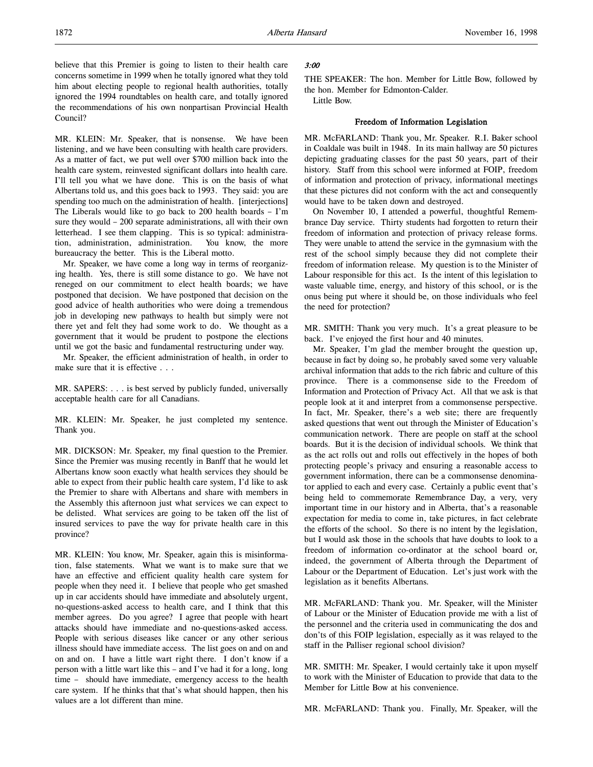believe that this Premier is going to listen to their health care concerns sometime in 1999 when he totally ignored what they told him about electing people to regional health authorities, totally ignored the 1994 roundtables on health care, and totally ignored the recommendations of his own nonpartisan Provincial Health Council?

MR. KLEIN: Mr. Speaker, that is nonsense. We have been listening, and we have been consulting with health care providers. As a matter of fact, we put well over $700 million back into the health care system, reinvested significant dollars into health care. I'll tell you what we have done. This is on the basis of what Albertans told us, and this goes back to 1993. They said: you are spending too much on the administration of health. [interjections] The Liberals would like to go back to 200 health boards – I'm sure they would – 200 separate administrations, all with their own letterhead. I see them clapping. This is so typical: administration, administration, administration. You know, the more bureaucracy the better. This is the Liberal motto.

Mr. Speaker, we have come a long way in terms of reorganizing health. Yes, there is still some distance to go. We have not reneged on our commitment to elect health boards; we have postponed that decision. We have postponed that decision on the good advice of health authorities who were doing a tremendous job in developing new pathways to health but simply were not there yet and felt they had some work to do. We thought as a government that it would be prudent to postpone the elections until we got the basic and fundamental restructuring under way.

Mr. Speaker, the efficient administration of health, in order to make sure that it is effective . . .

MR. SAPERS: . . . is best served by publicly funded, universally acceptable health care for all Canadians.

MR. KLEIN: Mr. Speaker, he just completed my sentence. Thank you.

MR. DICKSON: Mr. Speaker, my final question to the Premier. Since the Premier was musing recently in Banff that he would let Albertans know soon exactly what health services they should be able to expect from their public health care system, I'd like to ask the Premier to share with Albertans and share with members in the Assembly this afternoon just what services we can expect to be delisted. What services are going to be taken off the list of insured services to pave the way for private health care in this province?

MR. KLEIN: You know, Mr. Speaker, again this is misinformation, false statements. What we want is to make sure that we have an effective and efficient quality health care system for people when they need it. I believe that people who get smashed up in car accidents should have immediate and absolutely urgent, no-questions-asked access to health care, and I think that this member agrees. Do you agree? I agree that people with heart attacks should have immediate and no-questions-asked access. People with serious diseases like cancer or any other serious illness should have immediate access. The list goes on and on and on and on. I have a little wart right there. I don't know if a person with a little wart like this – and I've had it for a long, long time – should have immediate, emergency access to the health care system. If he thinks that that's what should happen, then his values are a lot different than mine.

*3:00*

THE SPEAKER: The hon. Member for Little Bow, followed by the hon. Member for Edmonton-Calder.

Little Bow.

### Freedom of Information Legislation

MR. McFARLAND: Thank you, Mr. Speaker. R.I. Baker school in Coaldale was built in 1948. In its main hallway are 50 pictures depicting graduating classes for the past 50 years, part of their history. Staff from this school were informed at FOIP, freedom of information and protection of privacy, informational meetings that these pictures did not conform with the act and consequently would have to be taken down and destroyed.

On November 10, I attended a powerful, thoughtful Remembrance Day service. Thirty students had forgotten to return their freedom of information and protection of privacy release forms. They were unable to attend the service in the gymnasium with the rest of the school simply because they did not complete their freedom of information release. My question is to the Minister of Labour responsible for this act. Is the intent of this legislation to waste valuable time, energy, and history of this school, or is the onus being put where it should be, on those individuals who feel the need for protection?

MR. SMITH: Thank you very much. It's a great pleasure to be back. I've enjoyed the first hour and 40 minutes.

Mr. Speaker, I'm glad the member brought the question up, because in fact by doing so, he probably saved some very valuable archival information that adds to the rich fabric and culture of this province. There is a commonsense side to the Freedom of Information and Protection of Privacy Act. All that we ask is that people look at it and interpret from a commonsense perspective. In fact, Mr. Speaker, there's a web site; there are frequently asked questions that went out through the Minister of Education's communication network. There are people on staff at the school boards. But it is the decision of individual schools. We think that as the act rolls out and rolls out effectively in the hopes of both protecting people's privacy and ensuring a reasonable access to government information, there can be a commonsense denominator applied to each and every case. Certainly a public event that's being held to commemorate Remembrance Day, a very, very important time in our history and in Alberta, that's a reasonable expectation for media to come in, take pictures, in fact celebrate the efforts of the school. So there is no intent by the legislation, but I would ask those in the schools that have doubts to look to a freedom of information co-ordinator at the school board or, indeed, the government of Alberta through the Department of Labour or the Department of Education. Let's just work with the legislation as it benefits Albertans.

MR. McFARLAND: Thank you. Mr. Speaker, will the Minister of Labour or the Minister of Education provide me with a list of the personnel and the criteria used in communicating the dos and don'ts of this FOIP legislation, especially as it was relayed to the staff in the Palliser regional school division?

MR. SMITH: Mr. Speaker, I would certainly take it upon myself to work with the Minister of Education to provide that data to the Member for Little Bow at his convenience.

MR. McFARLAND: Thank you. Finally, Mr. Speaker, will the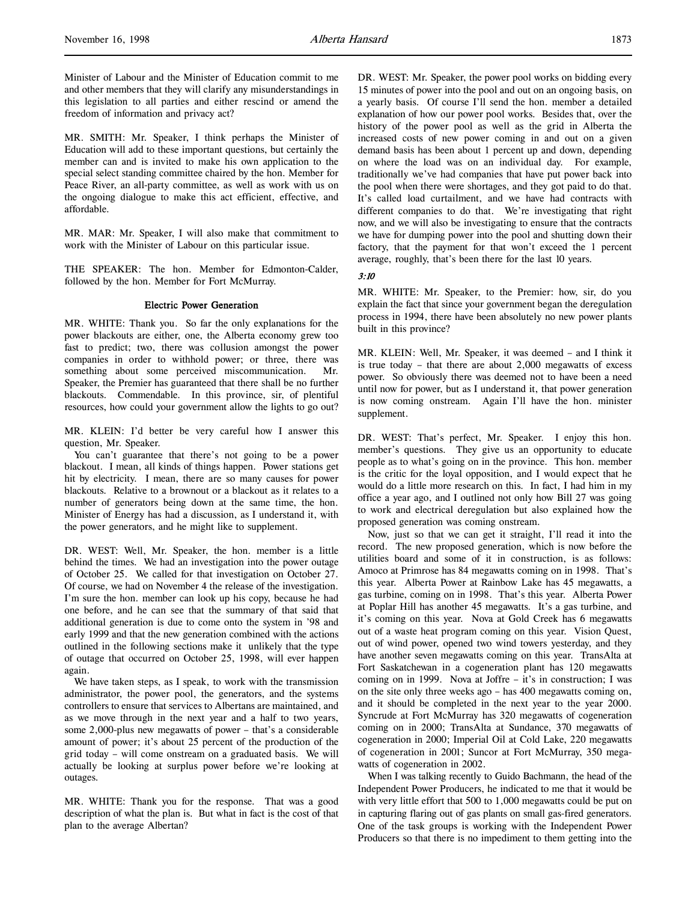Minister of Labour and the Minister of Education commit to me and other members that they will clarify any misunderstandings in this legislation to all parties and either rescind or amend the freedom of information and privacy act?

MR. SMITH: Mr. Speaker, I think perhaps the Minister of Education will add to these important questions, but certainly the member can and is invited to make his own application to the special select standing committee chaired by the hon. Member for Peace River, an all-party committee, as well as work with us on the ongoing dialogue to make this act efficient, effective, and affordable.

MR. MAR: Mr. Speaker, I will also make that commitment to work with the Minister of Labour on this particular issue.

THE SPEAKER: The hon. Member for Edmonton-Calder, followed by the hon. Member for Fort McMurray.

### Electric Power Generation

MR. WHITE: Thank you. So far the only explanations for the power blackouts are either, one, the Alberta economy grew too fast to predict; two, there was collusion amongst the power companies in order to withhold power; or three, there was something about some perceived miscommunication. Mr. Speaker, the Premier has guaranteed that there shall be no further blackouts. Commendable. In this province, sir, of plentiful resources, how could your government allow the lights to go out?

MR. KLEIN: I'd better be very careful how I answer this question, Mr. Speaker.

You can't guarantee that there's not going to be a power blackout. I mean, all kinds of things happen. Power stations get hit by electricity. I mean, there are so many causes for power blackouts. Relative to a brownout or a blackout as it relates to a number of generators being down at the same time, the hon. Minister of Energy has had a discussion, as I understand it, with the power generators, and he might like to supplement.

DR. WEST: Well, Mr. Speaker, the hon. member is a little behind the times. We had an investigation into the power outage of October 25. We called for that investigation on October 27. Of course, we had on November 4 the release of the investigation. I'm sure the hon. member can look up his copy, because he had one before, and he can see that the summary of that said that additional generation is due to come onto the system in '98 and early 1999 and that the new generation combined with the actions outlined in the following sections make it unlikely that the type of outage that occurred on October 25, 1998, will ever happen again.

We have taken steps, as I speak, to work with the transmission administrator, the power pool, the generators, and the systems controllers to ensure that services to Albertans are maintained, and as we move through in the next year and a half to two years, some 2,000-plus new megawatts of power – that's a considerable amount of power; it's about 25 percent of the production of the grid today – will come onstream on a graduated basis. We will actually be looking at surplus power before we're looking at outages.

MR. WHITE: Thank you for the response. That was a good description of what the plan is. But what in fact is the cost of that plan to the average Albertan?

DR. WEST: Mr. Speaker, the power pool works on bidding every 15 minutes of power into the pool and out on an ongoing basis, on a yearly basis. Of course I'll send the hon. member a detailed explanation of how our power pool works. Besides that, over the history of the power pool as well as the grid in Alberta the increased costs of new power coming in and out on a given demand basis has been about 1 percent up and down, depending on where the load was on an individual day. For example, traditionally we've had companies that have put power back into the pool when there were shortages, and they got paid to do that. It's called load curtailment, and we have had contracts with different companies to do that. We're investigating that right now, and we will also be investigating to ensure that the contracts we have for dumping power into the pool and shutting down their factory, that the payment for that won't exceed the 1 percent average, roughly, that's been there for the last 10 years.

*3:10*

MR. WHITE: Mr. Speaker, to the Premier: how, sir, do you explain the fact that since your government began the deregulation process in 1994, there have been absolutely no new power plants built in this province?

MR. KLEIN: Well, Mr. Speaker, it was deemed – and I think it is true today – that there are about 2,000 megawatts of excess power. So obviously there was deemed not to have been a need until now for power, but as I understand it, that power generation is now coming onstream. Again I'll have the hon. minister supplement.

DR. WEST: That's perfect, Mr. Speaker. I enjoy this hon. member's questions. They give us an opportunity to educate people as to what's going on in the province. This hon. member is the critic for the loyal opposition, and I would expect that he would do a little more research on this. In fact, I had him in my office a year ago, and I outlined not only how Bill 27 was going to work and electrical deregulation but also explained how the proposed generation was coming onstream.

Now, just so that we can get it straight, I'll read it into the record. The new proposed generation, which is now before the utilities board and some of it in construction, is as follows: Amoco at Primrose has 84 megawatts coming on in 1998. That's this year. Alberta Power at Rainbow Lake has 45 megawatts, a gas turbine, coming on in 1998. That's this year. Alberta Power at Poplar Hill has another 45 megawatts. It's a gas turbine, and it's coming on this year. Nova at Gold Creek has 6 megawatts out of a waste heat program coming on this year. Vision Quest, out of wind power, opened two wind towers yesterday, and they have another seven megawatts coming on this year. TransAlta at Fort Saskatchewan in a cogeneration plant has 120 megawatts coming on in 1999. Nova at Joffre – it's in construction; I was on the site only three weeks ago – has 400 megawatts coming on, and it should be completed in the next year to the year 2000. Syncrude at Fort McMurray has 320 megawatts of cogeneration coming on in 2000; TransAlta at Sundance, 370 megawatts of cogeneration in 2000; Imperial Oil at Cold Lake, 220 megawatts of cogeneration in 2001; Suncor at Fort McMurray, 350 megawatts of cogeneration in 2002.

When I was talking recently to Guido Bachmann, the head of the Independent Power Producers, he indicated to me that it would be with very little effort that 500 to 1,000 megawatts could be put on in capturing flaring out of gas plants on small gas-fired generators. One of the task groups is working with the Independent Power Producers so that there is no impediment to them getting into the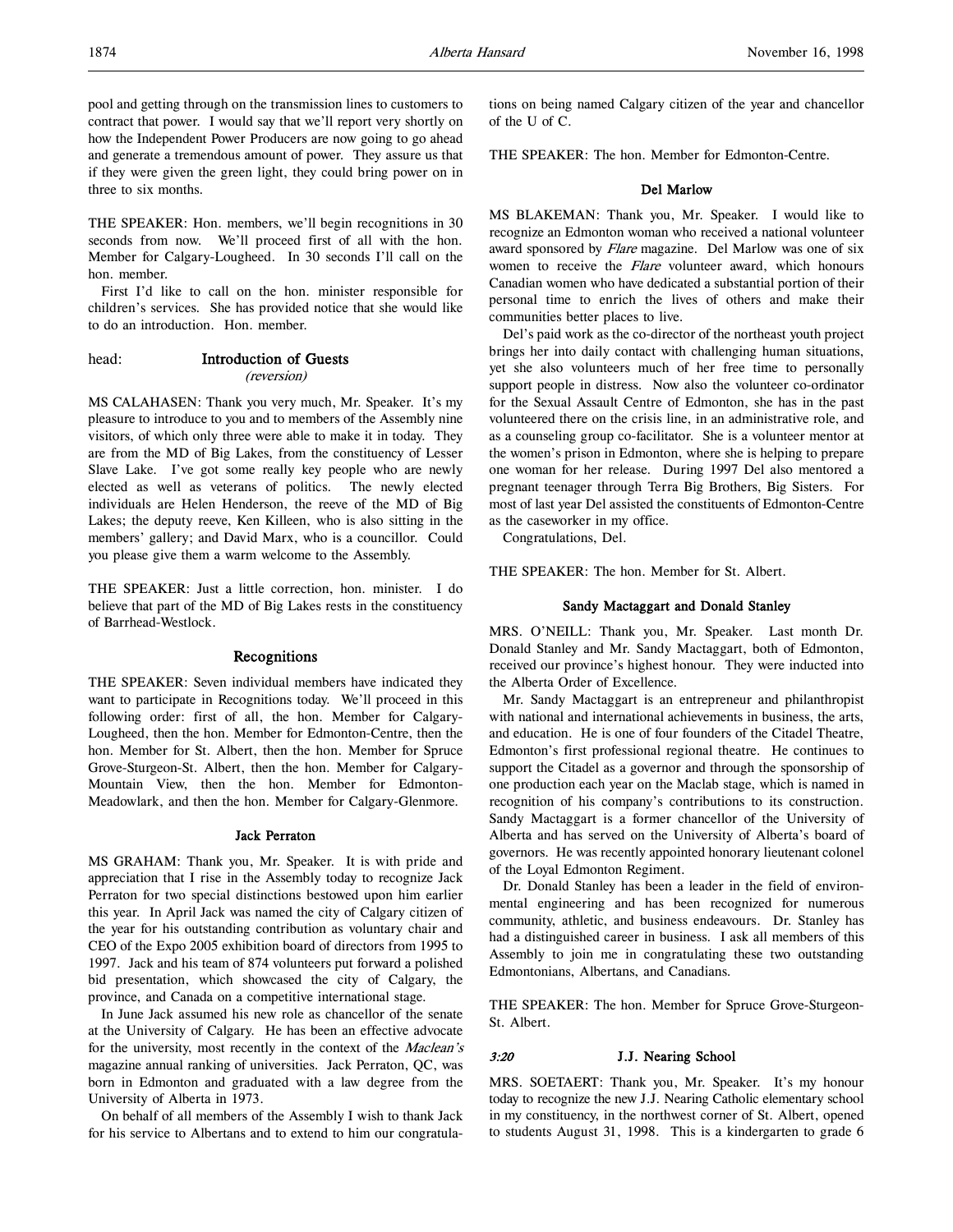pool and getting through on the transmission lines to customers to contract that power. I would say that we'll report very shortly on how the Independent Power Producers are now going to go ahead and generate a tremendous amount of power. They assure us that if they were given the green light, they could bring power on in three to six months.

THE SPEAKER: Hon. members, we'll begin recognitions in 30 seconds from now. We'll proceed first of all with the hon. Member for Calgary-Lougheed. In 30 seconds I'll call on the hon. member.

First I'd like to call on the hon. minister responsible for children's services. She has provided notice that she would like to do an introduction. Hon. member.

head: **Introduction of Guests**
*(reversion)*

MS CALAHASEN: Thank you very much, Mr. Speaker. It's my pleasure to introduce to you and to members of the Assembly nine visitors, of which only three were able to make it in today. They are from the MD of Big Lakes, from the constituency of Lesser Slave Lake. I've got some really key people who are newly elected as well as veterans of politics. The newly elected individuals are Helen Henderson, the reeve of the MD of Big Lakes; the deputy reeve, Ken Killeen, who is also sitting in the members' gallery; and David Marx, who is a councillor. Could you please give them a warm welcome to the Assembly.

THE SPEAKER: Just a little correction, hon. minister. I do believe that part of the MD of Big Lakes rests in the constituency of Barrhead-Westlock.

## Recognitions

THE SPEAKER: Seven individual members have indicated they want to participate in Recognitions today. We'll proceed in this following order: first of all, the hon. Member for Calgary-Lougheed, then the hon. Member for Edmonton-Centre, then the hon. Member for St. Albert, then the hon. Member for Spruce Grove-Sturgeon-St. Albert, then the hon. Member for Calgary-Mountain View, then the hon. Member for Edmonton-Meadowlark, and then the hon. Member for Calgary-Glenmore.

### Jack Perraton

MS GRAHAM: Thank you, Mr. Speaker. It is with pride and appreciation that I rise in the Assembly today to recognize Jack Perraton for two special distinctions bestowed upon him earlier this year. In April Jack was named the city of Calgary citizen of the year for his outstanding contribution as voluntary chair and CEO of the Expo 2005 exhibition board of directors from 1995 to 1997. Jack and his team of 874 volunteers put forward a polished bid presentation, which showcased the city of Calgary, the province, and Canada on a competitive international stage.

In June Jack assumed his new role as chancellor of the senate at the University of Calgary. He has been an effective advocate for the university, most recently in the context of the *Maclean's* magazine annual ranking of universities. Jack Perraton, QC, was born in Edmonton and graduated with a law degree from the University of Alberta in 1973.

On behalf of all members of the Assembly I wish to thank Jack for his service to Albertans and to extend to him our congratulations on being named Calgary citizen of the year and chancellor of the U of C.

THE SPEAKER: The hon. Member for Edmonton-Centre.

### Del Marlow

MS BLAKEMAN: Thank you, Mr. Speaker. I would like to recognize an Edmonton woman who received a national volunteer award sponsored by *Flare* magazine. Del Marlow was one of six women to receive the *Flare* volunteer award, which honours Canadian women who have dedicated a substantial portion of their personal time to enrich the lives of others and make their communities better places to live.

Del's paid work as the co-director of the northeast youth project brings her into daily contact with challenging human situations, yet she also volunteers much of her free time to personally support people in distress. Now also the volunteer co-ordinator for the Sexual Assault Centre of Edmonton, she has in the past volunteered there on the crisis line, in an administrative role, and as a counseling group co-facilitator. She is a volunteer mentor at the women's prison in Edmonton, where she is helping to prepare one woman for her release. During 1997 Del also mentored a pregnant teenager through Terra Big Brothers, Big Sisters. For most of last year Del assisted the constituents of Edmonton-Centre as the caseworker in my office.

Congratulations, Del.

THE SPEAKER: The hon. Member for St. Albert.

### Sandy Mactaggart and Donald Stanley

MRS. O'NEILL: Thank you, Mr. Speaker. Last month Dr. Donald Stanley and Mr. Sandy Mactaggart, both of Edmonton, received our province's highest honour. They were inducted into the Alberta Order of Excellence.

Mr. Sandy Mactaggart is an entrepreneur and philanthropist with national and international achievements in business, the arts, and education. He is one of four founders of the Citadel Theatre, Edmonton's first professional regional theatre. He continues to support the Citadel as a governor and through the sponsorship of one production each year on the Maclab stage, which is named in recognition of his company's contributions to its construction. Sandy Mactaggart is a former chancellor of the University of Alberta and has served on the University of Alberta's board of governors. He was recently appointed honorary lieutenant colonel of the Loyal Edmonton Regiment.

Dr. Donald Stanley has been a leader in the field of environmental engineering and has been recognized for numerous community, athletic, and business endeavours. Dr. Stanley has had a distinguished career in business. I ask all members of this Assembly to join me in congratulating these two outstanding Edmontonians, Albertans, and Canadians.

THE SPEAKER: The hon. Member for Spruce Grove-Sturgeon-St. Albert.

*3:20*

### J.J. Nearing School

MRS. SOETAERT: Thank you, Mr. Speaker. It's my honour today to recognize the new J.J. Nearing Catholic elementary school in my constituency, in the northwest corner of St. Albert, opened to students August 31, 1998. This is a kindergarten to grade 6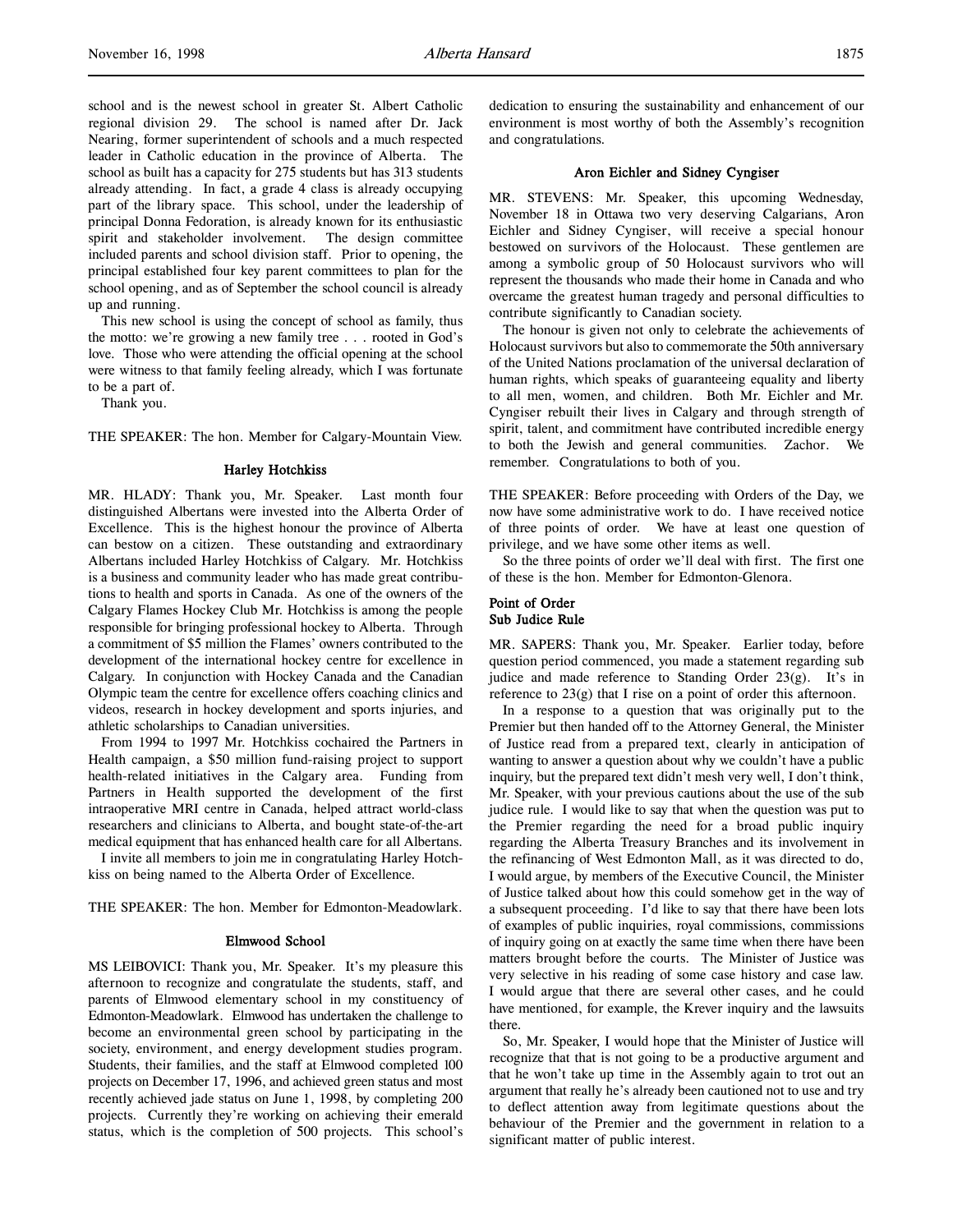school and is the newest school in greater St. Albert Catholic regional division 29. The school is named after Dr. Jack Nearing, former superintendent of schools and a much respected leader in Catholic education in the province of Alberta. The school as built has a capacity for 275 students but has 313 students already attending. In fact, a grade 4 class is already occupying part of the library space. This school, under the leadership of principal Donna Fedoration, is already known for its enthusiastic spirit and stakeholder involvement. The design committee included parents and school division staff. Prior to opening, the principal established four key parent committees to plan for the school opening, and as of September the school council is already up and running.

This new school is using the concept of school as family, thus the motto: we're growing a new family tree . . . rooted in God's love. Those who were attending the official opening at the school were witness to that family feeling already, which I was fortunate to be a part of.

Thank you.

THE SPEAKER: The hon. Member for Calgary-Mountain View.

### Harley Hotchkiss

MR. HLADY: Thank you, Mr. Speaker. Last month four distinguished Albertans were invested into the Alberta Order of Excellence. This is the highest honour the province of Alberta can bestow on a citizen. These outstanding and extraordinary Albertans included Harley Hotchkiss of Calgary. Mr. Hotchkiss is a business and community leader who has made great contributions to health and sports in Canada. As one of the owners of the Calgary Flames Hockey Club Mr. Hotchkiss is among the people responsible for bringing professional hockey to Alberta. Through a commitment of $5 million the Flames' owners contributed to the development of the international hockey centre for excellence in Calgary. In conjunction with Hockey Canada and the Canadian Olympic team the centre for excellence offers coaching clinics and videos, research in hockey development and sports injuries, and athletic scholarships to Canadian universities.

From 1994 to 1997 Mr. Hotchkiss cochaired the Partners in Health campaign, a $50 million fund-raising project to support health-related initiatives in the Calgary area. Funding from Partners in Health supported the development of the first intraoperative MRI centre in Canada, helped attract world-class researchers and clinicians to Alberta, and bought state-of-the-art medical equipment that has enhanced health care for all Albertans.

I invite all members to join me in congratulating Harley Hotchkiss on being named to the Alberta Order of Excellence.

THE SPEAKER: The hon. Member for Edmonton-Meadowlark.

### Elmwood School

MS LEIBOVICI: Thank you, Mr. Speaker. It's my pleasure this afternoon to recognize and congratulate the students, staff, and parents of Elmwood elementary school in my constituency of Edmonton-Meadowlark. Elmwood has undertaken the challenge to become an environmental green school by participating in the society, environment, and energy development studies program. Students, their families, and the staff at Elmwood completed 100 projects on December 17, 1996, and achieved green status and most recently achieved jade status on June 1, 1998, by completing 200 projects. Currently they're working on achieving their emerald status, which is the completion of 500 projects. This school's dedication to ensuring the sustainability and enhancement of our environment is most worthy of both the Assembly's recognition and congratulations.

### Aron Eichler and Sidney Cyngiser

MR. STEVENS: Mr. Speaker, this upcoming Wednesday, November 18 in Ottawa two very deserving Calgarians, Aron Eichler and Sidney Cyngiser, will receive a special honour bestowed on survivors of the Holocaust. These gentlemen are among a symbolic group of 50 Holocaust survivors who will represent the thousands who made their home in Canada and who overcame the greatest human tragedy and personal difficulties to contribute significantly to Canadian society.

The honour is given not only to celebrate the achievements of Holocaust survivors but also to commemorate the 50th anniversary of the United Nations proclamation of the universal declaration of human rights, which speaks of guaranteeing equality and liberty to all men, women, and children. Both Mr. Eichler and Mr. Cyngiser rebuilt their lives in Calgary and through strength of spirit, talent, and commitment have contributed incredible energy to both the Jewish and general communities. Zachor. We remember. Congratulations to both of you.

THE SPEAKER: Before proceeding with Orders of the Day, we now have some administrative work to do. I have received notice of three points of order. We have at least one question of privilege, and we have some other items as well.

So the three points of order we'll deal with first. The first one of these is the hon. Member for Edmonton-Glenora.

### Point of Order
### Sub Judice Rule

MR. SAPERS: Thank you, Mr. Speaker. Earlier today, before question period commenced, you made a statement regarding sub judice and made reference to Standing Order 23(g). It's in reference to 23(g) that I rise on a point of order this afternoon.

In a response to a question that was originally put to the Premier but then handed off to the Attorney General, the Minister of Justice read from a prepared text, clearly in anticipation of wanting to answer a question about why we couldn't have a public inquiry, but the prepared text didn't mesh very well, I don't think, Mr. Speaker, with your previous cautions about the use of the sub judice rule. I would like to say that when the question was put to the Premier regarding the need for a broad public inquiry regarding the Alberta Treasury Branches and its involvement in the refinancing of West Edmonton Mall, as it was directed to do, I would argue, by members of the Executive Council, the Minister of Justice talked about how this could somehow get in the way of a subsequent proceeding. I'd like to say that there have been lots of examples of public inquiries, royal commissions, commissions of inquiry going on at exactly the same time when there have been matters brought before the courts. The Minister of Justice was very selective in his reading of some case history and case law. I would argue that there are several other cases, and he could have mentioned, for example, the Krever inquiry and the lawsuits there.

So, Mr. Speaker, I would hope that the Minister of Justice will recognize that that is not going to be a productive argument and that he won't take up time in the Assembly again to trot out an argument that really he's already been cautioned not to use and try to deflect attention away from legitimate questions about the behaviour of the Premier and the government in relation to a significant matter of public interest.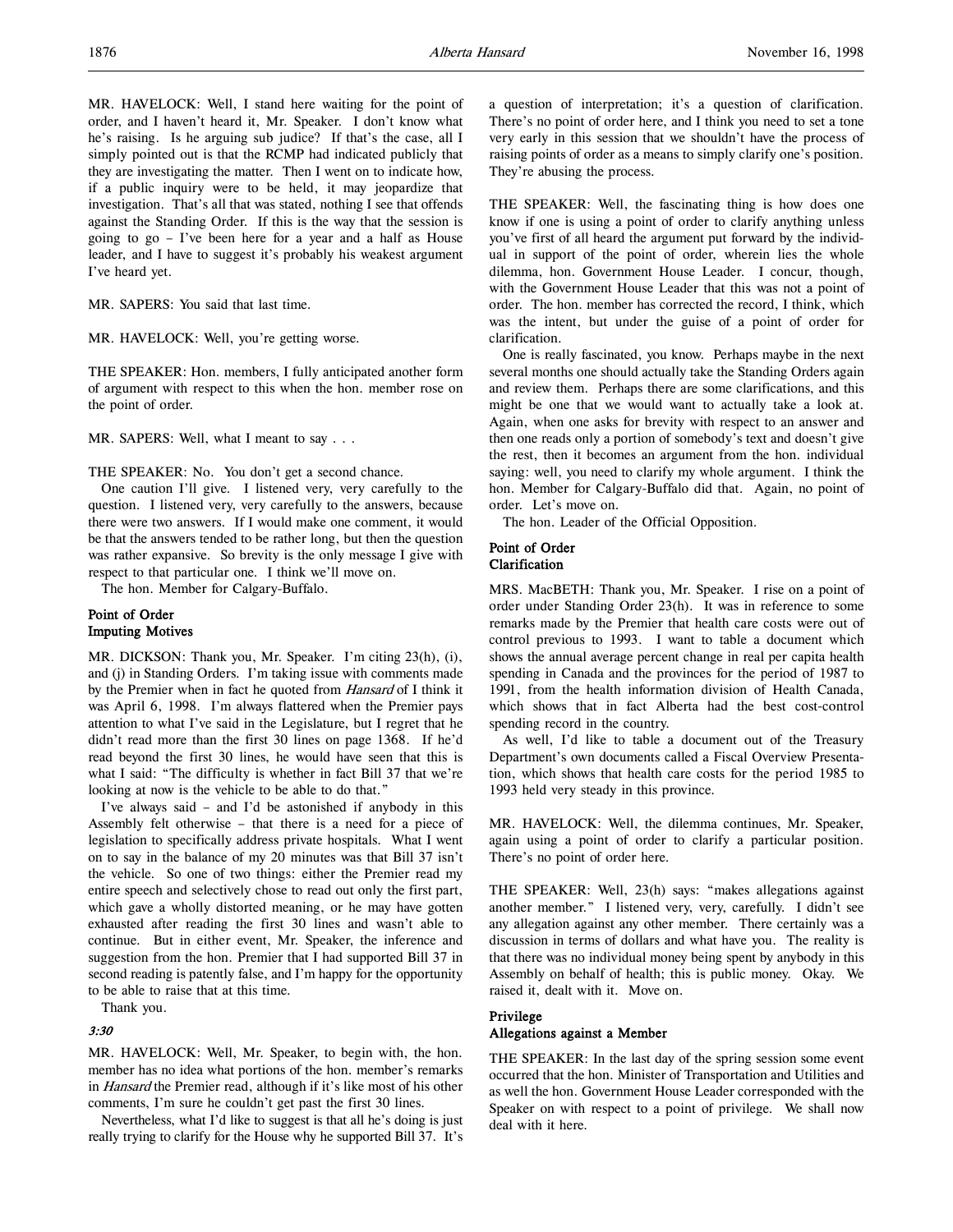MR. HAVELOCK: Well, I stand here waiting for the point of order, and I haven't heard it, Mr. Speaker. I don't know what he's raising. Is he arguing sub judice? If that's the case, all I simply pointed out is that the RCMP had indicated publicly that they are investigating the matter. Then I went on to indicate how, if a public inquiry were to be held, it may jeopardize that investigation. That's all that was stated, nothing I see that offends against the Standing Order. If this is the way that the session is going to go – I've been here for a year and a half as House leader, and I have to suggest it's probably his weakest argument I've heard yet.

MR. SAPERS: You said that last time.

MR. HAVELOCK: Well, you're getting worse.

THE SPEAKER: Hon. members, I fully anticipated another form of argument with respect to this when the hon. member rose on the point of order.

MR. SAPERS: Well, what I meant to say . . .

THE SPEAKER: No. You don't get a second chance.

One caution I'll give. I listened very, very carefully to the question. I listened very, very carefully to the answers, because there were two answers. If I would make one comment, it would be that the answers tended to be rather long, but then the question was rather expansive. So brevity is the only message I give with respect to that particular one. I think we'll move on.

The hon. Member for Calgary-Buffalo.

## Point of Order
## Imputing Motives

MR. DICKSON: Thank you, Mr. Speaker. I'm citing 23(h), (i), and (j) in Standing Orders. I'm taking issue with comments made by the Premier when in fact he quoted from *Hansard* of I think it was April 6, 1998. I'm always flattered when the Premier pays attention to what I've said in the Legislature, but I regret that he didn't read more than the first 30 lines on page 1368. If he'd read beyond the first 30 lines, he would have seen that this is what I said: "The difficulty is whether in fact Bill 37 that we're looking at now is the vehicle to be able to do that."

I've always said – and I'd be astonished if anybody in this Assembly felt otherwise – that there is a need for a piece of legislation to specifically address private hospitals. What I went on to say in the balance of my 20 minutes was that Bill 37 isn't the vehicle. So one of two things: either the Premier read my entire speech and selectively chose to read out only the first part, which gave a wholly distorted meaning, or he may have gotten exhausted after reading the first 30 lines and wasn't able to continue. But in either event, Mr. Speaker, the inference and suggestion from the hon. Premier that I had supported Bill 37 in second reading is patently false, and I'm happy for the opportunity to be able to raise that at this time.

Thank you.

*3:30*

MR. HAVELOCK: Well, Mr. Speaker, to begin with, the hon. member has no idea what portions of the hon. member's remarks in *Hansard* the Premier read, although if it's like most of his other comments, I'm sure he couldn't get past the first 30 lines.

Nevertheless, what I'd like to suggest is that all he's doing is just really trying to clarify for the House why he supported Bill 37. It's a question of interpretation; it's a question of clarification. There's no point of order here, and I think you need to set a tone very early in this session that we shouldn't have the process of raising points of order as a means to simply clarify one's position. They're abusing the process.

THE SPEAKER: Well, the fascinating thing is how does one know if one is using a point of order to clarify anything unless you've first of all heard the argument put forward by the individual in support of the point of order, wherein lies the whole dilemma, hon. Government House Leader. I concur, though, with the Government House Leader that this was not a point of order. The hon. member has corrected the record, I think, which was the intent, but under the guise of a point of order for clarification.

One is really fascinated, you know. Perhaps maybe in the next several months one should actually take the Standing Orders again and review them. Perhaps there are some clarifications, and this might be one that we would want to actually take a look at. Again, when one asks for brevity with respect to an answer and then one reads only a portion of somebody's text and doesn't give the rest, then it becomes an argument from the hon. individual saying: well, you need to clarify my whole argument. I think the hon. Member for Calgary-Buffalo did that. Again, no point of order. Let's move on.

The hon. Leader of the Official Opposition.

## Point of Order
## Clarification

MRS. MacBETH: Thank you, Mr. Speaker. I rise on a point of order under Standing Order 23(h). It was in reference to some remarks made by the Premier that health care costs were out of control previous to 1993. I want to table a document which shows the annual average percent change in real per capita health spending in Canada and the provinces for the period of 1987 to 1991, from the health information division of Health Canada, which shows that in fact Alberta had the best cost-control spending record in the country.

As well, I'd like to table a document out of the Treasury Department's own documents called a Fiscal Overview Presentation, which shows that health care costs for the period 1985 to 1993 held very steady in this province.

MR. HAVELOCK: Well, the dilemma continues, Mr. Speaker, again using a point of order to clarify a particular position. There's no point of order here.

THE SPEAKER: Well, 23(h) says: "makes allegations against another member." I listened very, very, carefully. I didn't see any allegation against any other member. There certainly was a discussion in terms of dollars and what have you. The reality is that there was no individual money being spent by anybody in this Assembly on behalf of health; this is public money. Okay. We raised it, dealt with it. Move on.

## Privilege
## Allegations against a Member

THE SPEAKER: In the last day of the spring session some event occurred that the hon. Minister of Transportation and Utilities and as well the hon. Government House Leader corresponded with the Speaker on with respect to a point of privilege. We shall now deal with it here.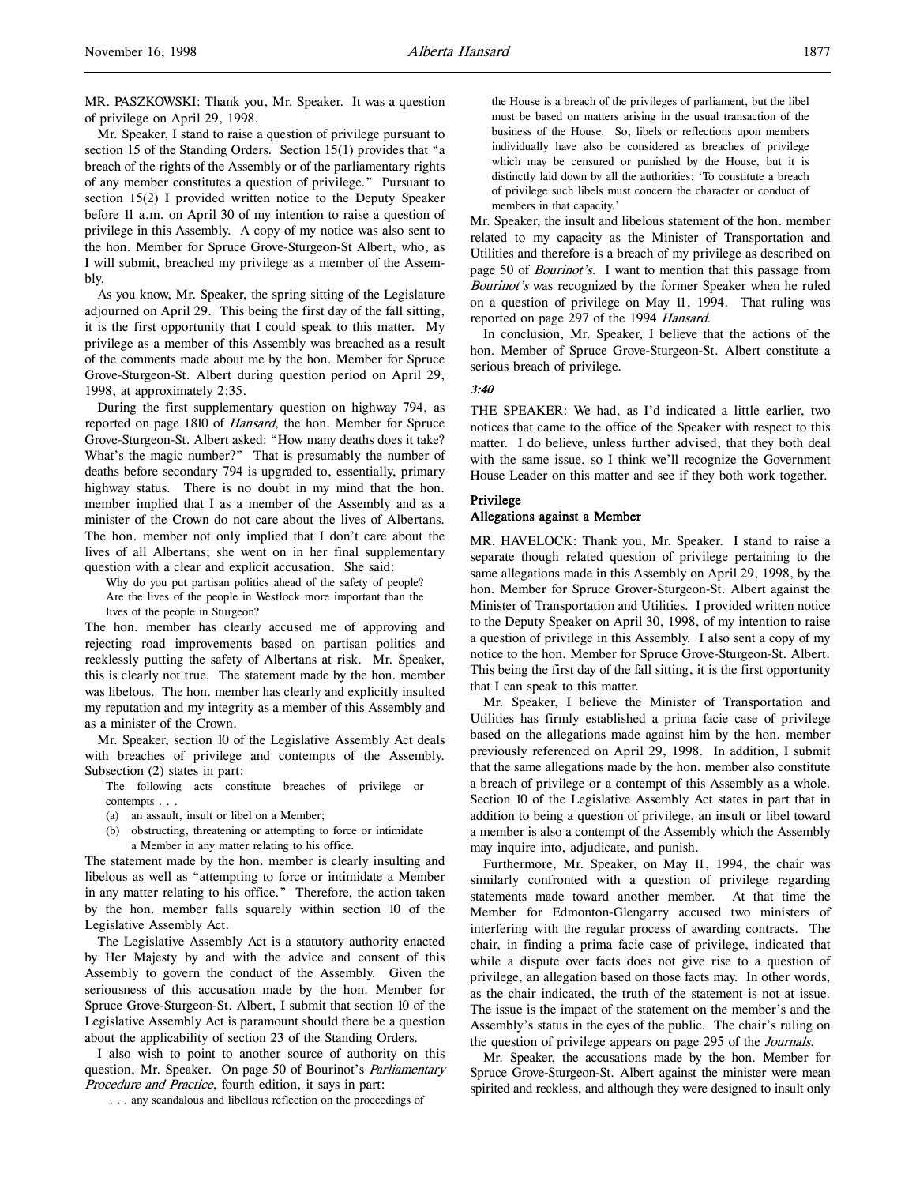MR. PASZKOWSKI: Thank you, Mr. Speaker. It was a question of privilege on April 29, 1998.

Mr. Speaker, I stand to raise a question of privilege pursuant to section 15 of the Standing Orders. Section 15(1) provides that "a breach of the rights of the Assembly or of the parliamentary rights of any member constitutes a question of privilege." Pursuant to section 15(2) I provided written notice to the Deputy Speaker before 11 a.m. on April 30 of my intention to raise a question of privilege in this Assembly. A copy of my notice was also sent to the hon. Member for Spruce Grove-Sturgeon-St Albert, who, as I will submit, breached my privilege as a member of the Assembly.

As you know, Mr. Speaker, the spring sitting of the Legislature adjourned on April 29. This being the first day of the fall sitting, it is the first opportunity that I could speak to this matter. My privilege as a member of this Assembly was breached as a result of the comments made about me by the hon. Member for Spruce Grove-Sturgeon-St. Albert during question period on April 29, 1998, at approximately 2:35.

During the first supplementary question on highway 794, as reported on page 1810 of *Hansard*, the hon. Member for Spruce Grove-Sturgeon-St. Albert asked: "How many deaths does it take? What's the magic number?" That is presumably the number of deaths before secondary 794 is upgraded to, essentially, primary highway status. There is no doubt in my mind that the hon. member implied that I as a member of the Assembly and as a minister of the Crown do not care about the lives of Albertans. The hon. member not only implied that I don't care about the lives of all Albertans; she went on in her final supplementary question with a clear and explicit accusation. She said:

> Why do you put partisan politics ahead of the safety of people? Are the lives of the people in Westlock more important than the lives of the people in Sturgeon?

The hon. member has clearly accused me of approving and rejecting road improvements based on partisan politics and recklessly putting the safety of Albertans at risk. Mr. Speaker, this is clearly not true. The statement made by the hon. member was libelous. The hon. member has clearly and explicitly insulted my reputation and my integrity as a member of this Assembly and as a minister of the Crown.

Mr. Speaker, section 10 of the Legislative Assembly Act deals with breaches of privilege and contempts of the Assembly. Subsection (2) states in part:

> The following acts constitute breaches of privilege or contempts . . .
> (a) an assault, insult or libel on a Member;
> (b) obstructing, threatening or attempting to force or intimidate a Member in any matter relating to his office.

The statement made by the hon. member is clearly insulting and libelous as well as "attempting to force or intimidate a Member in any matter relating to his office." Therefore, the action taken by the hon. member falls squarely within section 10 of the Legislative Assembly Act.

The Legislative Assembly Act is a statutory authority enacted by Her Majesty by and with the advice and consent of this Assembly to govern the conduct of the Assembly. Given the seriousness of this accusation made by the hon. Member for Spruce Grove-Sturgeon-St. Albert, I submit that section 10 of the Legislative Assembly Act is paramount should there be a question about the applicability of section 23 of the Standing Orders.

I also wish to point to another source of authority on this question, Mr. Speaker. On page 50 of Bourinot's *Parliamentary Procedure and Practice*, fourth edition, it says in part:

> . . . any scandalous and libellous reflection on the proceedings of the House is a breach of the privileges of parliament, but the libel must be based on matters arising in the usual transaction of the business of the House. So, libels or reflections upon members individually have also be considered as breaches of privilege which may be censured or punished by the House, but it is distinctly laid down by all the authorities: 'To constitute a breach of privilege such libels must concern the character or conduct of members in that capacity.'

Mr. Speaker, the insult and libelous statement of the hon. member related to my capacity as the Minister of Transportation and Utilities and therefore is a breach of my privilege as described on page 50 of *Bourinot's*. I want to mention that this passage from *Bourinot's* was recognized by the former Speaker when he ruled on a question of privilege on May 11, 1994. That ruling was reported on page 297 of the 1994 *Hansard*.

In conclusion, Mr. Speaker, I believe that the actions of the hon. Member of Spruce Grove-Sturgeon-St. Albert constitute a serious breach of privilege.

*3:40*

THE SPEAKER: We had, as I'd indicated a little earlier, two notices that came to the office of the Speaker with respect to this matter. I do believe, unless further advised, that they both deal with the same issue, so I think we'll recognize the Government House Leader on this matter and see if they both work together.

### Privilege
### Allegations against a Member

MR. HAVELOCK: Thank you, Mr. Speaker. I stand to raise a separate though related question of privilege pertaining to the same allegations made in this Assembly on April 29, 1998, by the hon. Member for Spruce Grover-Sturgeon-St. Albert against the Minister of Transportation and Utilities. I provided written notice to the Deputy Speaker on April 30, 1998, of my intention to raise a question of privilege in this Assembly. I also sent a copy of my notice to the hon. Member for Spruce Grove-Sturgeon-St. Albert. This being the first day of the fall sitting, it is the first opportunity that I can speak to this matter.

Mr. Speaker, I believe the Minister of Transportation and Utilities has firmly established a prima facie case of privilege based on the allegations made against him by the hon. member previously referenced on April 29, 1998. In addition, I submit that the same allegations made by the hon. member also constitute a breach of privilege or a contempt of this Assembly as a whole. Section 10 of the Legislative Assembly Act states in part that in addition to being a question of privilege, an insult or libel toward a member is also a contempt of the Assembly which the Assembly may inquire into, adjudicate, and punish.

Furthermore, Mr. Speaker, on May 11, 1994, the chair was similarly confronted with a question of privilege regarding statements made toward another member. At that time the Member for Edmonton-Glengarry accused two ministers of interfering with the regular process of awarding contracts. The chair, in finding a prima facie case of privilege, indicated that while a dispute over facts does not give rise to a question of privilege, an allegation based on those facts may. In other words, as the chair indicated, the truth of the statement is not at issue. The issue is the impact of the statement on the member's and the Assembly's status in the eyes of the public. The chair's ruling on the question of privilege appears on page 295 of the *Journals*.

Mr. Speaker, the accusations made by the hon. Member for Spruce Grove-Sturgeon-St. Albert against the minister were mean spirited and reckless, and although they were designed to insult only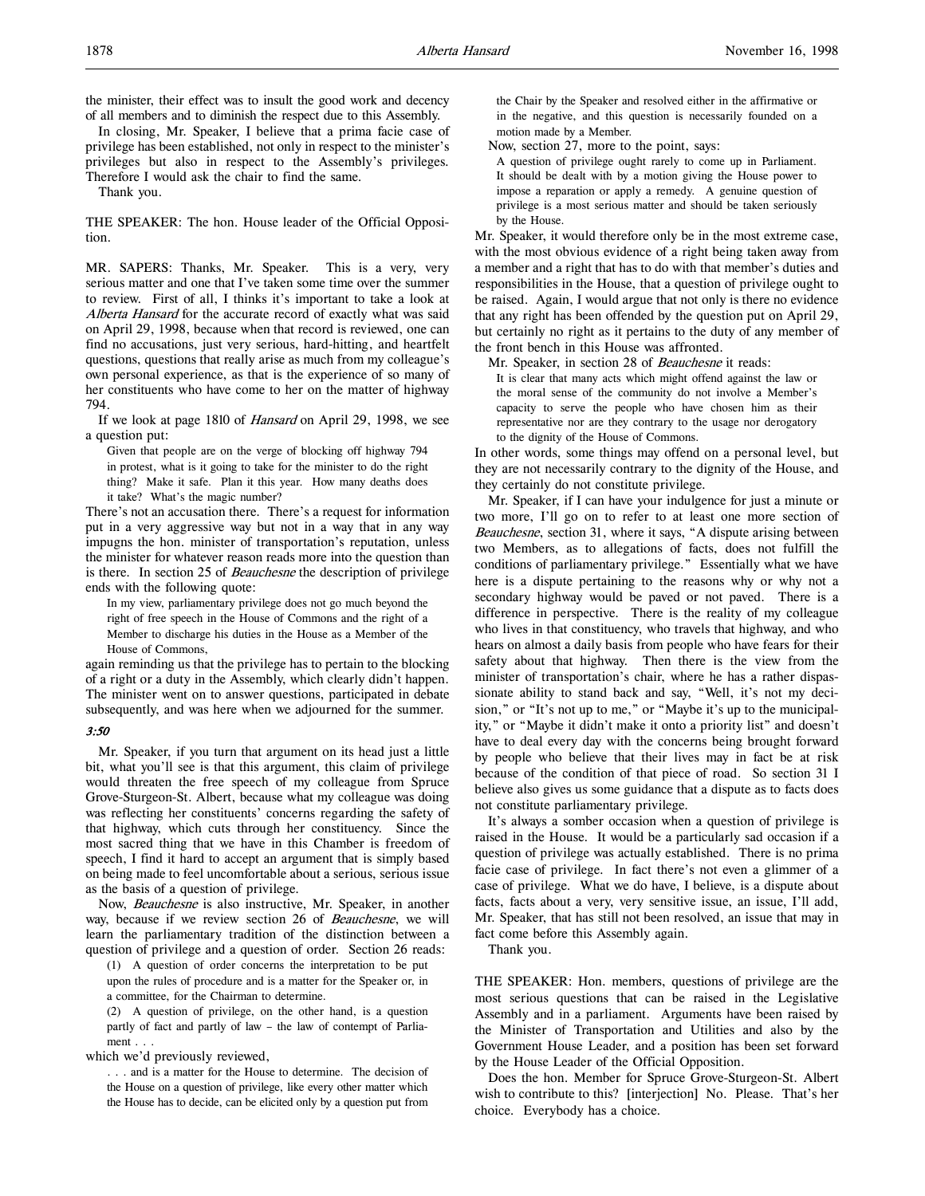the minister, their effect was to insult the good work and decency of all members and to diminish the respect due to this Assembly.

In closing, Mr. Speaker, I believe that a prima facie case of privilege has been established, not only in respect to the minister's privileges but also in respect to the Assembly's privileges. Therefore I would ask the chair to find the same.

Thank you.

THE SPEAKER: The hon. House leader of the Official Opposition.

MR. SAPERS: Thanks, Mr. Speaker. This is a very, very serious matter and one that I've taken some time over the summer to review. First of all, I thinks it's important to take a look at *Alberta Hansard* for the accurate record of exactly what was said on April 29, 1998, because when that record is reviewed, one can find no accusations, just very serious, hard-hitting, and heartfelt questions, questions that really arise as much from my colleague's own personal experience, as that is the experience of so many of her constituents who have come to her on the matter of highway 794.

If we look at page 1810 of *Hansard* on April 29, 1998, we see a question put:

> Given that people are on the verge of blocking off highway 794 in protest, what is it going to take for the minister to do the right thing? Make it safe. Plan it this year. How many deaths does it take? What's the magic number?

There's not an accusation there. There's a request for information put in a very aggressive way but not in a way that in any way impugns the hon. minister of transportation's reputation, unless the minister for whatever reason reads more into the question than is there. In section 25 of *Beauchesne* the description of privilege ends with the following quote:

> In my view, parliamentary privilege does not go much beyond the right of free speech in the House of Commons and the right of a Member to discharge his duties in the House as a Member of the House of Commons,

again reminding us that the privilege has to pertain to the blocking of a right or a duty in the Assembly, which clearly didn't happen. The minister went on to answer questions, participated in debate subsequently, and was here when we adjourned for the summer.

*3:50*

Mr. Speaker, if you turn that argument on its head just a little bit, what you'll see is that this argument, this claim of privilege would threaten the free speech of my colleague from Spruce Grove-Sturgeon-St. Albert, because what my colleague was doing was reflecting her constituents' concerns regarding the safety of that highway, which cuts through her constituency. Since the most sacred thing that we have in this Chamber is freedom of speech, I find it hard to accept an argument that is simply based on being made to feel uncomfortable about a serious, serious issue as the basis of a question of privilege.

Now, *Beauchesne* is also instructive, Mr. Speaker, in another way, because if we review section 26 of *Beauchesne*, we will learn the parliamentary tradition of the distinction between a question of privilege and a question of order. Section 26 reads:

> (1) A question of order concerns the interpretation to be put upon the rules of procedure and is a matter for the Speaker or, in a committee, for the Chairman to determine.
>
> (2) A question of privilege, on the other hand, is a question partly of fact and partly of law – the law of contempt of Parliament . . .

which we'd previously reviewed,

> . . . and is a matter for the House to determine. The decision of the House on a question of privilege, like every other matter which the House has to decide, can be elicited only by a question put from the Chair by the Speaker and resolved either in the affirmative or in the negative, and this question is necessarily founded on a motion made by a Member.

Now, section 27, more to the point, says:

> A question of privilege ought rarely to come up in Parliament. It should be dealt with by a motion giving the House power to impose a reparation or apply a remedy. A genuine question of privilege is a most serious matter and should be taken seriously by the House.

Mr. Speaker, it would therefore only be in the most extreme case, with the most obvious evidence of a right being taken away from a member and a right that has to do with that member's duties and responsibilities in the House, that a question of privilege ought to be raised. Again, I would argue that not only is there no evidence that any right has been offended by the question put on April 29, but certainly no right as it pertains to the duty of any member of the front bench in this House was affronted.

Mr. Speaker, in section 28 of *Beauchesne* it reads:

> It is clear that many acts which might offend against the law or the moral sense of the community do not involve a Member's capacity to serve the people who have chosen him as their representative nor are they contrary to the usage nor derogatory to the dignity of the House of Commons.

In other words, some things may offend on a personal level, but they are not necessarily contrary to the dignity of the House, and they certainly do not constitute privilege.

Mr. Speaker, if I can have your indulgence for just a minute or two more, I'll go on to refer to at least one more section of *Beauchesne*, section 31, where it says, "A dispute arising between two Members, as to allegations of facts, does not fulfill the conditions of parliamentary privilege." Essentially what we have here is a dispute pertaining to the reasons why or why not a secondary highway would be paved or not paved. There is a difference in perspective. There is the reality of my colleague who lives in that constituency, who travels that highway, and who hears on almost a daily basis from people who have fears for their safety about that highway. Then there is the view from the minister of transportation's chair, where he has a rather dispassionate ability to stand back and say, "Well, it's not my decision," or "It's not up to me," or "Maybe it's up to the municipality," or "Maybe it didn't make it onto a priority list" and doesn't have to deal every day with the concerns being brought forward by people who believe that their lives may in fact be at risk because of the condition of that piece of road. So section 31 I believe also gives us some guidance that a dispute as to facts does not constitute parliamentary privilege.

It's always a somber occasion when a question of privilege is raised in the House. It would be a particularly sad occasion if a question of privilege was actually established. There is no prima facie case of privilege. In fact there's not even a glimmer of a case of privilege. What we do have, I believe, is a dispute about facts, facts about a very, very sensitive issue, an issue, I'll add, Mr. Speaker, that has still not been resolved, an issue that may in fact come before this Assembly again.

Thank you.

THE SPEAKER: Hon. members, questions of privilege are the most serious questions that can be raised in the Legislative Assembly and in a parliament. Arguments have been raised by the Minister of Transportation and Utilities and also by the Government House Leader, and a position has been set forward by the House Leader of the Official Opposition.

Does the hon. Member for Spruce Grove-Sturgeon-St. Albert wish to contribute to this? [interjection] No. Please. That's her choice. Everybody has a choice.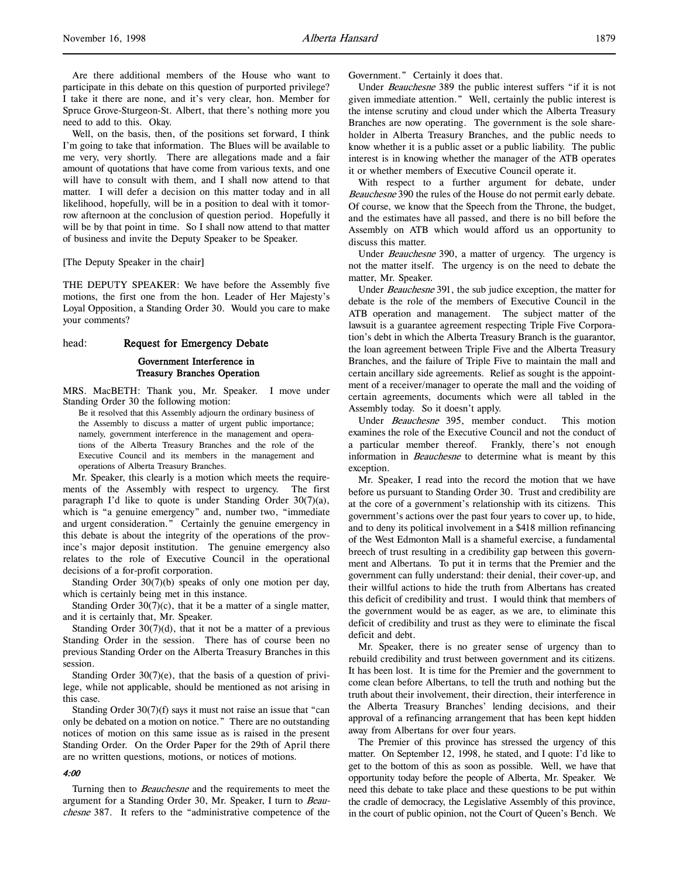Are there additional members of the House who want to participate in this debate on this question of purported privilege? I take it there are none, and it's very clear, hon. Member for Spruce Grove-Sturgeon-St. Albert, that there's nothing more you need to add to this. Okay.

Well, on the basis, then, of the positions set forward, I think I'm going to take that information. The Blues will be available to me very, very shortly. There are allegations made and a fair amount of quotations that have come from various texts, and one will have to consult with them, and I shall now attend to that matter. I will defer a decision on this matter today and in all likelihood, hopefully, will be in a position to deal with it tomorrow afternoon at the conclusion of question period. Hopefully it will be by that point in time. So I shall now attend to that matter of business and invite the Deputy Speaker to be Speaker.

[The Deputy Speaker in the chair]

THE DEPUTY SPEAKER: We have before the Assembly five motions, the first one from the hon. Leader of Her Majesty's Loyal Opposition, a Standing Order 30. Would you care to make your comments?

head: **Request for Emergency Debate**

## Government Interference in Treasury Branches Operation

MRS. MacBETH: Thank you, Mr. Speaker. I move under Standing Order 30 the following motion:

> Be it resolved that this Assembly adjourn the ordinary business of the Assembly to discuss a matter of urgent public importance; namely, government interference in the management and operations of the Alberta Treasury Branches and the role of the Executive Council and its members in the management and operations of Alberta Treasury Branches.

Mr. Speaker, this clearly is a motion which meets the requirements of the Assembly with respect to urgency. The first paragraph I'd like to quote is under Standing Order 30(7)(a), which is "a genuine emergency" and, number two, "immediate and urgent consideration." Certainly the genuine emergency in this debate is about the integrity of the operations of the province's major deposit institution. The genuine emergency also relates to the role of Executive Council in the operational decisions of a for-profit corporation.

Standing Order 30(7)(b) speaks of only one motion per day, which is certainly being met in this instance.

Standing Order 30(7)(c), that it be a matter of a single matter, and it is certainly that, Mr. Speaker.

Standing Order 30(7)(d), that it not be a matter of a previous Standing Order in the session. There has of course been no previous Standing Order on the Alberta Treasury Branches in this session.

Standing Order 30(7)(e), that the basis of a question of privilege, while not applicable, should be mentioned as not arising in this case.

Standing Order 30(7)(f) says it must not raise an issue that "can only be debated on a motion on notice." There are no outstanding notices of motion on this same issue as is raised in the present Standing Order. On the Order Paper for the 29th of April there are no written questions, motions, or notices of motions.

*4:00*

Turning then to *Beauchesne* and the requirements to meet the argument for a Standing Order 30, Mr. Speaker, I turn to *Beauchesne* 387. It refers to the "administrative competence of the Government." Certainly it does that.

Under *Beauchesne* 389 the public interest suffers "if it is not given immediate attention." Well, certainly the public interest is the intense scrutiny and cloud under which the Alberta Treasury Branches are now operating. The government is the sole shareholder in Alberta Treasury Branches, and the public needs to know whether it is a public asset or a public liability. The public interest is in knowing whether the manager of the ATB operates it or whether members of Executive Council operate it.

With respect to a further argument for debate, under *Beauchesne* 390 the rules of the House do not permit early debate. Of course, we know that the Speech from the Throne, the budget, and the estimates have all passed, and there is no bill before the Assembly on ATB which would afford us an opportunity to discuss this matter.

Under *Beauchesne* 390, a matter of urgency. The urgency is not the matter itself. The urgency is on the need to debate the matter, Mr. Speaker.

Under *Beauchesne* 391, the sub judice exception, the matter for debate is the role of the members of Executive Council in the ATB operation and management. The subject matter of the lawsuit is a guarantee agreement respecting Triple Five Corporation's debt in which the Alberta Treasury Branch is the guarantor, the loan agreement between Triple Five and the Alberta Treasury Branches, and the failure of Triple Five to maintain the mall and certain ancillary side agreements. Relief as sought is the appointment of a receiver/manager to operate the mall and the voiding of certain agreements, documents which were all tabled in the Assembly today. So it doesn't apply.

Under *Beauchesne* 395, member conduct. This motion examines the role of the Executive Council and not the conduct of a particular member thereof. Frankly, there's not enough information in *Beauchesne* to determine what is meant by this exception.

Mr. Speaker, I read into the record the motion that we have before us pursuant to Standing Order 30. Trust and credibility are at the core of a government's relationship with its citizens. This government's actions over the past four years to cover up, to hide, and to deny its political involvement in a $418 million refinancing of the West Edmonton Mall is a shameful exercise, a fundamental breech of trust resulting in a credibility gap between this government and Albertans. To put it in terms that the Premier and the government can fully understand: their denial, their cover-up, and their willful actions to hide the truth from Albertans has created this deficit of credibility and trust. I would think that members of the government would be as eager, as we are, to eliminate this deficit of credibility and trust as they were to eliminate the fiscal deficit and debt.

Mr. Speaker, there is no greater sense of urgency than to rebuild credibility and trust between government and its citizens. It has been lost. It is time for the Premier and the government to come clean before Albertans, to tell the truth and nothing but the truth about their involvement, their direction, their interference in the Alberta Treasury Branches' lending decisions, and their approval of a refinancing arrangement that has been kept hidden away from Albertans for over four years.

The Premier of this province has stressed the urgency of this matter. On September 12, 1998, he stated, and I quote: I'd like to get to the bottom of this as soon as possible. Well, we have that opportunity today before the people of Alberta, Mr. Speaker. We need this debate to take place and these questions to be put within the cradle of democracy, the Legislative Assembly of this province, in the court of public opinion, not the Court of Queen's Bench. We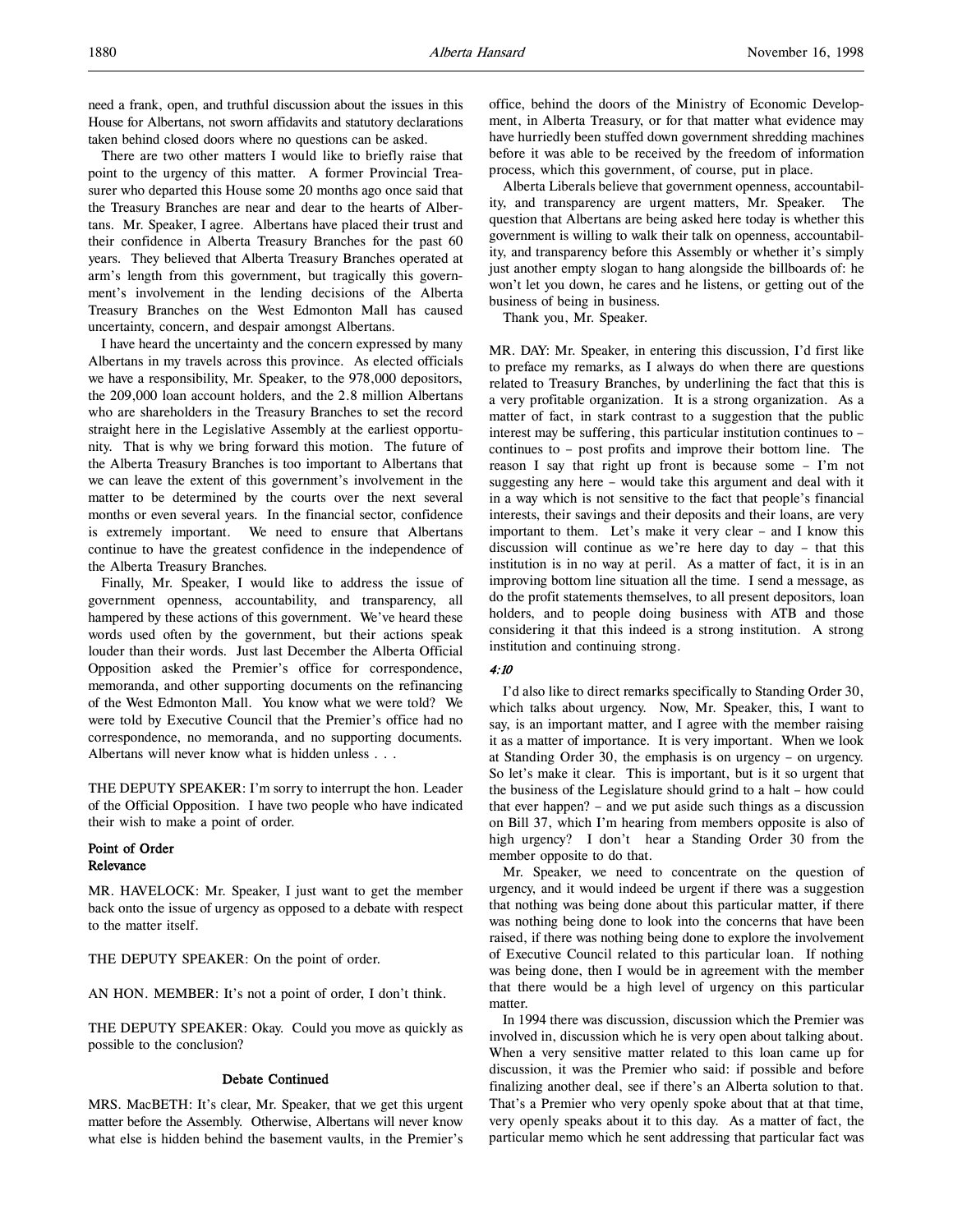need a frank, open, and truthful discussion about the issues in this House for Albertans, not sworn affidavits and statutory declarations taken behind closed doors where no questions can be asked.

There are two other matters I would like to briefly raise that point to the urgency of this matter. A former Provincial Treasurer who departed this House some 20 months ago once said that the Treasury Branches are near and dear to the hearts of Albertans. Mr. Speaker, I agree. Albertans have placed their trust and their confidence in Alberta Treasury Branches for the past 60 years. They believed that Alberta Treasury Branches operated at arm's length from this government, but tragically this government's involvement in the lending decisions of the Alberta Treasury Branches on the West Edmonton Mall has caused uncertainty, concern, and despair amongst Albertans.

I have heard the uncertainty and the concern expressed by many Albertans in my travels across this province. As elected officials we have a responsibility, Mr. Speaker, to the 978,000 depositors, the 209,000 loan account holders, and the 2.8 million Albertans who are shareholders in the Treasury Branches to set the record straight here in the Legislative Assembly at the earliest opportunity. That is why we bring forward this motion. The future of the Alberta Treasury Branches is too important to Albertans that we can leave the extent of this government's involvement in the matter to be determined by the courts over the next several months or even several years. In the financial sector, confidence is extremely important. We need to ensure that Albertans continue to have the greatest confidence in the independence of the Alberta Treasury Branches.

Finally, Mr. Speaker, I would like to address the issue of government openness, accountability, and transparency, all hampered by these actions of this government. We've heard these words used often by the government, but their actions speak louder than their words. Just last December the Alberta Official Opposition asked the Premier's office for correspondence, memoranda, and other supporting documents on the refinancing of the West Edmonton Mall. You know what we were told? We were told by Executive Council that the Premier's office had no correspondence, no memoranda, and no supporting documents. Albertans will never know what is hidden unless . . .

THE DEPUTY SPEAKER: I'm sorry to interrupt the hon. Leader of the Official Opposition. I have two people who have indicated their wish to make a point of order.

**Point of Order**
**Relevance**

MR. HAVELOCK: Mr. Speaker, I just want to get the member back onto the issue of urgency as opposed to a debate with respect to the matter itself.

THE DEPUTY SPEAKER: On the point of order.

AN HON. MEMBER: It's not a point of order, I don't think.

THE DEPUTY SPEAKER: Okay. Could you move as quickly as possible to the conclusion?

**Debate Continued**

MRS. MacBETH: It's clear, Mr. Speaker, that we get this urgent matter before the Assembly. Otherwise, Albertans will never know what else is hidden behind the basement vaults, in the Premier's office, behind the doors of the Ministry of Economic Development, in Alberta Treasury, or for that matter what evidence may have hurriedly been stuffed down government shredding machines before it was able to be received by the freedom of information process, which this government, of course, put in place.

Alberta Liberals believe that government openness, accountability, and transparency are urgent matters, Mr. Speaker. The question that Albertans are being asked here today is whether this government is willing to walk their talk on openness, accountability, and transparency before this Assembly or whether it's simply just another empty slogan to hang alongside the billboards of: he won't let you down, he cares and he listens, or getting out of the business of being in business.

Thank you, Mr. Speaker.

MR. DAY: Mr. Speaker, in entering this discussion, I'd first like to preface my remarks, as I always do when there are questions related to Treasury Branches, by underlining the fact that this is a very profitable organization. It is a strong organization. As a matter of fact, in stark contrast to a suggestion that the public interest may be suffering, this particular institution continues to – continues to – post profits and improve their bottom line. The reason I say that right up front is because some – I'm not suggesting any here – would take this argument and deal with it in a way which is not sensitive to the fact that people's financial interests, their savings and their deposits and their loans, are very important to them. Let's make it very clear – and I know this discussion will continue as we're here day to day – that this institution is in no way at peril. As a matter of fact, it is in an improving bottom line situation all the time. I send a message, as do the profit statements themselves, to all present depositors, loan holders, and to people doing business with ATB and those considering it that this indeed is a strong institution. A strong institution and continuing strong.

*4:10*

I'd also like to direct remarks specifically to Standing Order 30, which talks about urgency. Now, Mr. Speaker, this, I want to say, is an important matter, and I agree with the member raising it as a matter of importance. It is very important. When we look at Standing Order 30, the emphasis is on urgency – on urgency. So let's make it clear. This is important, but is it so urgent that the business of the Legislature should grind to a halt – how could that ever happen? – and we put aside such things as a discussion on Bill 37, which I'm hearing from members opposite is also of high urgency? I don't hear a Standing Order 30 from the member opposite to do that.

Mr. Speaker, we need to concentrate on the question of urgency, and it would indeed be urgent if there was a suggestion that nothing was being done about this particular matter, if there was nothing being done to look into the concerns that have been raised, if there was nothing being done to explore the involvement of Executive Council related to this particular loan. If nothing was being done, then I would be in agreement with the member that there would be a high level of urgency on this particular matter.

In 1994 there was discussion, discussion which the Premier was involved in, discussion which he is very open about talking about. When a very sensitive matter related to this loan came up for discussion, it was the Premier who said: if possible and before finalizing another deal, see if there's an Alberta solution to that. That's a Premier who very openly spoke about that at that time, very openly speaks about it to this day. As a matter of fact, the particular memo which he sent addressing that particular fact was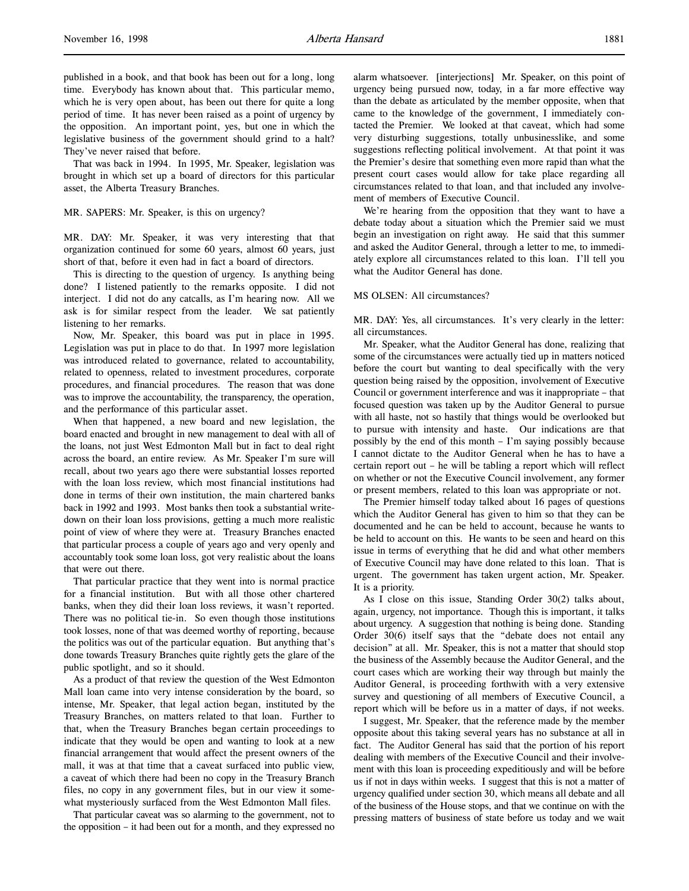published in a book, and that book has been out for a long, long time. Everybody has known about that. This particular memo, which he is very open about, has been out there for quite a long period of time. It has never been raised as a point of urgency by the opposition. An important point, yes, but one in which the legislative business of the government should grind to a halt? They've never raised that before.

That was back in 1994. In 1995, Mr. Speaker, legislation was brought in which set up a board of directors for this particular asset, the Alberta Treasury Branches.

MR. SAPERS: Mr. Speaker, is this on urgency?

MR. DAY: Mr. Speaker, it was very interesting that that organization continued for some 60 years, almost 60 years, just short of that, before it even had in fact a board of directors.

This is directing to the question of urgency. Is anything being done? I listened patiently to the remarks opposite. I did not interject. I did not do any catcalls, as I'm hearing now. All we ask is for similar respect from the leader. We sat patiently listening to her remarks.

Now, Mr. Speaker, this board was put in place in 1995. Legislation was put in place to do that. In 1997 more legislation was introduced related to governance, related to accountability, related to openness, related to investment procedures, corporate procedures, and financial procedures. The reason that was done was to improve the accountability, the transparency, the operation, and the performance of this particular asset.

When that happened, a new board and new legislation, the board enacted and brought in new management to deal with all of the loans, not just West Edmonton Mall but in fact to deal right across the board, an entire review. As Mr. Speaker I'm sure will recall, about two years ago there were substantial losses reported with the loan loss review, which most financial institutions had done in terms of their own institution, the main chartered banks back in 1992 and 1993. Most banks then took a substantial write-down on their loan loss provisions, getting a much more realistic point of view of where they were at. Treasury Branches enacted that particular process a couple of years ago and very openly and accountably took some loan loss, got very realistic about the loans that were out there.

That particular practice that they went into is normal practice for a financial institution. But with all those other chartered banks, when they did their loan loss reviews, it wasn't reported. There was no political tie-in. So even though those institutions took losses, none of that was deemed worthy of reporting, because the politics was out of the particular equation. But anything that's done towards Treasury Branches quite rightly gets the glare of the public spotlight, and so it should.

As a product of that review the question of the West Edmonton Mall loan came into very intense consideration by the board, so intense, Mr. Speaker, that legal action began, instituted by the Treasury Branches, on matters related to that loan. Further to that, when the Treasury Branches began certain proceedings to indicate that they would be open and wanting to look at a new financial arrangement that would affect the present owners of the mall, it was at that time that a caveat surfaced into public view, a caveat of which there had been no copy in the Treasury Branch files, no copy in any government files, but in our view it somewhat mysteriously surfaced from the West Edmonton Mall files.

That particular caveat was so alarming to the government, not to the opposition – it had been out for a month, and they expressed no alarm whatsoever. [interjections] Mr. Speaker, on this point of urgency being pursued now, today, in a far more effective way than the debate as articulated by the member opposite, when that came to the knowledge of the government, I immediately contacted the Premier. We looked at that caveat, which had some very disturbing suggestions, totally unbusinesslike, and some suggestions reflecting political involvement. At that point it was the Premier's desire that something even more rapid than what the present court cases would allow for take place regarding all circumstances related to that loan, and that included any involvement of members of Executive Council.

We're hearing from the opposition that they want to have a debate today about a situation which the Premier said we must begin an investigation on right away. He said that this summer and asked the Auditor General, through a letter to me, to immediately explore all circumstances related to this loan. I'll tell you what the Auditor General has done.

MS OLSEN: All circumstances?

MR. DAY: Yes, all circumstances. It's very clearly in the letter: all circumstances.

Mr. Speaker, what the Auditor General has done, realizing that some of the circumstances were actually tied up in matters noticed before the court but wanting to deal specifically with the very question being raised by the opposition, involvement of Executive Council or government interference and was it inappropriate – that focused question was taken up by the Auditor General to pursue with all haste, not so hastily that things would be overlooked but to pursue with intensity and haste. Our indications are that possibly by the end of this month – I'm saying possibly because I cannot dictate to the Auditor General when he has to have a certain report out – he will be tabling a report which will reflect on whether or not the Executive Council involvement, any former or present members, related to this loan was appropriate or not.

The Premier himself today talked about 16 pages of questions which the Auditor General has given to him so that they can be documented and he can be held to account, because he wants to be held to account on this. He wants to be seen and heard on this issue in terms of everything that he did and what other members of Executive Council may have done related to this loan. That is urgent. The government has taken urgent action, Mr. Speaker. It is a priority.

As I close on this issue, Standing Order 30(2) talks about, again, urgency, not importance. Though this is important, it talks about urgency. A suggestion that nothing is being done. Standing Order 30(6) itself says that the "debate does not entail any decision" at all. Mr. Speaker, this is not a matter that should stop the business of the Assembly because the Auditor General, and the court cases which are working their way through but mainly the Auditor General, is proceeding forthwith with a very extensive survey and questioning of all members of Executive Council, a report which will be before us in a matter of days, if not weeks.

I suggest, Mr. Speaker, that the reference made by the member opposite about this taking several years has no substance at all in fact. The Auditor General has said that the portion of his report dealing with members of the Executive Council and their involvement with this loan is proceeding expeditiously and will be before us if not in days within weeks. I suggest that this is not a matter of urgency qualified under section 30, which means all debate and all of the business of the House stops, and that we continue on with the pressing matters of business of state before us today and we wait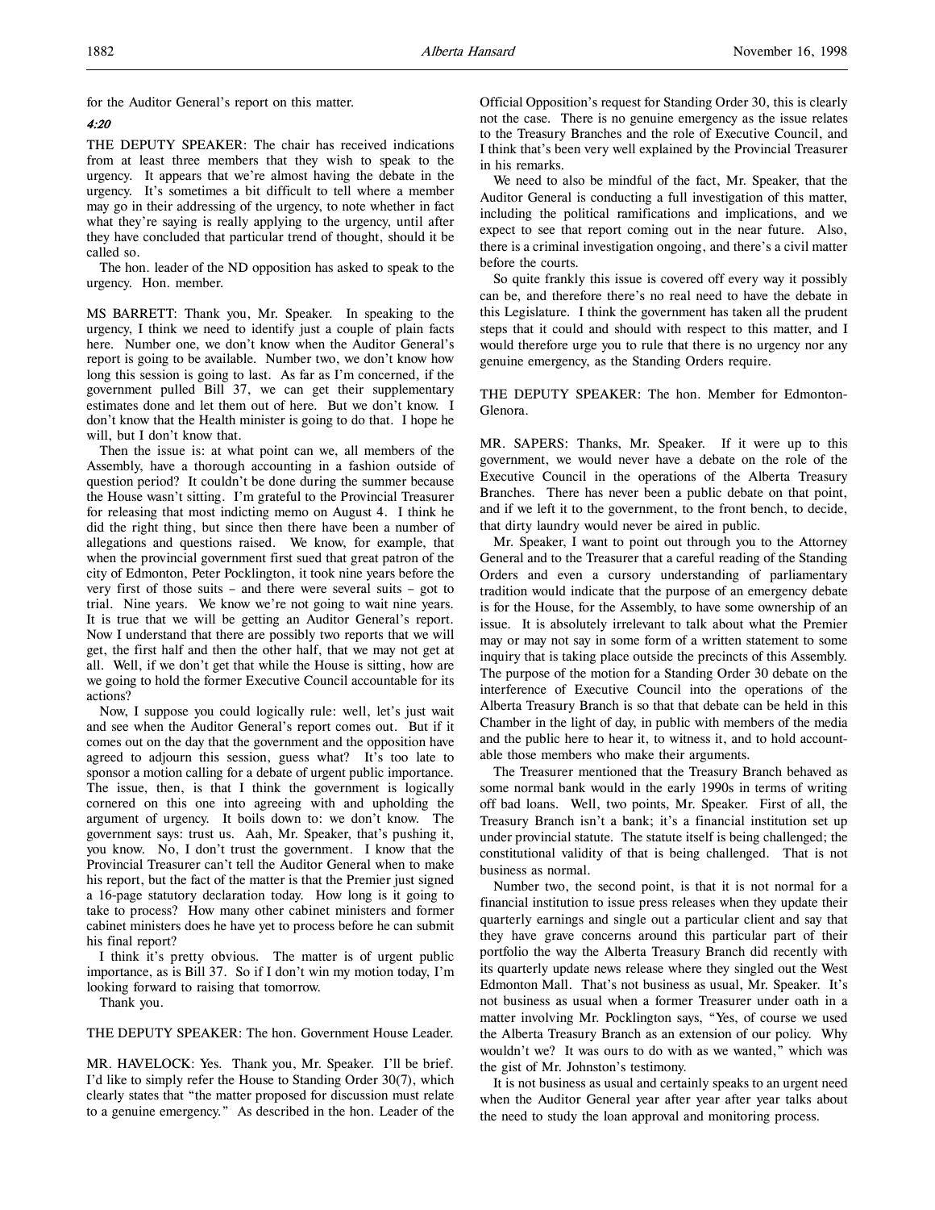for the Auditor General's report on this matter.

*4:20*

THE DEPUTY SPEAKER: The chair has received indications from at least three members that they wish to speak to the urgency. It appears that we're almost having the debate in the urgency. It's sometimes a bit difficult to tell where a member may go in their addressing of the urgency, to note whether in fact what they're saying is really applying to the urgency, until after they have concluded that particular trend of thought, should it be called so.

The hon. leader of the ND opposition has asked to speak to the urgency. Hon. member.

MS BARRETT: Thank you, Mr. Speaker. In speaking to the urgency, I think we need to identify just a couple of plain facts here. Number one, we don't know when the Auditor General's report is going to be available. Number two, we don't know how long this session is going to last. As far as I'm concerned, if the government pulled Bill 37, we can get their supplementary estimates done and let them out of here. But we don't know. I don't know that the Health minister is going to do that. I hope he will, but I don't know that.

Then the issue is: at what point can we, all members of the Assembly, have a thorough accounting in a fashion outside of question period? It couldn't be done during the summer because the House wasn't sitting. I'm grateful to the Provincial Treasurer for releasing that most indicting memo on August 4. I think he did the right thing, but since then there have been a number of allegations and questions raised. We know, for example, that when the provincial government first sued that great patron of the city of Edmonton, Peter Pocklington, it took nine years before the very first of those suits – and there were several suits – got to trial. Nine years. We know we're not going to wait nine years. It is true that we will be getting an Auditor General's report. Now I understand that there are possibly two reports that we will get, the first half and then the other half, that we may not get at all. Well, if we don't get that while the House is sitting, how are we going to hold the former Executive Council accountable for its actions?

Now, I suppose you could logically rule: well, let's just wait and see when the Auditor General's report comes out. But if it comes out on the day that the government and the opposition have agreed to adjourn this session, guess what? It's too late to sponsor a motion calling for a debate of urgent public importance. The issue, then, is that I think the government is logically cornered on this one into agreeing with and upholding the argument of urgency. It boils down to: we don't know. The government says: trust us. Aah, Mr. Speaker, that's pushing it, you know. No, I don't trust the government. I know that the Provincial Treasurer can't tell the Auditor General when to make his report, but the fact of the matter is that the Premier just signed a 16-page statutory declaration today. How long is it going to take to process? How many other cabinet ministers and former cabinet ministers does he have yet to process before he can submit his final report?

I think it's pretty obvious. The matter is of urgent public importance, as is Bill 37. So if I don't win my motion today, I'm looking forward to raising that tomorrow.

Thank you.

THE DEPUTY SPEAKER: The hon. Government House Leader.

MR. HAVELOCK: Yes. Thank you, Mr. Speaker. I'll be brief. I'd like to simply refer the House to Standing Order 30(7), which clearly states that "the matter proposed for discussion must relate to a genuine emergency." As described in the hon. Leader of the Official Opposition's request for Standing Order 30, this is clearly not the case. There is no genuine emergency as the issue relates to the Treasury Branches and the role of Executive Council, and I think that's been very well explained by the Provincial Treasurer in his remarks.

We need to also be mindful of the fact, Mr. Speaker, that the Auditor General is conducting a full investigation of this matter, including the political ramifications and implications, and we expect to see that report coming out in the near future. Also, there is a criminal investigation ongoing, and there's a civil matter before the courts.

So quite frankly this issue is covered off every way it possibly can be, and therefore there's no real need to have the debate in this Legislature. I think the government has taken all the prudent steps that it could and should with respect to this matter, and I would therefore urge you to rule that there is no urgency nor any genuine emergency, as the Standing Orders require.

THE DEPUTY SPEAKER: The hon. Member for Edmonton-Glenora.

MR. SAPERS: Thanks, Mr. Speaker. If it were up to this government, we would never have a debate on the role of the Executive Council in the operations of the Alberta Treasury Branches. There has never been a public debate on that point, and if we left it to the government, to the front bench, to decide, that dirty laundry would never be aired in public.

Mr. Speaker, I want to point out through you to the Attorney General and to the Treasurer that a careful reading of the Standing Orders and even a cursory understanding of parliamentary tradition would indicate that the purpose of an emergency debate is for the House, for the Assembly, to have some ownership of an issue. It is absolutely irrelevant to talk about what the Premier may or may not say in some form of a written statement to some inquiry that is taking place outside the precincts of this Assembly. The purpose of the motion for a Standing Order 30 debate on the interference of Executive Council into the operations of the Alberta Treasury Branch is so that that debate can be held in this Chamber in the light of day, in public with members of the media and the public here to hear it, to witness it, and to hold accountable those members who make their arguments.

The Treasurer mentioned that the Treasury Branch behaved as some normal bank would in the early 1990s in terms of writing off bad loans. Well, two points, Mr. Speaker. First of all, the Treasury Branch isn't a bank; it's a financial institution set up under provincial statute. The statute itself is being challenged; the constitutional validity of that is being challenged. That is not business as normal.

Number two, the second point, is that it is not normal for a financial institution to issue press releases when they update their quarterly earnings and single out a particular client and say that they have grave concerns around this particular part of their portfolio the way the Alberta Treasury Branch did recently with its quarterly update news release where they singled out the West Edmonton Mall. That's not business as usual, Mr. Speaker. It's not business as usual when a former Treasurer under oath in a matter involving Mr. Pocklington says, "Yes, of course we used the Alberta Treasury Branch as an extension of our policy. Why wouldn't we? It was ours to do with as we wanted," which was the gist of Mr. Johnston's testimony.

It is not business as usual and certainly speaks to an urgent need when the Auditor General year after year after year talks about the need to study the loan approval and monitoring process.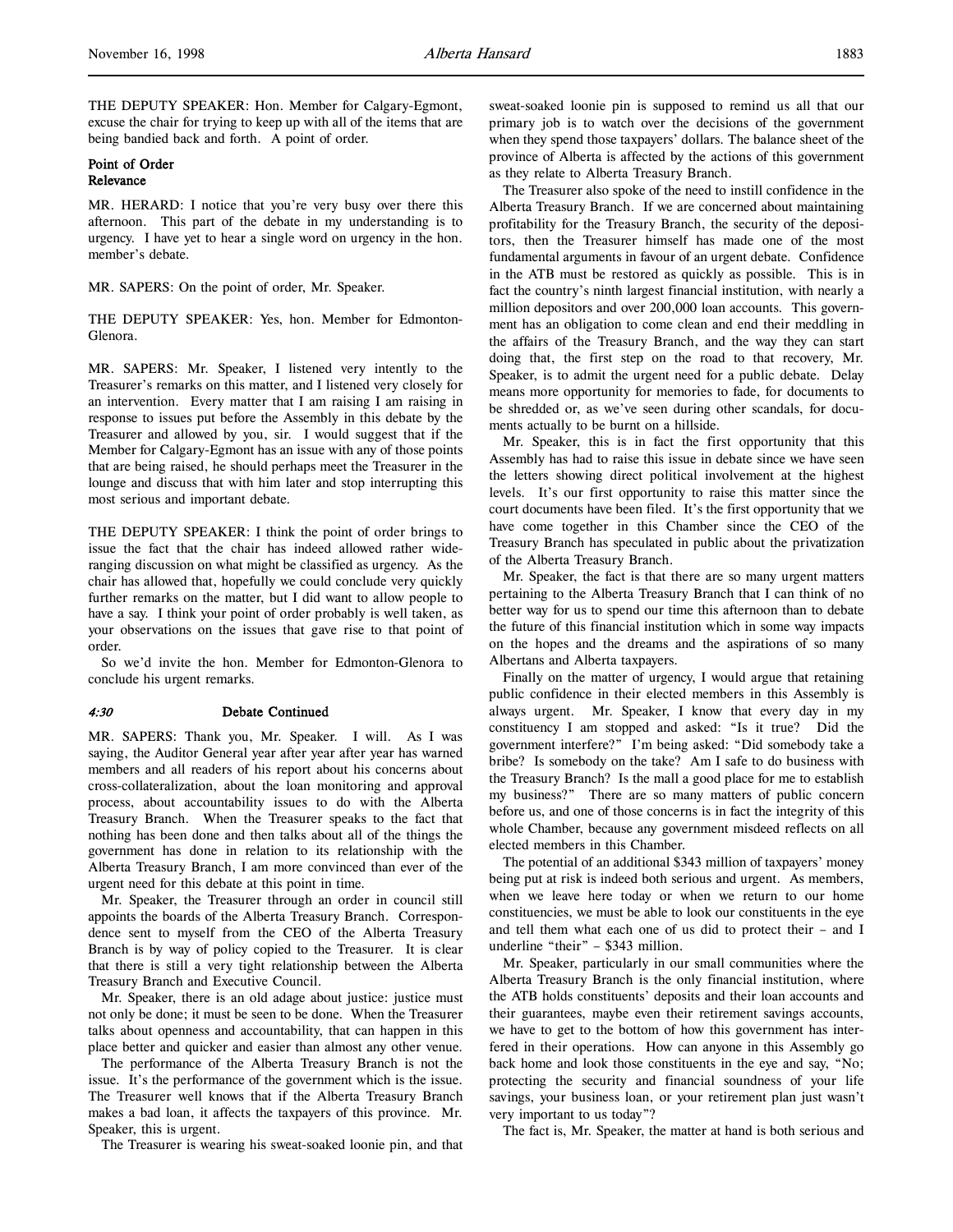THE DEPUTY SPEAKER: Hon. Member for Calgary-Egmont, excuse the chair for trying to keep up with all of the items that are being bandied back and forth. A point of order.

**Point of Order**
**Relevance**

MR. HERARD: I notice that you're very busy over there this afternoon. This part of the debate in my understanding is to urgency. I have yet to hear a single word on urgency in the hon. member's debate.

MR. SAPERS: On the point of order, Mr. Speaker.

THE DEPUTY SPEAKER: Yes, hon. Member for Edmonton-Glenora.

MR. SAPERS: Mr. Speaker, I listened very intently to the Treasurer's remarks on this matter, and I listened very closely for an intervention. Every matter that I am raising I am raising in response to issues put before the Assembly in this debate by the Treasurer and allowed by you, sir. I would suggest that if the Member for Calgary-Egmont has an issue with any of those points that are being raised, he should perhaps meet the Treasurer in the lounge and discuss that with him later and stop interrupting this most serious and important debate.

THE DEPUTY SPEAKER: I think the point of order brings to issue the fact that the chair has indeed allowed rather wide-ranging discussion on what might be classified as urgency. As the chair has allowed that, hopefully we could conclude very quickly further remarks on the matter, but I did want to allow people to have a say. I think your point of order probably is well taken, as your observations on the issues that gave rise to that point of order.

So we'd invite the hon. Member for Edmonton-Glenora to conclude his urgent remarks.

*4:30* **Debate Continued**

MR. SAPERS: Thank you, Mr. Speaker. I will. As I was saying, the Auditor General year after year after year has warned members and all readers of his report about his concerns about cross-collateralization, about the loan monitoring and approval process, about accountability issues to do with the Alberta Treasury Branch. When the Treasurer speaks to the fact that nothing has been done and then talks about all of the things the government has done in relation to its relationship with the Alberta Treasury Branch, I am more convinced than ever of the urgent need for this debate at this point in time.

Mr. Speaker, the Treasurer through an order in council still appoints the boards of the Alberta Treasury Branch. Correspondence sent to myself from the CEO of the Alberta Treasury Branch is by way of policy copied to the Treasurer. It is clear that there is still a very tight relationship between the Alberta Treasury Branch and Executive Council.

Mr. Speaker, there is an old adage about justice: justice must not only be done; it must be seen to be done. When the Treasurer talks about openness and accountability, that can happen in this place better and quicker and easier than almost any other venue.

The performance of the Alberta Treasury Branch is not the issue. It's the performance of the government which is the issue. The Treasurer well knows that if the Alberta Treasury Branch makes a bad loan, it affects the taxpayers of this province. Mr. Speaker, this is urgent.

The Treasurer is wearing his sweat-soaked loonie pin, and that sweat-soaked loonie pin is supposed to remind us all that our primary job is to watch over the decisions of the government when they spend those taxpayers' dollars. The balance sheet of the province of Alberta is affected by the actions of this government as they relate to Alberta Treasury Branch.

The Treasurer also spoke of the need to instill confidence in the Alberta Treasury Branch. If we are concerned about maintaining profitability for the Treasury Branch, the security of the depositors, then the Treasurer himself has made one of the most fundamental arguments in favour of an urgent debate. Confidence in the ATB must be restored as quickly as possible. This is in fact the country's ninth largest financial institution, with nearly a million depositors and over 200,000 loan accounts. This government has an obligation to come clean and end their meddling in the affairs of the Treasury Branch, and the way they can start doing that, the first step on the road to that recovery, Mr. Speaker, is to admit the urgent need for a public debate. Delay means more opportunity for memories to fade, for documents to be shredded or, as we've seen during other scandals, for documents actually to be burnt on a hillside.

Mr. Speaker, this is in fact the first opportunity that this Assembly has had to raise this issue in debate since we have seen the letters showing direct political involvement at the highest levels. It's our first opportunity to raise this matter since the court documents have been filed. It's the first opportunity that we have come together in this Chamber since the CEO of the Treasury Branch has speculated in public about the privatization of the Alberta Treasury Branch.

Mr. Speaker, the fact is that there are so many urgent matters pertaining to the Alberta Treasury Branch that I can think of no better way for us to spend our time this afternoon than to debate the future of this financial institution which in some way impacts on the hopes and the dreams and the aspirations of so many Albertans and Alberta taxpayers.

Finally on the matter of urgency, I would argue that retaining public confidence in their elected members in this Assembly is always urgent. Mr. Speaker, I know that every day in my constituency I am stopped and asked: "Is it true? Did the government interfere?" I'm being asked: "Did somebody take a bribe? Is somebody on the take? Am I safe to do business with the Treasury Branch? Is the mall a good place for me to establish my business?" There are so many matters of public concern before us, and one of those concerns is in fact the integrity of this whole Chamber, because any government misdeed reflects on all elected members in this Chamber.

The potential of an additional $343 million of taxpayers' money being put at risk is indeed both serious and urgent. As members, when we leave here today or when we return to our home constituencies, we must be able to look our constituents in the eye and tell them what each one of us did to protect their – and I underline "their" – $343 million.

Mr. Speaker, particularly in our small communities where the Alberta Treasury Branch is the only financial institution, where the ATB holds constituents' deposits and their loan accounts and their guarantees, maybe even their retirement savings accounts, we have to get to the bottom of how this government has interfered in their operations. How can anyone in this Assembly go back home and look those constituents in the eye and say, "No; protecting the security and financial soundness of your life savings, your business loan, or your retirement plan just wasn't very important to us today"?

The fact is, Mr. Speaker, the matter at hand is both serious and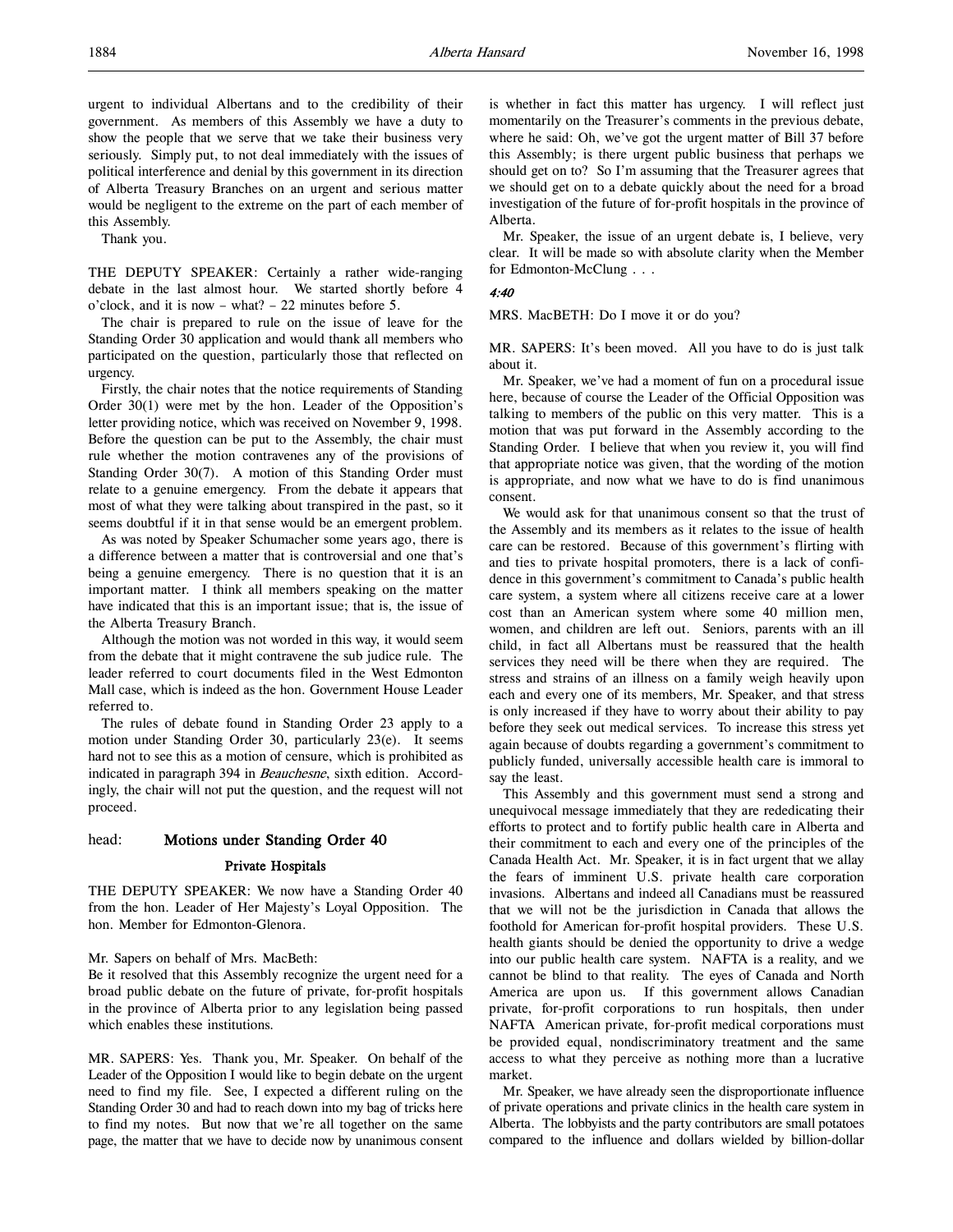urgent to individual Albertans and to the credibility of their government. As members of this Assembly we have a duty to show the people that we serve that we take their business very seriously. Simply put, to not deal immediately with the issues of political interference and denial by this government in its direction of Alberta Treasury Branches on an urgent and serious matter would be negligent to the extreme on the part of each member of this Assembly.

Thank you.

THE DEPUTY SPEAKER: Certainly a rather wide-ranging debate in the last almost hour. We started shortly before 4 o'clock, and it is now – what? – 22 minutes before 5.

The chair is prepared to rule on the issue of leave for the Standing Order 30 application and would thank all members who participated on the question, particularly those that reflected on urgency.

Firstly, the chair notes that the notice requirements of Standing Order 30(1) were met by the hon. Leader of the Opposition's letter providing notice, which was received on November 9, 1998. Before the question can be put to the Assembly, the chair must rule whether the motion contravenes any of the provisions of Standing Order 30(7). A motion of this Standing Order must relate to a genuine emergency. From the debate it appears that most of what they were talking about transpired in the past, so it seems doubtful if it in that sense would be an emergent problem.

As was noted by Speaker Schumacher some years ago, there is a difference between a matter that is controversial and one that's being a genuine emergency. There is no question that it is an important matter. I think all members speaking on the matter have indicated that this is an important issue; that is, the issue of the Alberta Treasury Branch.

Although the motion was not worded in this way, it would seem from the debate that it might contravene the sub judice rule. The leader referred to court documents filed in the West Edmonton Mall case, which is indeed as the hon. Government House Leader referred to.

The rules of debate found in Standing Order 23 apply to a motion under Standing Order 30, particularly 23(e). It seems hard not to see this as a motion of censure, which is prohibited as indicated in paragraph 394 in *Beauchesne*, sixth edition. Accordingly, the chair will not put the question, and the request will not proceed.

head: **Motions under Standing Order 40**

**Private Hospitals**

THE DEPUTY SPEAKER: We now have a Standing Order 40 from the hon. Leader of Her Majesty's Loyal Opposition. The hon. Member for Edmonton-Glenora.

Mr. Sapers on behalf of Mrs. MacBeth:
Be it resolved that this Assembly recognize the urgent need for a broad public debate on the future of private, for-profit hospitals in the province of Alberta prior to any legislation being passed which enables these institutions.

MR. SAPERS: Yes. Thank you, Mr. Speaker. On behalf of the Leader of the Opposition I would like to begin debate on the urgent need to find my file. See, I expected a different ruling on the Standing Order 30 and had to reach down into my bag of tricks here to find my notes. But now that we're all together on the same page, the matter that we have to decide now by unanimous consent is whether in fact this matter has urgency. I will reflect just momentarily on the Treasurer's comments in the previous debate, where he said: Oh, we've got the urgent matter of Bill 37 before this Assembly; is there urgent public business that perhaps we should get on to? So I'm assuming that the Treasurer agrees that we should get on to a debate quickly about the need for a broad investigation of the future of for-profit hospitals in the province of Alberta.

Mr. Speaker, the issue of an urgent debate is, I believe, very clear. It will be made so with absolute clarity when the Member for Edmonton-McClung . . .

*4:40*

MRS. MacBETH: Do I move it or do you?

MR. SAPERS: It's been moved. All you have to do is just talk about it.

Mr. Speaker, we've had a moment of fun on a procedural issue here, because of course the Leader of the Official Opposition was talking to members of the public on this very matter. This is a motion that was put forward in the Assembly according to the Standing Order. I believe that when you review it, you will find that appropriate notice was given, that the wording of the motion is appropriate, and now what we have to do is find unanimous consent.

We would ask for that unanimous consent so that the trust of the Assembly and its members as it relates to the issue of health care can be restored. Because of this government's flirting with and ties to private hospital promoters, there is a lack of confidence in this government's commitment to Canada's public health care system, a system where all citizens receive care at a lower cost than an American system where some 40 million men, women, and children are left out. Seniors, parents with an ill child, in fact all Albertans must be reassured that the health services they need will be there when they are required. The stress and strains of an illness on a family weigh heavily upon each and every one of its members, Mr. Speaker, and that stress is only increased if they have to worry about their ability to pay before they seek out medical services. To increase this stress yet again because of doubts regarding a government's commitment to publicly funded, universally accessible health care is immoral to say the least.

This Assembly and this government must send a strong and unequivocal message immediately that they are rededicating their efforts to protect and to fortify public health care in Alberta and their commitment to each and every one of the principles of the Canada Health Act. Mr. Speaker, it is in fact urgent that we allay the fears of imminent U.S. private health care corporation invasions. Albertans and indeed all Canadians must be reassured that we will not be the jurisdiction in Canada that allows the foothold for American for-profit hospital providers. These U.S. health giants should be denied the opportunity to drive a wedge into our public health care system. NAFTA is a reality, and we cannot be blind to that reality. The eyes of Canada and North America are upon us. If this government allows Canadian private, for-profit corporations to run hospitals, then under NAFTA American private, for-profit medical corporations must be provided equal, nondiscriminatory treatment and the same access to what they perceive as nothing more than a lucrative market.

Mr. Speaker, we have already seen the disproportionate influence of private operations and private clinics in the health care system in Alberta. The lobbyists and the party contributors are small potatoes compared to the influence and dollars wielded by billion-dollar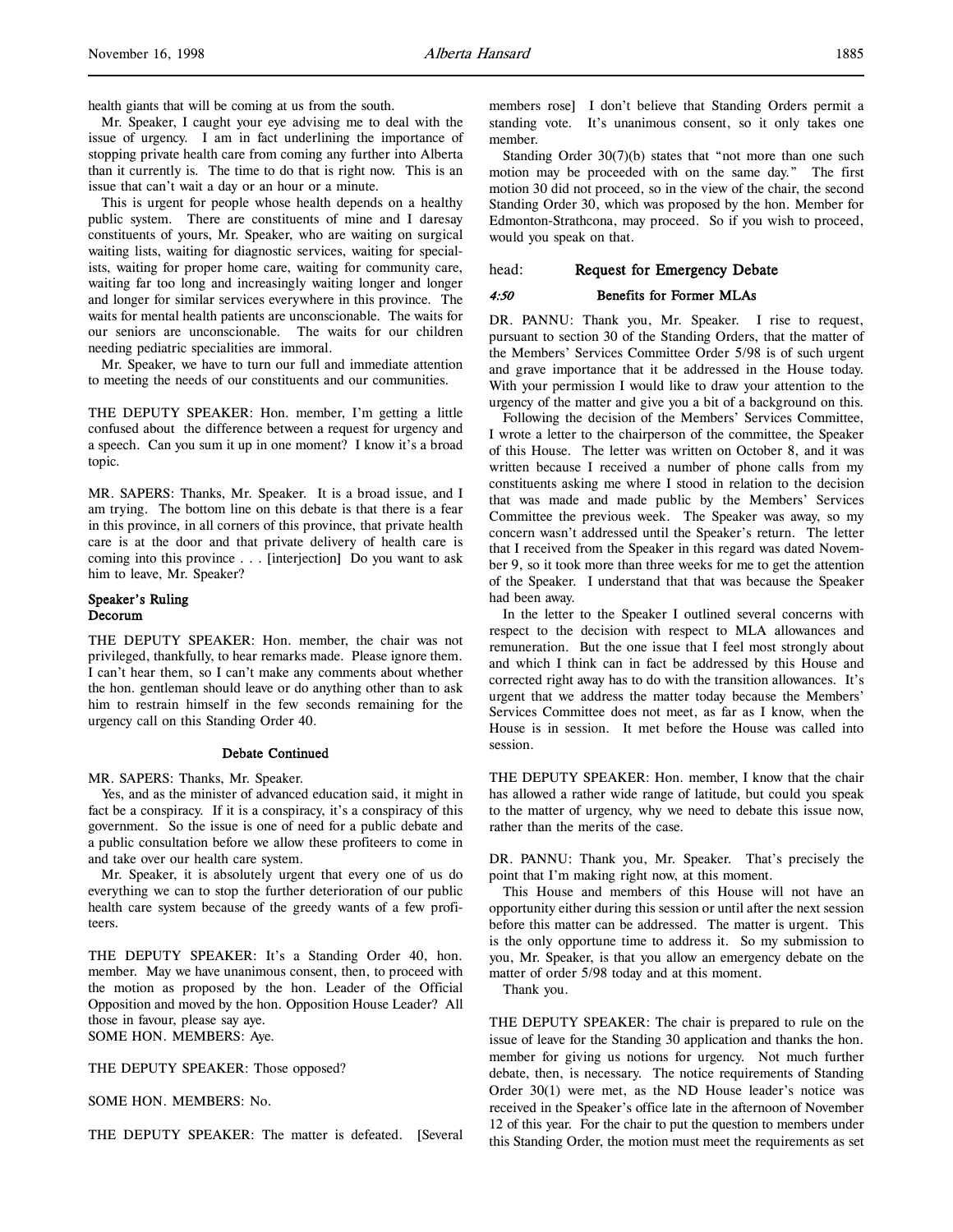health giants that will be coming at us from the south.

Mr. Speaker, I caught your eye advising me to deal with the issue of urgency. I am in fact underlining the importance of stopping private health care from coming any further into Alberta than it currently is. The time to do that is right now. This is an issue that can't wait a day or an hour or a minute.

This is urgent for people whose health depends on a healthy public system. There are constituents of mine and I daresay constituents of yours, Mr. Speaker, who are waiting on surgical waiting lists, waiting for diagnostic services, waiting for specialists, waiting for proper home care, waiting for community care, waiting far too long and increasingly waiting longer and longer and longer for similar services everywhere in this province. The waits for mental health patients are unconscionable. The waits for our seniors are unconscionable. The waits for our children needing pediatric specialities are immoral.

Mr. Speaker, we have to turn our full and immediate attention to meeting the needs of our constituents and our communities.

THE DEPUTY SPEAKER: Hon. member, I'm getting a little confused about the difference between a request for urgency and a speech. Can you sum it up in one moment? I know it's a broad topic.

MR. SAPERS: Thanks, Mr. Speaker. It is a broad issue, and I am trying. The bottom line on this debate is that there is a fear in this province, in all corners of this province, that private health care is at the door and that private delivery of health care is coming into this province . . . [interjection] Do you want to ask him to leave, Mr. Speaker?

### Speaker's Ruling
### Decorum

THE DEPUTY SPEAKER: Hon. member, the chair was not privileged, thankfully, to hear remarks made. Please ignore them. I can't hear them, so I can't make any comments about whether the hon. gentleman should leave or do anything other than to ask him to restrain himself in the few seconds remaining for the urgency call on this Standing Order 40.

### Debate Continued

MR. SAPERS: Thanks, Mr. Speaker.

Yes, and as the minister of advanced education said, it might in fact be a conspiracy. If it is a conspiracy, it's a conspiracy of this government. So the issue is one of need for a public debate and a public consultation before we allow these profiteers to come in and take over our health care system.

Mr. Speaker, it is absolutely urgent that every one of us do everything we can to stop the further deterioration of our public health care system because of the greedy wants of a few profiteers.

THE DEPUTY SPEAKER: It's a Standing Order 40, hon. member. May we have unanimous consent, then, to proceed with the motion as proposed by the hon. Leader of the Official Opposition and moved by the hon. Opposition House Leader? All those in favour, please say aye.

SOME HON. MEMBERS: Aye.

THE DEPUTY SPEAKER: Those opposed?

SOME HON. MEMBERS: No.

THE DEPUTY SPEAKER: The matter is defeated. [Several members rose] I don't believe that Standing Orders permit a standing vote. It's unanimous consent, so it only takes one member.

Standing Order 30(7)(b) states that "not more than one such motion may be proceeded with on the same day." The first motion 30 did not proceed, so in the view of the chair, the second Standing Order 30, which was proposed by the hon. Member for Edmonton-Strathcona, may proceed. So if you wish to proceed, would you speak on that.

## head: Request for Emergency Debate

### *4:50* Benefits for Former MLAs

DR. PANNU: Thank you, Mr. Speaker. I rise to request, pursuant to section 30 of the Standing Orders, that the matter of the Members' Services Committee Order 5/98 is of such urgent and grave importance that it be addressed in the House today. With your permission I would like to draw your attention to the urgency of the matter and give you a bit of a background on this.

Following the decision of the Members' Services Committee, I wrote a letter to the chairperson of the committee, the Speaker of this House. The letter was written on October 8, and it was written because I received a number of phone calls from my constituents asking me where I stood in relation to the decision that was made and made public by the Members' Services Committee the previous week. The Speaker was away, so my concern wasn't addressed until the Speaker's return. The letter that I received from the Speaker in this regard was dated November 9, so it took more than three weeks for me to get the attention of the Speaker. I understand that that was because the Speaker had been away.

In the letter to the Speaker I outlined several concerns with respect to the decision with respect to MLA allowances and remuneration. But the one issue that I feel most strongly about and which I think can in fact be addressed by this House and corrected right away has to do with the transition allowances. It's urgent that we address the matter today because the Members' Services Committee does not meet, as far as I know, when the House is in session. It met before the House was called into session.

THE DEPUTY SPEAKER: Hon. member, I know that the chair has allowed a rather wide range of latitude, but could you speak to the matter of urgency, why we need to debate this issue now, rather than the merits of the case.

DR. PANNU: Thank you, Mr. Speaker. That's precisely the point that I'm making right now, at this moment.

This House and members of this House will not have an opportunity either during this session or until after the next session before this matter can be addressed. The matter is urgent. This is the only opportune time to address it. So my submission to you, Mr. Speaker, is that you allow an emergency debate on the matter of order 5/98 today and at this moment.

Thank you.

THE DEPUTY SPEAKER: The chair is prepared to rule on the issue of leave for the Standing 30 application and thanks the hon. member for giving us notions for urgency. Not much further debate, then, is necessary. The notice requirements of Standing Order 30(1) were met, as the ND House leader's notice was received in the Speaker's office late in the afternoon of November 12 of this year. For the chair to put the question to members under this Standing Order, the motion must meet the requirements as set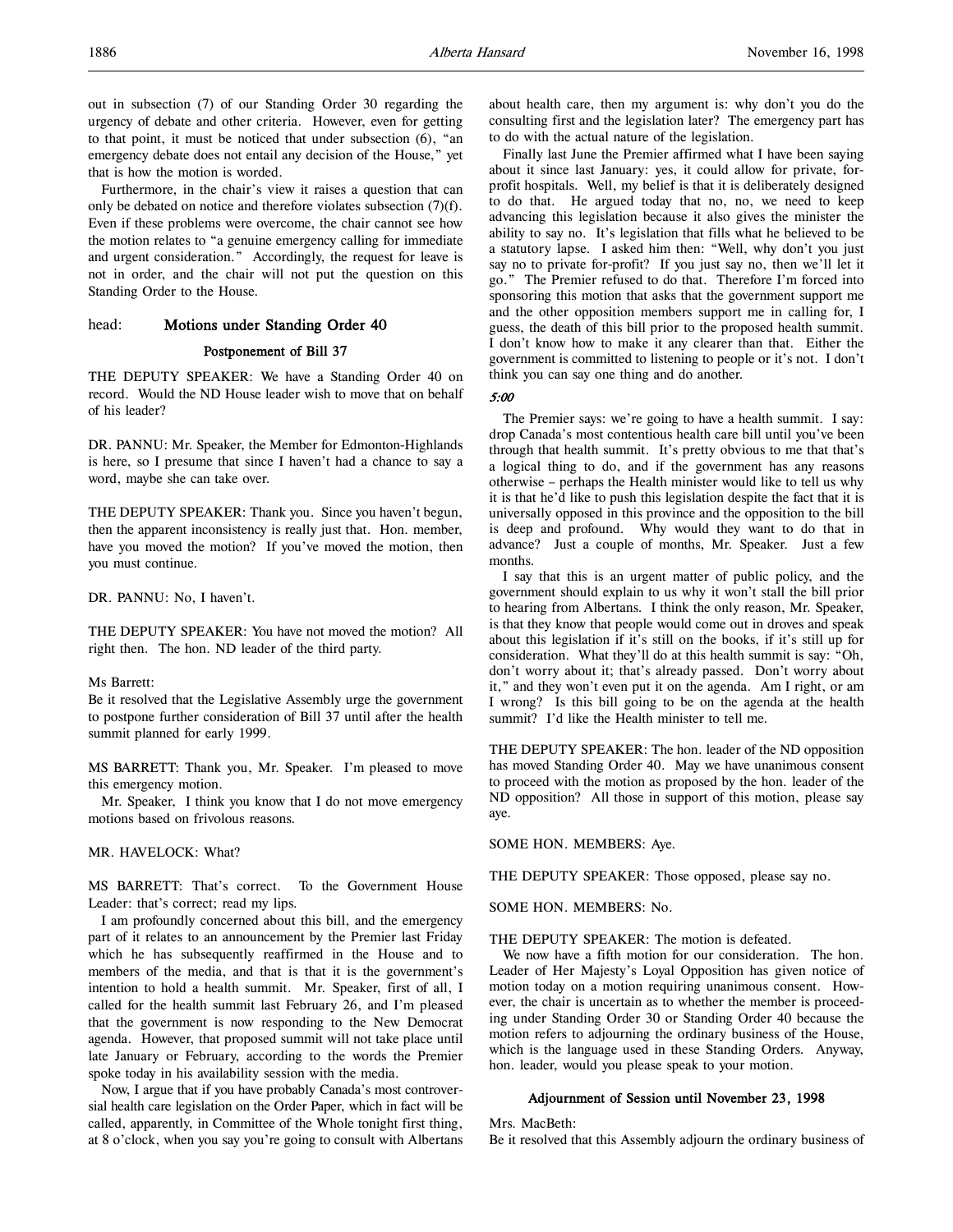out in subsection (7) of our Standing Order 30 regarding the urgency of debate and other criteria. However, even for getting to that point, it must be noticed that under subsection (6), "an emergency debate does not entail any decision of the House," yet that is how the motion is worded.

Furthermore, in the chair's view it raises a question that can only be debated on notice and therefore violates subsection (7)(f). Even if these problems were overcome, the chair cannot see how the motion relates to "a genuine emergency calling for immediate and urgent consideration." Accordingly, the request for leave is not in order, and the chair will not put the question on this Standing Order to the House.

head: **Motions under Standing Order 40**

### Postponement of Bill 37

THE DEPUTY SPEAKER: We have a Standing Order 40 on record. Would the ND House leader wish to move that on behalf of his leader?

DR. PANNU: Mr. Speaker, the Member for Edmonton-Highlands is here, so I presume that since I haven't had a chance to say a word, maybe she can take over.

THE DEPUTY SPEAKER: Thank you. Since you haven't begun, then the apparent inconsistency is really just that. Hon. member, have you moved the motion? If you've moved the motion, then you must continue.

DR. PANNU: No, I haven't.

THE DEPUTY SPEAKER: You have not moved the motion? All right then. The hon. ND leader of the third party.

Ms Barrett:
Be it resolved that the Legislative Assembly urge the government to postpone further consideration of Bill 37 until after the health summit planned for early 1999.

MS BARRETT: Thank you, Mr. Speaker. I'm pleased to move this emergency motion.

Mr. Speaker, I think you know that I do not move emergency motions based on frivolous reasons.

MR. HAVELOCK: What?

MS BARRETT: That's correct. To the Government House Leader: that's correct; read my lips.

I am profoundly concerned about this bill, and the emergency part of it relates to an announcement by the Premier last Friday which he has subsequently reaffirmed in the House and to members of the media, and that is that it is the government's intention to hold a health summit. Mr. Speaker, first of all, I called for the health summit last February 26, and I'm pleased that the government is now responding to the New Democrat agenda. However, that proposed summit will not take place until late January or February, according to the words the Premier spoke today in his availability session with the media.

Now, I argue that if you have probably Canada's most controversial health care legislation on the Order Paper, which in fact will be called, apparently, in Committee of the Whole tonight first thing, at 8 o'clock, when you say you're going to consult with Albertans about health care, then my argument is: why don't you do the consulting first and the legislation later? The emergency part has to do with the actual nature of the legislation.

Finally last June the Premier affirmed what I have been saying about it since last January: yes, it could allow for private, for-profit hospitals. Well, my belief is that it is deliberately designed to do that. He argued today that no, no, we need to keep advancing this legislation because it also gives the minister the ability to say no. It's legislation that fills what he believed to be a statutory lapse. I asked him then: "Well, why don't you just say no to private for-profit? If you just say no, then we'll let it go." The Premier refused to do that. Therefore I'm forced into sponsoring this motion that asks that the government support me and the other opposition members support me in calling for, I guess, the death of this bill prior to the proposed health summit. I don't know how to make it any clearer than that. Either the government is committed to listening to people or it's not. I don't think you can say one thing and do another.

*5:00*

The Premier says: we're going to have a health summit. I say: drop Canada's most contentious health care bill until you've been through that health summit. It's pretty obvious to me that that's a logical thing to do, and if the government has any reasons otherwise – perhaps the Health minister would like to tell us why it is that he'd like to push this legislation despite the fact that it is universally opposed in this province and the opposition to the bill is deep and profound. Why would they want to do that in advance? Just a couple of months, Mr. Speaker. Just a few months.

I say that this is an urgent matter of public policy, and the government should explain to us why it won't stall the bill prior to hearing from Albertans. I think the only reason, Mr. Speaker, is that they know that people would come out in droves and speak about this legislation if it's still on the books, if it's still up for consideration. What they'll do at this health summit is say: "Oh, don't worry about it; that's already passed. Don't worry about it," and they won't even put it on the agenda. Am I right, or am I wrong? Is this bill going to be on the agenda at the health summit? I'd like the Health minister to tell me.

THE DEPUTY SPEAKER: The hon. leader of the ND opposition has moved Standing Order 40. May we have unanimous consent to proceed with the motion as proposed by the hon. leader of the ND opposition? All those in support of this motion, please say aye.

SOME HON. MEMBERS: Aye.

THE DEPUTY SPEAKER: Those opposed, please say no.

SOME HON. MEMBERS: No.

THE DEPUTY SPEAKER: The motion is defeated.

We now have a fifth motion for our consideration. The hon. Leader of Her Majesty's Loyal Opposition has given notice of motion today on a motion requiring unanimous consent. However, the chair is uncertain as to whether the member is proceeding under Standing Order 30 or Standing Order 40 because the motion refers to adjourning the ordinary business of the House, which is the language used in these Standing Orders. Anyway, hon. leader, would you please speak to your motion.

### Adjournment of Session until November 23, 1998

Mrs. MacBeth:
Be it resolved that this Assembly adjourn the ordinary business of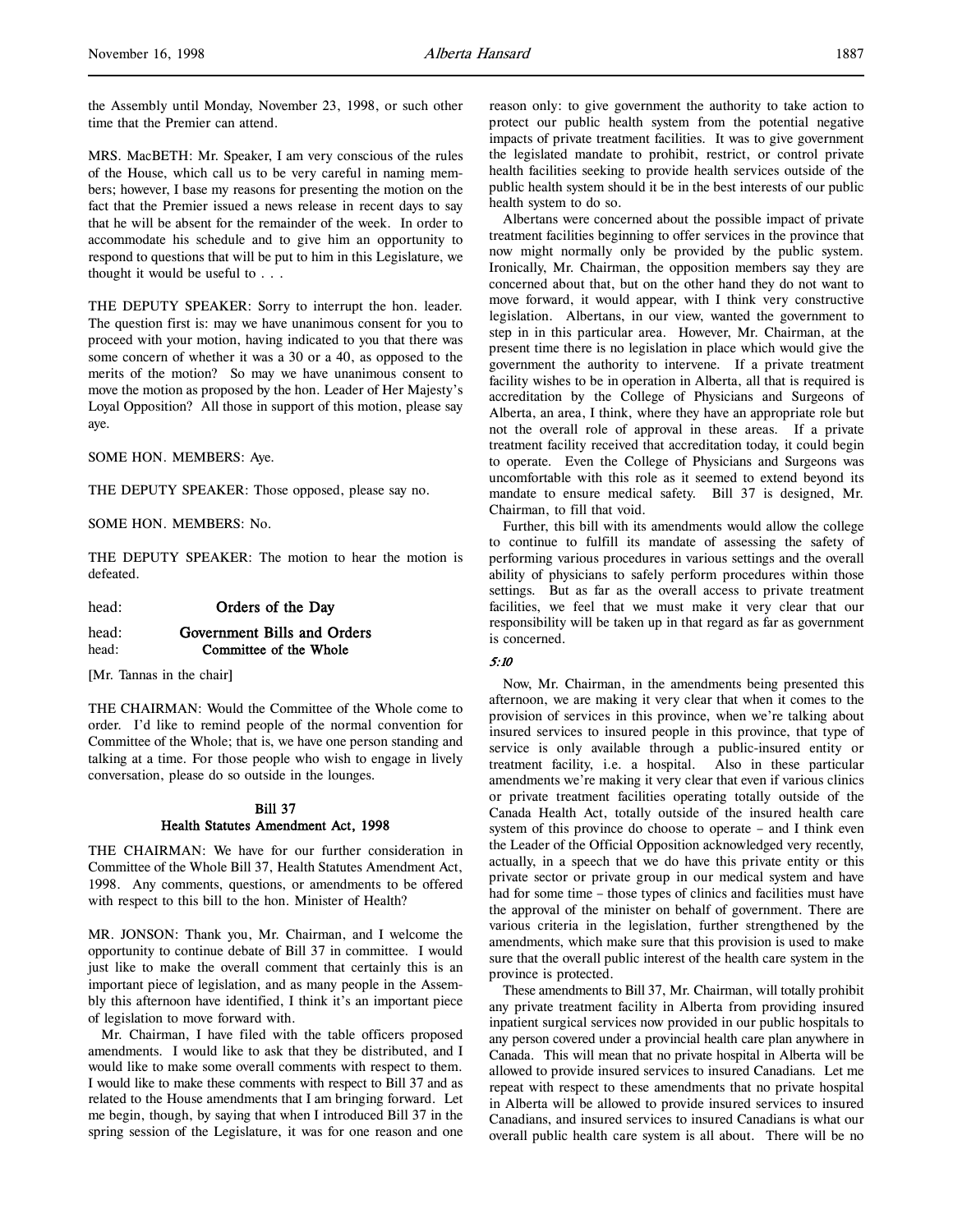the Assembly until Monday, November 23, 1998, or such other time that the Premier can attend.

MRS. MacBETH: Mr. Speaker, I am very conscious of the rules of the House, which call us to be very careful in naming members; however, I base my reasons for presenting the motion on the fact that the Premier issued a news release in recent days to say that he will be absent for the remainder of the week. In order to accommodate his schedule and to give him an opportunity to respond to questions that will be put to him in this Legislature, we thought it would be useful to . . .

THE DEPUTY SPEAKER: Sorry to interrupt the hon. leader. The question first is: may we have unanimous consent for you to proceed with your motion, having indicated to you that there was some concern of whether it was a 30 or a 40, as opposed to the merits of the motion? So may we have unanimous consent to move the motion as proposed by the hon. Leader of Her Majesty's Loyal Opposition? All those in support of this motion, please say aye.

SOME HON. MEMBERS: Aye.

THE DEPUTY SPEAKER: Those opposed, please say no.

SOME HON. MEMBERS: No.

THE DEPUTY SPEAKER: The motion to hear the motion is defeated.

head: **Orders of the Day**

head: **Government Bills and Orders**

head: **Committee of the Whole**

[Mr. Tannas in the chair]

THE CHAIRMAN: Would the Committee of the Whole come to order. I'd like to remind people of the normal convention for Committee of the Whole; that is, we have one person standing and talking at a time. For those people who wish to engage in lively conversation, please do so outside in the lounges.

## Bill 37
### Health Statutes Amendment Act, 1998

THE CHAIRMAN: We have for our further consideration in Committee of the Whole Bill 37, Health Statutes Amendment Act, 1998. Any comments, questions, or amendments to be offered with respect to this bill to the hon. Minister of Health?

MR. JONSON: Thank you, Mr. Chairman, and I welcome the opportunity to continue debate of Bill 37 in committee. I would just like to make the overall comment that certainly this is an important piece of legislation, and as many people in the Assembly this afternoon have identified, I think it's an important piece of legislation to move forward with.

Mr. Chairman, I have filed with the table officers proposed amendments. I would like to ask that they be distributed, and I would like to make some overall comments with respect to them. I would like to make these comments with respect to Bill 37 and as related to the House amendments that I am bringing forward. Let me begin, though, by saying that when I introduced Bill 37 in the spring session of the Legislature, it was for one reason and one reason only: to give government the authority to take action to protect our public health system from the potential negative impacts of private treatment facilities. It was to give government the legislated mandate to prohibit, restrict, or control private health facilities seeking to provide health services outside of the public health system should it be in the best interests of our public health system to do so.

Albertans were concerned about the possible impact of private treatment facilities beginning to offer services in the province that now might normally only be provided by the public system. Ironically, Mr. Chairman, the opposition members say they are concerned about that, but on the other hand they do not want to move forward, it would appear, with I think very constructive legislation. Albertans, in our view, wanted the government to step in in this particular area. However, Mr. Chairman, at the present time there is no legislation in place which would give the government the authority to intervene. If a private treatment facility wishes to be in operation in Alberta, all that is required is accreditation by the College of Physicians and Surgeons of Alberta, an area, I think, where they have an appropriate role but not the overall role of approval in these areas. If a private treatment facility received that accreditation today, it could begin to operate. Even the College of Physicians and Surgeons was uncomfortable with this role as it seemed to extend beyond its mandate to ensure medical safety. Bill 37 is designed, Mr. Chairman, to fill that void.

Further, this bill with its amendments would allow the college to continue to fulfill its mandate of assessing the safety of performing various procedures in various settings and the overall ability of physicians to safely perform procedures within those settings. But as far as the overall access to private treatment facilities, we feel that we must make it very clear that our responsibility will be taken up in that regard as far as government is concerned.

*5:10*

Now, Mr. Chairman, in the amendments being presented this afternoon, we are making it very clear that when it comes to the provision of services in this province, when we're talking about insured services to insured people in this province, that type of service is only available through a public-insured entity or treatment facility, i.e. a hospital. Also in these particular amendments we're making it very clear that even if various clinics or private treatment facilities operating totally outside of the Canada Health Act, totally outside of the insured health care system of this province do choose to operate – and I think even the Leader of the Official Opposition acknowledged very recently, actually, in a speech that we do have this private entity or this private sector or private group in our medical system and have had for some time – those types of clinics and facilities must have the approval of the minister on behalf of government. There are various criteria in the legislation, further strengthened by the amendments, which make sure that this provision is used to make sure that the overall public interest of the health care system in the province is protected.

These amendments to Bill 37, Mr. Chairman, will totally prohibit any private treatment facility in Alberta from providing insured inpatient surgical services now provided in our public hospitals to any person covered under a provincial health care plan anywhere in Canada. This will mean that no private hospital in Alberta will be allowed to provide insured services to insured Canadians. Let me repeat with respect to these amendments that no private hospital in Alberta will be allowed to provide insured services to insured Canadians, and insured services to insured Canadians is what our overall public health care system is all about. There will be no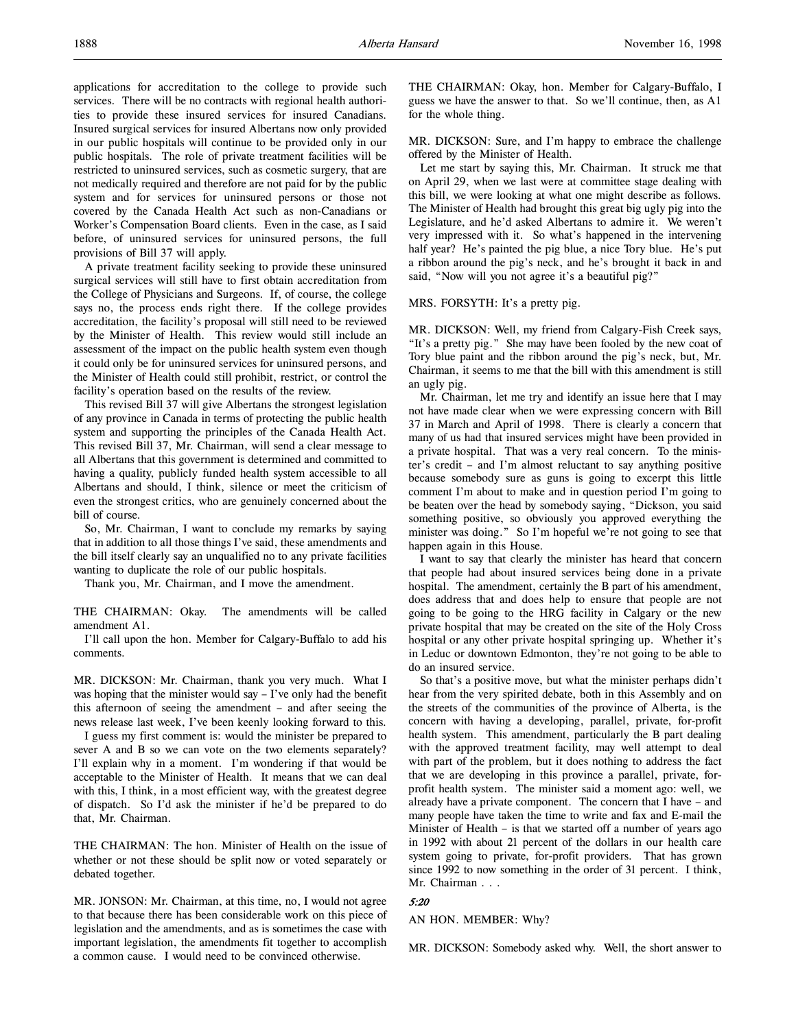applications for accreditation to the college to provide such services. There will be no contracts with regional health authorities to provide these insured services for insured Canadians. Insured surgical services for insured Albertans now only provided in our public hospitals will continue to be provided only in our public hospitals. The role of private treatment facilities will be restricted to uninsured services, such as cosmetic surgery, that are not medically required and therefore are not paid for by the public system and for services for uninsured persons or those not covered by the Canada Health Act such as non-Canadians or Worker's Compensation Board clients. Even in the case, as I said before, of uninsured services for uninsured persons, the full provisions of Bill 37 will apply.

A private treatment facility seeking to provide these uninsured surgical services will still have to first obtain accreditation from the College of Physicians and Surgeons. If, of course, the college says no, the process ends right there. If the college provides accreditation, the facility's proposal will still need to be reviewed by the Minister of Health. This review would still include an assessment of the impact on the public health system even though it could only be for uninsured services for uninsured persons, and the Minister of Health could still prohibit, restrict, or control the facility's operation based on the results of the review.

This revised Bill 37 will give Albertans the strongest legislation of any province in Canada in terms of protecting the public health system and supporting the principles of the Canada Health Act. This revised Bill 37, Mr. Chairman, will send a clear message to all Albertans that this government is determined and committed to having a quality, publicly funded health system accessible to all Albertans and should, I think, silence or meet the criticism of even the strongest critics, who are genuinely concerned about the bill of course.

So, Mr. Chairman, I want to conclude my remarks by saying that in addition to all those things I've said, these amendments and the bill itself clearly say an unqualified no to any private facilities wanting to duplicate the role of our public hospitals.

Thank you, Mr. Chairman, and I move the amendment.

THE CHAIRMAN: Okay. The amendments will be called amendment A1.

I'll call upon the hon. Member for Calgary-Buffalo to add his comments.

MR. DICKSON: Mr. Chairman, thank you very much. What I was hoping that the minister would say – I've only had the benefit this afternoon of seeing the amendment – and after seeing the news release last week, I've been keenly looking forward to this.

I guess my first comment is: would the minister be prepared to sever A and B so we can vote on the two elements separately? I'll explain why in a moment. I'm wondering if that would be acceptable to the Minister of Health. It means that we can deal with this, I think, in a most efficient way, with the greatest degree of dispatch. So I'd ask the minister if he'd be prepared to do that, Mr. Chairman.

THE CHAIRMAN: The hon. Minister of Health on the issue of whether or not these should be split now or voted separately or debated together.

MR. JONSON: Mr. Chairman, at this time, no, I would not agree to that because there has been considerable work on this piece of legislation and the amendments, and as is sometimes the case with important legislation, the amendments fit together to accomplish a common cause. I would need to be convinced otherwise.

THE CHAIRMAN: Okay, hon. Member for Calgary-Buffalo, I guess we have the answer to that. So we'll continue, then, as A1 for the whole thing.

MR. DICKSON: Sure, and I'm happy to embrace the challenge offered by the Minister of Health.

Let me start by saying this, Mr. Chairman. It struck me that on April 29, when we last were at committee stage dealing with this bill, we were looking at what one might describe as follows. The Minister of Health had brought this great big ugly pig into the Legislature, and he'd asked Albertans to admire it. We weren't very impressed with it. So what's happened in the intervening half year? He's painted the pig blue, a nice Tory blue. He's put a ribbon around the pig's neck, and he's brought it back in and said, "Now will you not agree it's a beautiful pig?"

MRS. FORSYTH: It's a pretty pig.

MR. DICKSON: Well, my friend from Calgary-Fish Creek says, "It's a pretty pig." She may have been fooled by the new coat of Tory blue paint and the ribbon around the pig's neck, but, Mr. Chairman, it seems to me that the bill with this amendment is still an ugly pig.

Mr. Chairman, let me try and identify an issue here that I may not have made clear when we were expressing concern with Bill 37 in March and April of 1998. There is clearly a concern that many of us had that insured services might have been provided in a private hospital. That was a very real concern. To the minister's credit – and I'm almost reluctant to say anything positive because somebody sure as guns is going to excerpt this little comment I'm about to make and in question period I'm going to be beaten over the head by somebody saying, "Dickson, you said something positive, so obviously you approved everything the minister was doing." So I'm hopeful we're not going to see that happen again in this House.

I want to say that clearly the minister has heard that concern that people had about insured services being done in a private hospital. The amendment, certainly the B part of his amendment, does address that and does help to ensure that people are not going to be going to the HRG facility in Calgary or the new private hospital that may be created on the site of the Holy Cross hospital or any other private hospital springing up. Whether it's in Leduc or downtown Edmonton, they're not going to be able to do an insured service.

So that's a positive move, but what the minister perhaps didn't hear from the very spirited debate, both in this Assembly and on the streets of the communities of the province of Alberta, is the concern with having a developing, parallel, private, for-profit health system. This amendment, particularly the B part dealing with the approved treatment facility, may well attempt to deal with part of the problem, but it does nothing to address the fact that we are developing in this province a parallel, private, for-profit health system. The minister said a moment ago: well, we already have a private component. The concern that I have – and many people have taken the time to write and fax and E-mail the Minister of Health – is that we started off a number of years ago in 1992 with about 21 percent of the dollars in our health care system going to private, for-profit providers. That has grown since 1992 to now something in the order of 31 percent. I think, Mr. Chairman . . .

*5:20*

AN HON. MEMBER: Why?

MR. DICKSON: Somebody asked why. Well, the short answer to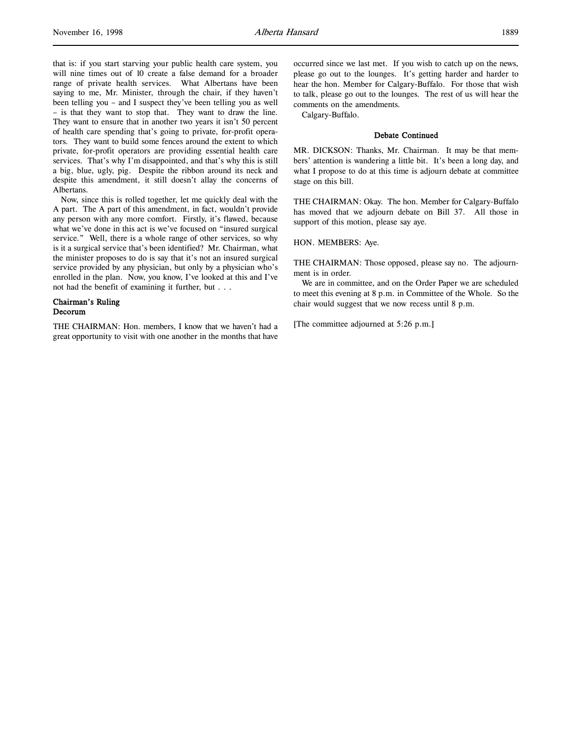that is: if you start starving your public health care system, you will nine times out of 10 create a false demand for a broader range of private health services. What Albertans have been saying to me, Mr. Minister, through the chair, if they haven't been telling you – and I suspect they've been telling you as well – is that they want to stop that. They want to draw the line. They want to ensure that in another two years it isn't 50 percent of health care spending that's going to private, for-profit operators. They want to build some fences around the extent to which private, for-profit operators are providing essential health care services. That's why I'm disappointed, and that's why this is still a big, blue, ugly, pig. Despite the ribbon around its neck and despite this amendment, it still doesn't allay the concerns of Albertans.

Now, since this is rolled together, let me quickly deal with the A part. The A part of this amendment, in fact, wouldn't provide any person with any more comfort. Firstly, it's flawed, because what we've done in this act is we've focused on "insured surgical service." Well, there is a whole range of other services, so why is it a surgical service that's been identified? Mr. Chairman, what the minister proposes to do is say that it's not an insured surgical service provided by any physician, but only by a physician who's enrolled in the plan. Now, you know, I've looked at this and I've not had the benefit of examining it further, but . . .

### Chairman's Ruling
### Decorum

THE CHAIRMAN: Hon. members, I know that we haven't had a great opportunity to visit with one another in the months that have occurred since we last met. If you wish to catch up on the news, please go out to the lounges. It's getting harder and harder to hear the hon. Member for Calgary-Buffalo. For those that wish to talk, please go out to the lounges. The rest of us will hear the comments on the amendments.

Calgary-Buffalo.

### Debate Continued

MR. DICKSON: Thanks, Mr. Chairman. It may be that members' attention is wandering a little bit. It's been a long day, and what I propose to do at this time is adjourn debate at committee stage on this bill.

THE CHAIRMAN: Okay. The hon. Member for Calgary-Buffalo has moved that we adjourn debate on Bill 37. All those in support of this motion, please say aye.

HON. MEMBERS: Aye.

THE CHAIRMAN: Those opposed, please say no. The adjournment is in order.

We are in committee, and on the Order Paper we are scheduled to meet this evening at 8 p.m. in Committee of the Whole. So the chair would suggest that we now recess until 8 p.m.

[The committee adjourned at 5:26 p.m.]